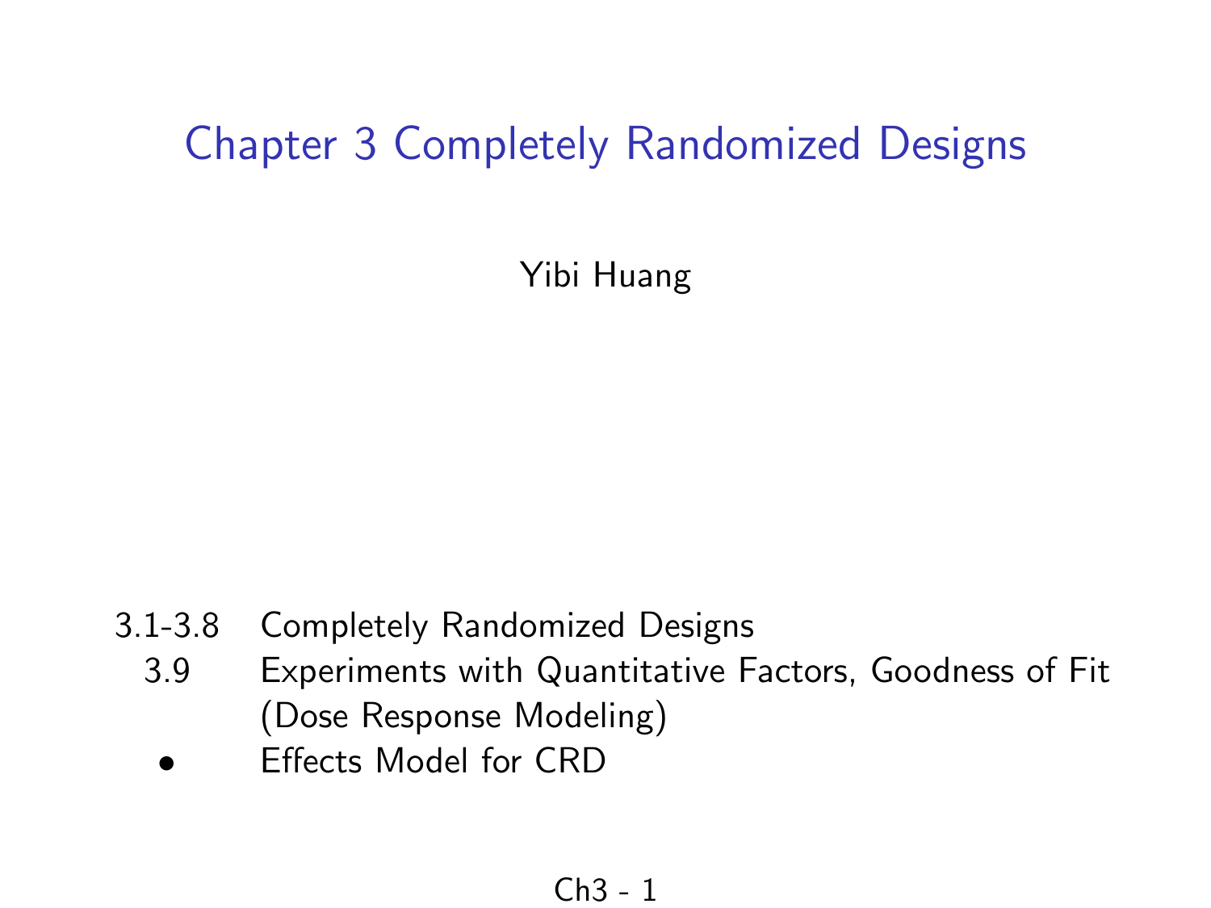# Chapter 3 Completely Randomized Designs

Yibi Huang

| | |
|---|---|
| 3.1-3.8 | Completely Randomized Designs |
| 3.9 | Experiments with Quantitative Factors, Goodness of Fit (Dose Response Modeling) |
| • | Effects Model for CRD |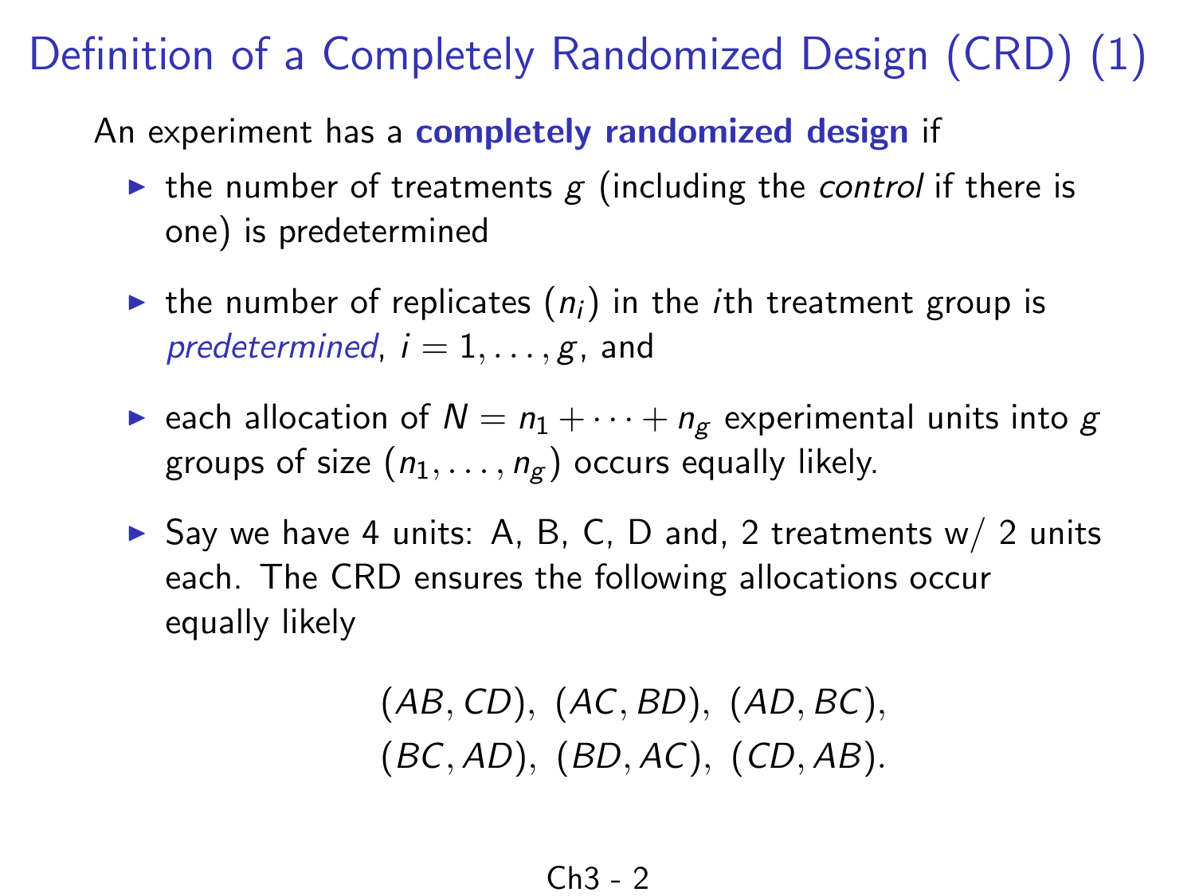# Definition of a Completely Randomized Design (CRD) (1)

An experiment has a **completely randomized design** if

- the number of treatments $g$ (including the *control* if there is one) is predetermined
- the number of replicates ($n_i$) in the $i$th treatment group is *predetermined*, $i = 1, \ldots, g$, and
- each allocation of $N = n_1 + \cdots + n_g$ experimental units into $g$ groups of size $(n_1, \ldots, n_g)$ occurs equally likely.
- Say we have 4 units: A, B, C, D and, 2 treatments w/ 2 units each. The CRD ensures the following allocations occur equally likely

$$(AB, CD),\ (AC, BD),\ (AD, BC),$$
$$(BC, AD),\ (BD, AC),\ (CD, AB).$$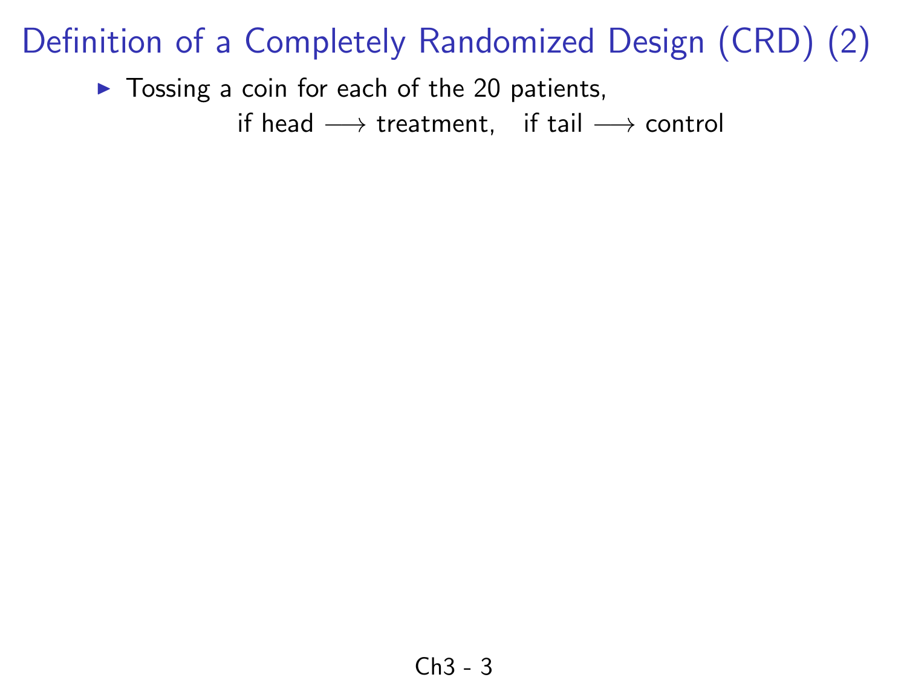# Definition of a Completely Randomized Design (CRD) (2)

- Tossing a coin for each of the 20 patients,

  if head $\longrightarrow$ treatment, if tail $\longrightarrow$ control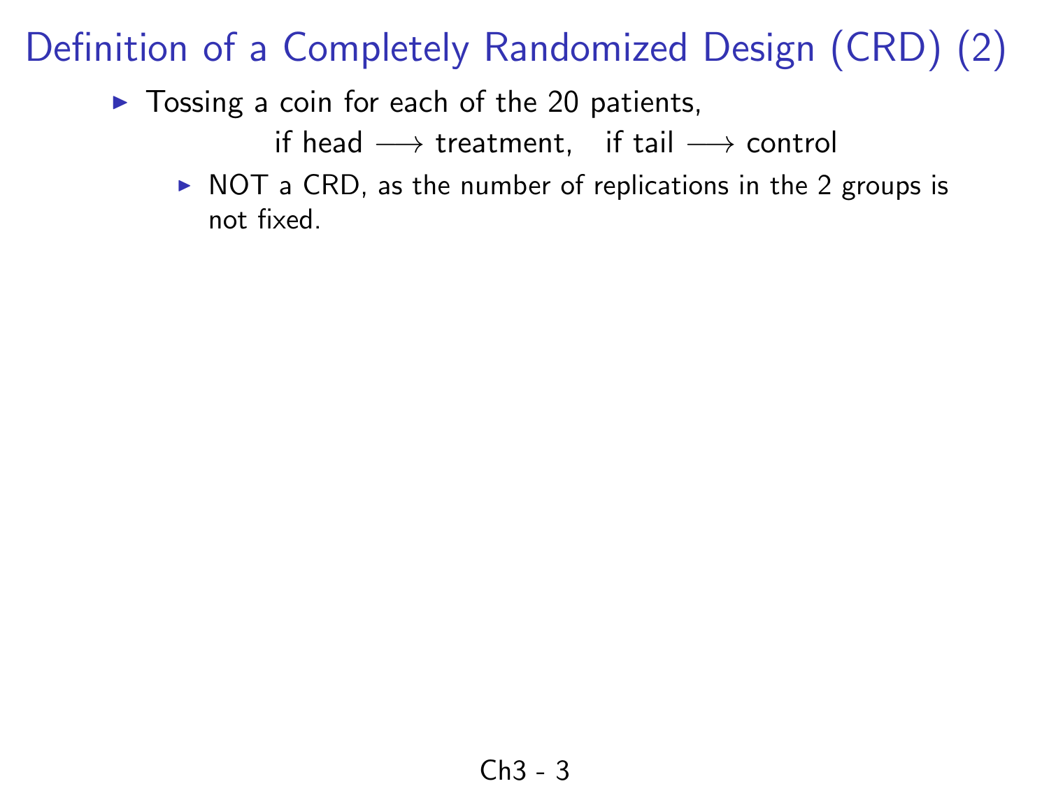# Definition of a Completely Randomized Design (CRD) (2)

- Tossing a coin for each of the 20 patients,

  $$\text{if head} \longrightarrow \text{treatment}, \quad \text{if tail} \longrightarrow \text{control}$$

  - NOT a CRD, as the number of replications in the 2 groups is not fixed.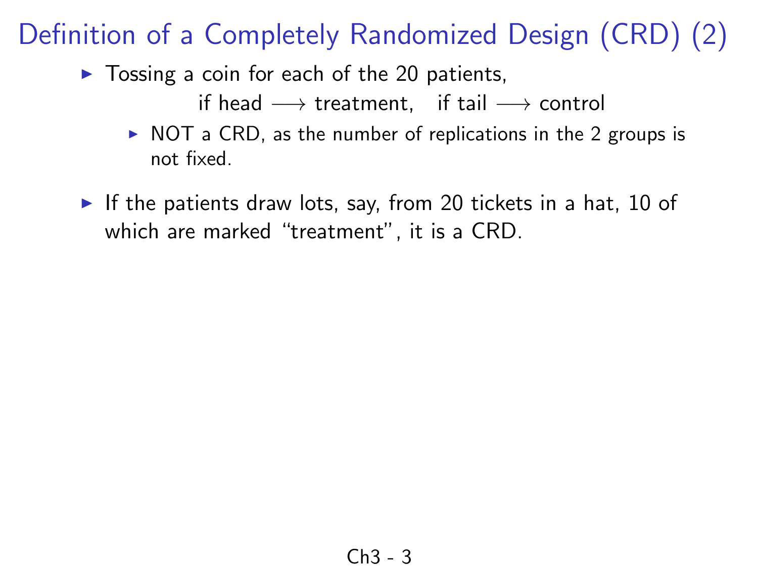# Definition of a Completely Randomized Design (CRD) (2)

- Tossing a coin for each of the 20 patients,

  $$\text{if head} \longrightarrow \text{treatment}, \quad \text{if tail} \longrightarrow \text{control}$$

  - NOT a CRD, as the number of replications in the 2 groups is not fixed.

- If the patients draw lots, say, from 20 tickets in a hat, 10 of which are marked "treatment", it is a CRD.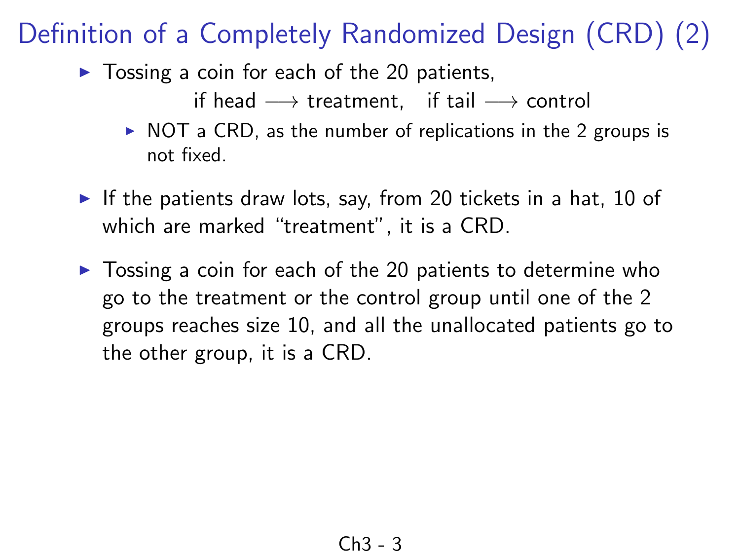# Definition of a Completely Randomized Design (CRD) (2)

- Tossing a coin for each of the 20 patients,

  $$\text{if head} \longrightarrow \text{treatment}, \quad \text{if tail} \longrightarrow \text{control}$$

  - NOT a CRD, as the number of replications in the 2 groups is not fixed.

- If the patients draw lots, say, from 20 tickets in a hat, 10 of which are marked "treatment", it is a CRD.

- Tossing a coin for each of the 20 patients to determine who go to the treatment or the control group until one of the 2 groups reaches size 10, and all the unallocated patients go to the other group, it is a CRD.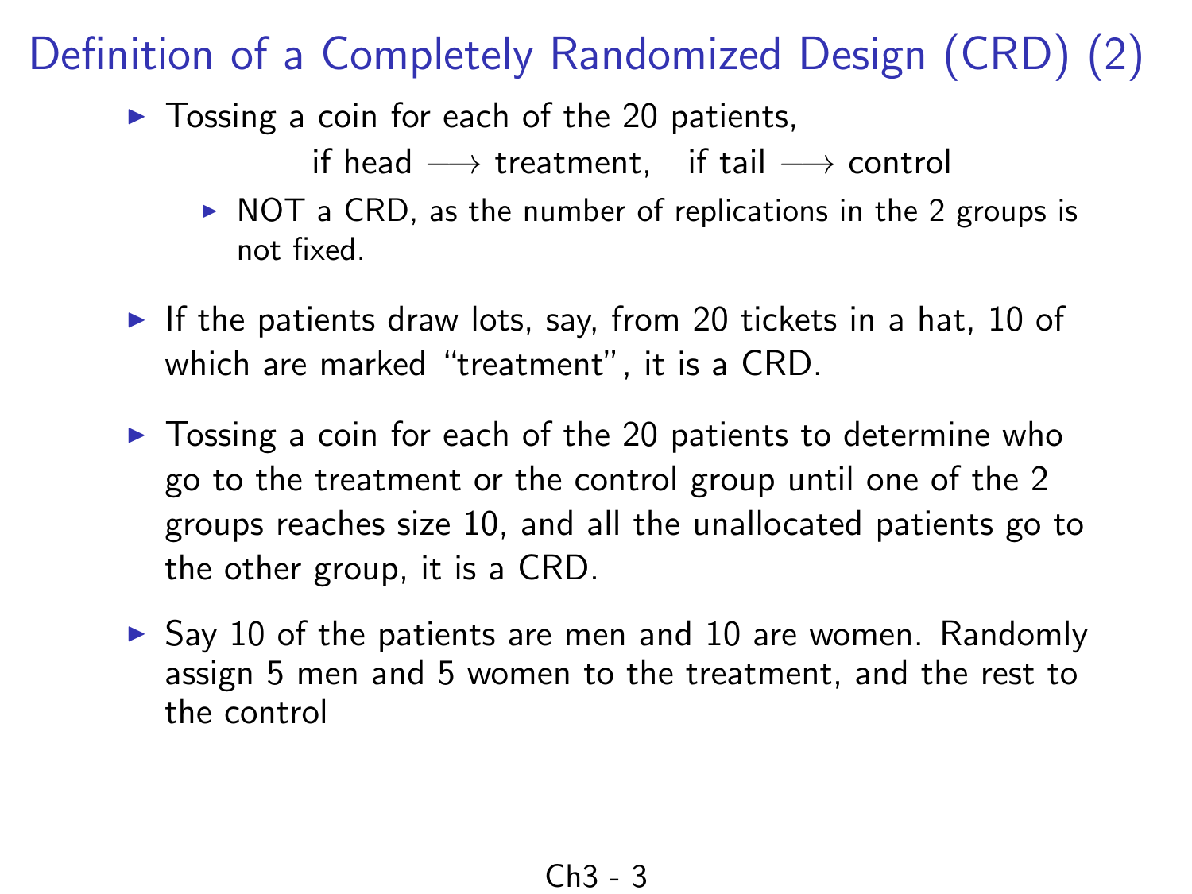# Definition of a Completely Randomized Design (CRD) (2)

- Tossing a coin for each of the 20 patients,

  if head $\longrightarrow$ treatment, if tail $\longrightarrow$ control

  - NOT a CRD, as the number of replications in the 2 groups is not fixed.

- If the patients draw lots, say, from 20 tickets in a hat, 10 of which are marked "treatment", it is a CRD.

- Tossing a coin for each of the 20 patients to determine who go to the treatment or the control group until one of the 2 groups reaches size 10, and all the unallocated patients go to the other group, it is a CRD.

- Say 10 of the patients are men and 10 are women. Randomly assign 5 men and 5 women to the treatment, and the rest to the control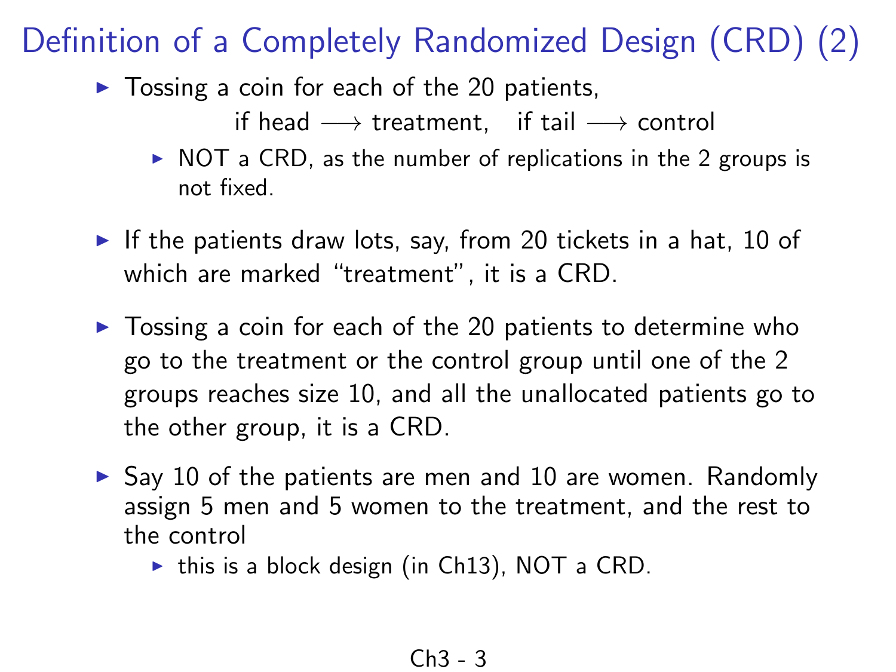# Definition of a Completely Randomized Design (CRD) (2)

- Tossing a coin for each of the 20 patients,

  $$\text{if head} \longrightarrow \text{treatment}, \quad \text{if tail} \longrightarrow \text{control}$$

  - NOT a CRD, as the number of replications in the 2 groups is not fixed.

- If the patients draw lots, say, from 20 tickets in a hat, 10 of which are marked "treatment", it is a CRD.

- Tossing a coin for each of the 20 patients to determine who go to the treatment or the control group until one of the 2 groups reaches size 10, and all the unallocated patients go to the other group, it is a CRD.

- Say 10 of the patients are men and 10 are women. Randomly assign 5 men and 5 women to the treatment, and the rest to the control
  - this is a block design (in Ch13), NOT a CRD.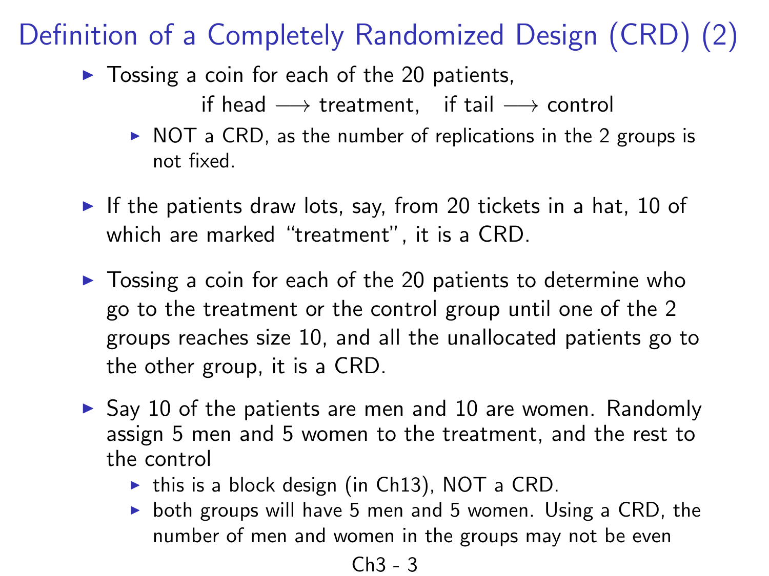# Definition of a Completely Randomized Design (CRD) (2)

- Tossing a coin for each of the 20 patients,

  $$\text{if head} \longrightarrow \text{treatment}, \quad \text{if tail} \longrightarrow \text{control}$$

  - NOT a CRD, as the number of replications in the 2 groups is not fixed.

- If the patients draw lots, say, from 20 tickets in a hat, 10 of which are marked "treatment", it is a CRD.

- Tossing a coin for each of the 20 patients to determine who go to the treatment or the control group until one of the 2 groups reaches size 10, and all the unallocated patients go to the other group, it is a CRD.

- Say 10 of the patients are men and 10 are women. Randomly assign 5 men and 5 women to the treatment, and the rest to the control
  - this is a block design (in Ch13), NOT a CRD.
  - both groups will have 5 men and 5 women. Using a CRD, the number of men and women in the groups may not be even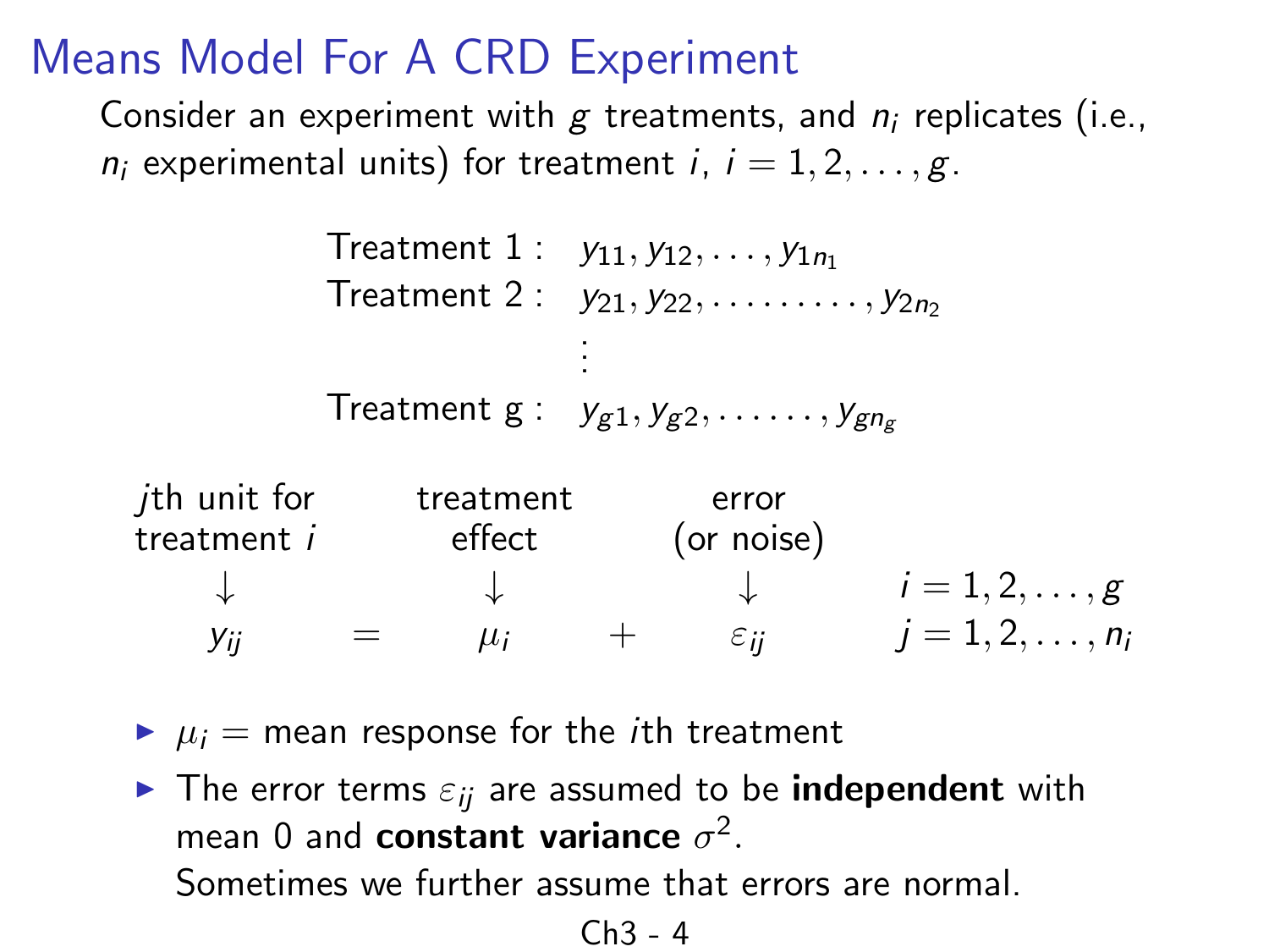# Means Model For A CRD Experiment

Consider an experiment with $g$ treatments, and $n_i$ replicates (i.e., $n_i$ experimental units) for treatment $i$, $i = 1, 2, \ldots, g$.

$$
\begin{array}{ll}
\text{Treatment 1}: & y_{11}, y_{12}, \ldots, y_{1n_1} \\
\text{Treatment 2}: & y_{21}, y_{22}, \ldots\ldots\ldots, y_{2n_2} \\
 & \vdots \\
\text{Treatment g}: & y_{g1}, y_{g2}, \ldots\ldots, y_{gn_g}
\end{array}
$$

$$
\begin{array}{ccccc}
\text{$j$th unit for treatment $i$} & & \text{treatment effect} & & \text{error (or noise)} \\
\downarrow & & \downarrow & & \downarrow \\
y_{ij} & = & \mu_i & + & \varepsilon_{ij}
\end{array}
\qquad
\begin{array}{l}
i = 1, 2, \ldots, g \\
j = 1, 2, \ldots, n_i
\end{array}
$$

- $\mu_i$ = mean response for the $i$th treatment
- The error terms $\varepsilon_{ij}$ are assumed to be **independent** with mean 0 and **constant variance** $\sigma^2$.
  Sometimes we further assume that errors are normal.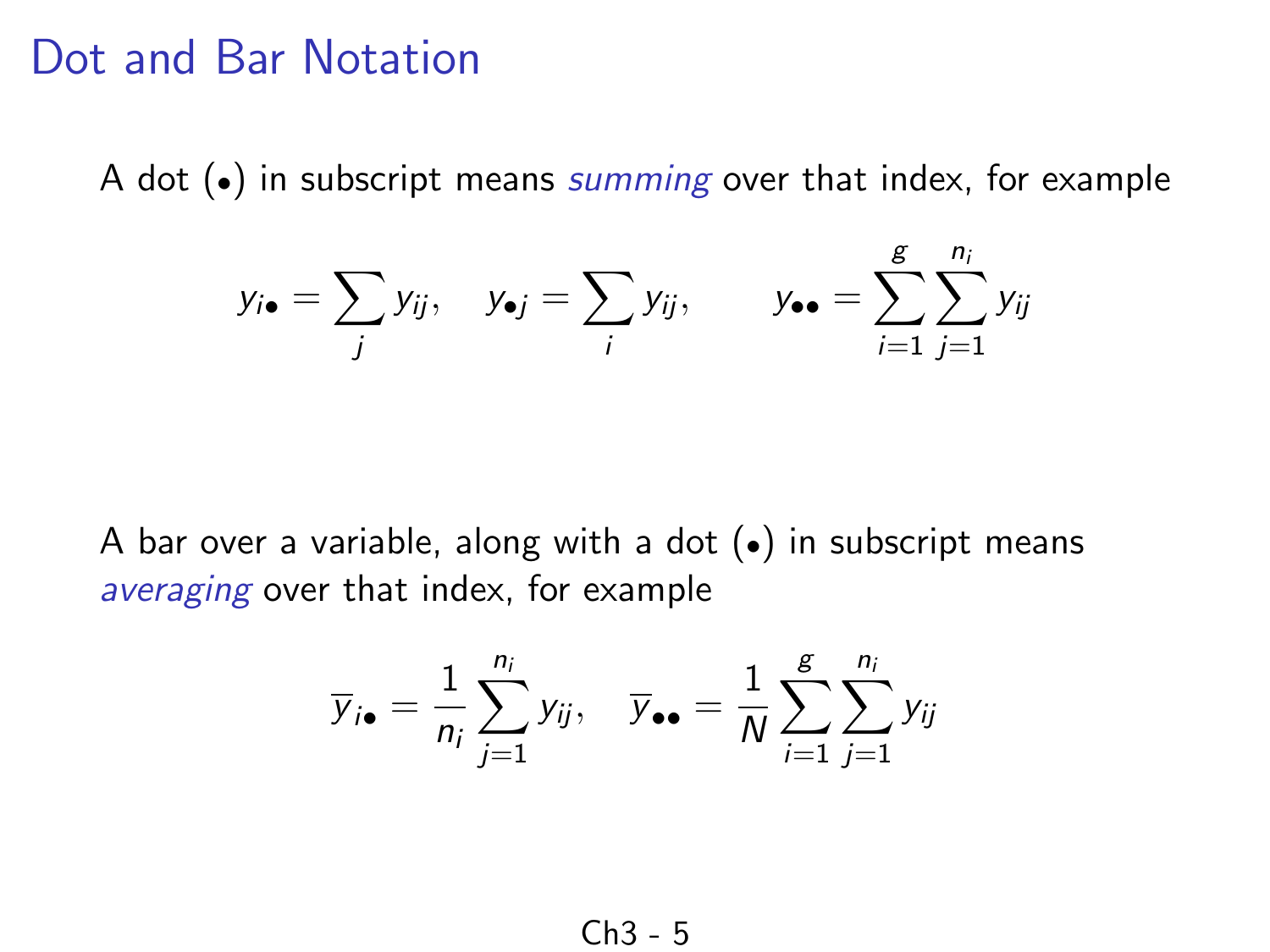# Dot and Bar Notation

A dot ($\bullet$) in subscript means *summing* over that index, for example

$$y_{i\bullet} = \sum_j y_{ij}, \quad y_{\bullet j} = \sum_i y_{ij}, \qquad y_{\bullet\bullet} = \sum_{i=1}^{g} \sum_{j=1}^{n_i} y_{ij}$$

A bar over a variable, along with a dot ($\bullet$) in subscript means *averaging* over that index, for example

$$\overline{y}_{i\bullet} = \frac{1}{n_i} \sum_{j=1}^{n_i} y_{ij}, \quad \overline{y}_{\bullet\bullet} = \frac{1}{N} \sum_{i=1}^{g} \sum_{j=1}^{n_i} y_{ij}$$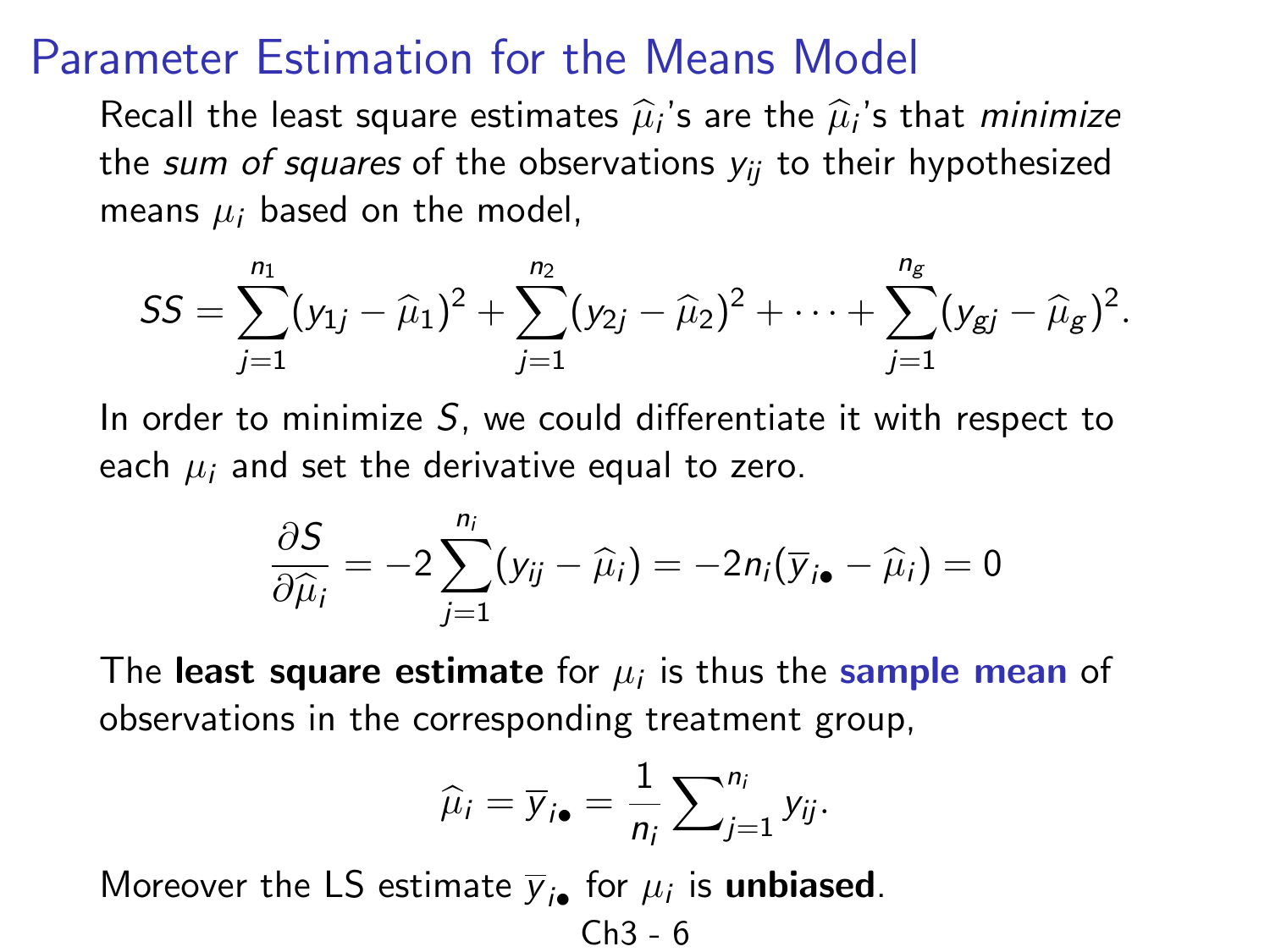# Parameter Estimation for the Means Model

Recall the least square estimates $\widehat{\mu}_i$'s are the $\widehat{\mu}_i$'s that *minimize* the *sum of squares* of the observations $y_{ij}$ to their hypothesized means $\mu_i$ based on the model,

$$SS = \sum_{j=1}^{n_1}(y_{1j} - \widehat{\mu}_1)^2 + \sum_{j=1}^{n_2}(y_{2j} - \widehat{\mu}_2)^2 + \cdots + \sum_{j=1}^{n_g}(y_{gj} - \widehat{\mu}_g)^2.$$

In order to minimize $S$, we could differentiate it with respect to each $\mu_i$ and set the derivative equal to zero.

$$\frac{\partial S}{\partial \widehat{\mu}_i} = -2\sum_{j=1}^{n_i}(y_{ij} - \widehat{\mu}_i) = -2n_i(\overline{y}_{i\bullet} - \widehat{\mu}_i) = 0$$

The **least square estimate** for $\mu_i$ is thus the **sample mean** of observations in the corresponding treatment group,

$$\widehat{\mu}_i = \overline{y}_{i\bullet} = \frac{1}{n_i}\sum_{j=1}^{n_i} y_{ij}.$$

Moreover the LS estimate $\overline{y}_{i\bullet}$ for $\mu_i$ is **unbiased**.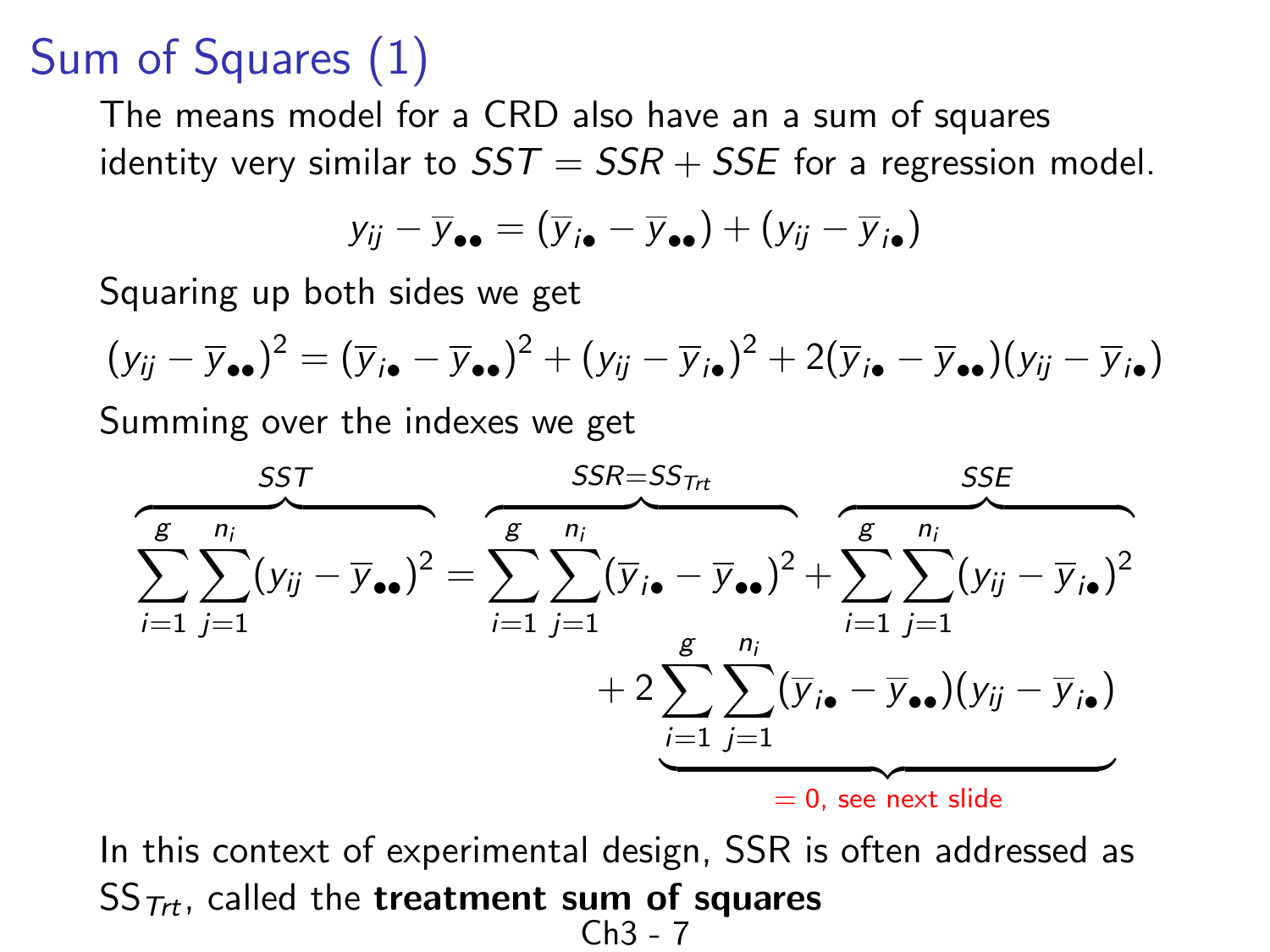# Sum of Squares (1)

The means model for a CRD also have an a sum of squares identity very similar to $SST = SSR + SSE$ for a regression model.

$$y_{ij} - \overline{y}_{\bullet\bullet} = (\overline{y}_{i\bullet} - \overline{y}_{\bullet\bullet}) + (y_{ij} - \overline{y}_{i\bullet})$$

Squaring up both sides we get

$$(y_{ij} - \overline{y}_{\bullet\bullet})^2 = (\overline{y}_{i\bullet} - \overline{y}_{\bullet\bullet})^2 + (y_{ij} - \overline{y}_{i\bullet})^2 + 2(\overline{y}_{i\bullet} - \overline{y}_{\bullet\bullet})(y_{ij} - \overline{y}_{i\bullet})$$

Summing over the indexes we get

$$\overbrace{\sum_{i=1}^{g}\sum_{j=1}^{n_i}(y_{ij} - \overline{y}_{\bullet\bullet})^2}^{SST} = \overbrace{\sum_{i=1}^{g}\sum_{j=1}^{n_i}(\overline{y}_{i\bullet} - \overline{y}_{\bullet\bullet})^2}^{SSR=SS_{Trt}} + \overbrace{\sum_{i=1}^{g}\sum_{j=1}^{n_i}(y_{ij} - \overline{y}_{i\bullet})^2}^{SSE}$$
$$+ 2\underbrace{\sum_{i=1}^{g}\sum_{j=1}^{n_i}(\overline{y}_{i\bullet} - \overline{y}_{\bullet\bullet})(y_{ij} - \overline{y}_{i\bullet})}_{=0, \text{ see next slide}}$$

In this context of experimental design, SSR is often addressed as $SS_{Trt}$, called the **treatment sum of squares**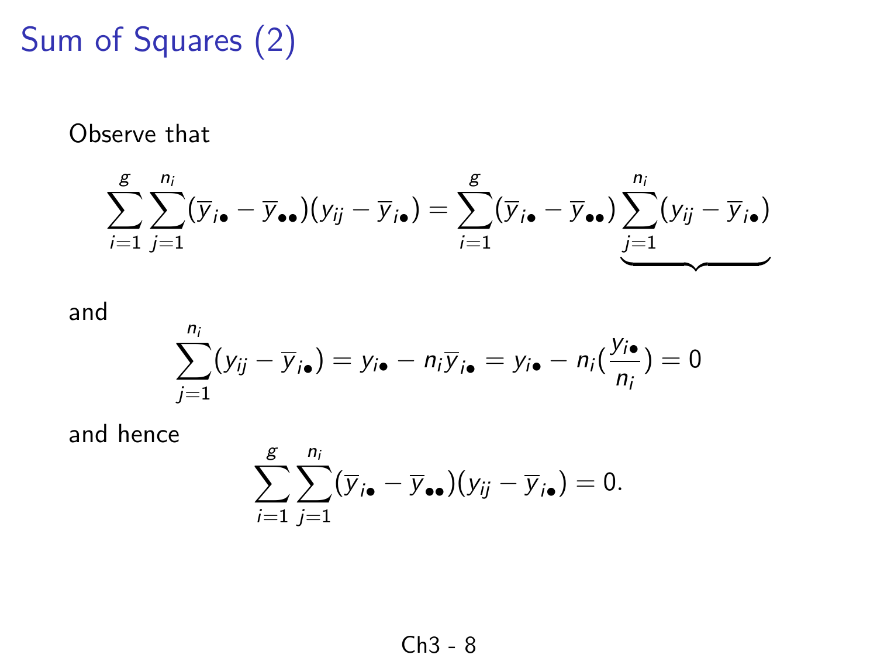# Sum of Squares (2)

Observe that

$$\sum_{i=1}^{g}\sum_{j=1}^{n_i}(\overline{y}_{i\bullet} - \overline{y}_{\bullet\bullet})(y_{ij} - \overline{y}_{i\bullet}) = \sum_{i=1}^{g}(\overline{y}_{i\bullet} - \overline{y}_{\bullet\bullet})\underbrace{\sum_{j=1}^{n_i}(y_{ij} - \overline{y}_{i\bullet})}$$

and

$$\sum_{j=1}^{n_i}(y_{ij} - \overline{y}_{i\bullet}) = y_{i\bullet} - n_i\overline{y}_{i\bullet} = y_{i\bullet} - n_i(\frac{y_{i\bullet}}{n_i}) = 0$$

and hence

$$\sum_{i=1}^{g}\sum_{j=1}^{n_i}(\overline{y}_{i\bullet} - \overline{y}_{\bullet\bullet})(y_{ij} - \overline{y}_{i\bullet}) = 0.$$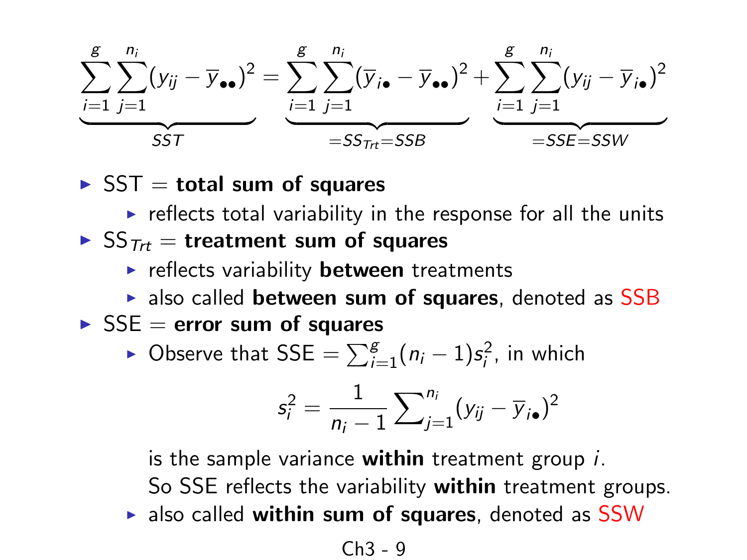$$\underbrace{\sum_{i=1}^{g}\sum_{j=1}^{n_i}(y_{ij}-\overline{y}_{\bullet\bullet})^2}_{SST} = \underbrace{\sum_{i=1}^{g}\sum_{j=1}^{n_i}(\overline{y}_{i\bullet}-\overline{y}_{\bullet\bullet})^2}_{=SS_{Trt}=SSB} + \underbrace{\sum_{i=1}^{g}\sum_{j=1}^{n_i}(y_{ij}-\overline{y}_{i\bullet})^2}_{=SSE=SSW}$$

- SST = **total sum of squares**
  - reflects total variability in the response for all the units
- $\text{SS}_{Trt}$ = **treatment sum of squares**
  - reflects variability **between** treatments
  - also called **between sum of squares**, denoted as SSB
- SSE = **error sum of squares**
  - Observe that SSE $= \sum_{i=1}^{g}(n_i - 1)s_i^2$, in which

    $$s_i^2 = \frac{1}{n_i - 1}\sum_{j=1}^{n_i}(y_{ij} - \overline{y}_{i\bullet})^2$$

    is the sample variance **within** treatment group $i$.
    So SSE reflects the variability **within** treatment groups.
  - also called **within sum of squares**, denoted as SSW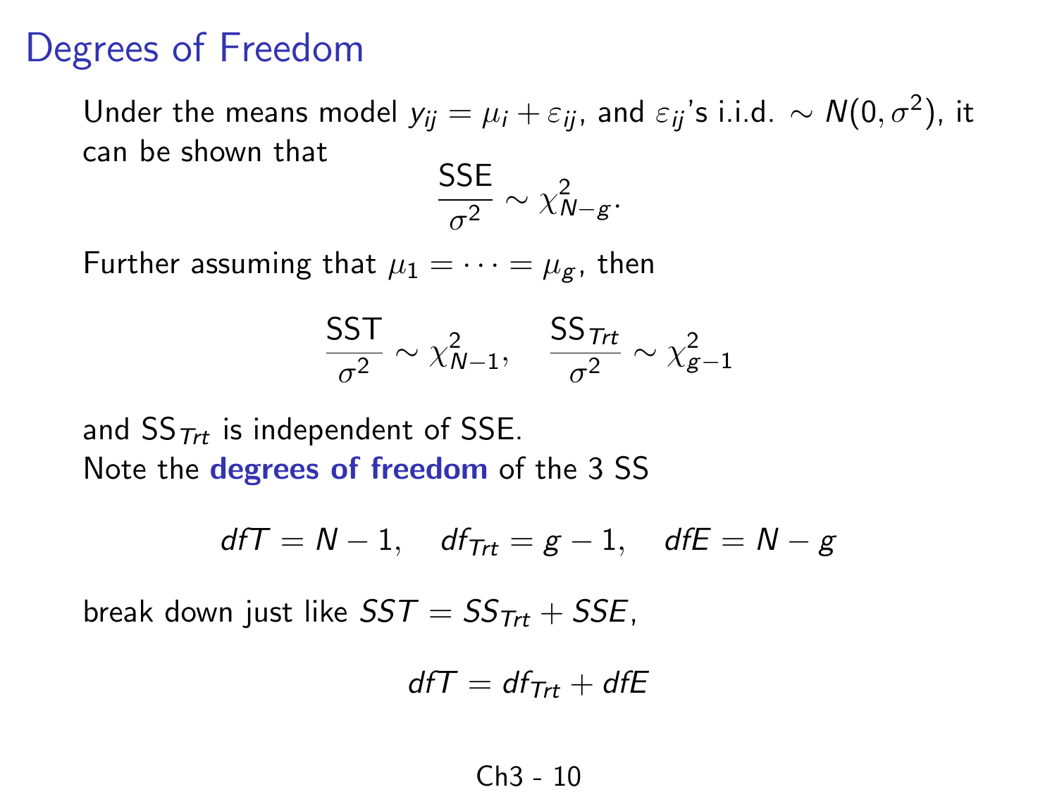# Degrees of Freedom

Under the means model $y_{ij} = \mu_i + \varepsilon_{ij}$, and $\varepsilon_{ij}$'s i.i.d. $\sim N(0, \sigma^2)$, it can be shown that

$$\frac{\text{SSE}}{\sigma^2} \sim \chi^2_{N-g}.$$

Further assuming that $\mu_1 = \cdots = \mu_g$, then

$$\frac{\text{SST}}{\sigma^2} \sim \chi^2_{N-1}, \quad \frac{\text{SS}_{Trt}}{\sigma^2} \sim \chi^2_{g-1}$$

and $\text{SS}_{Trt}$ is independent of SSE.

Note the **degrees of freedom** of the 3 SS

$$dfT = N - 1, \quad df_{Trt} = g - 1, \quad dfE = N - g$$

break down just like $SST = SS_{Trt} + SSE$,

$$dfT = df_{Trt} + dfE$$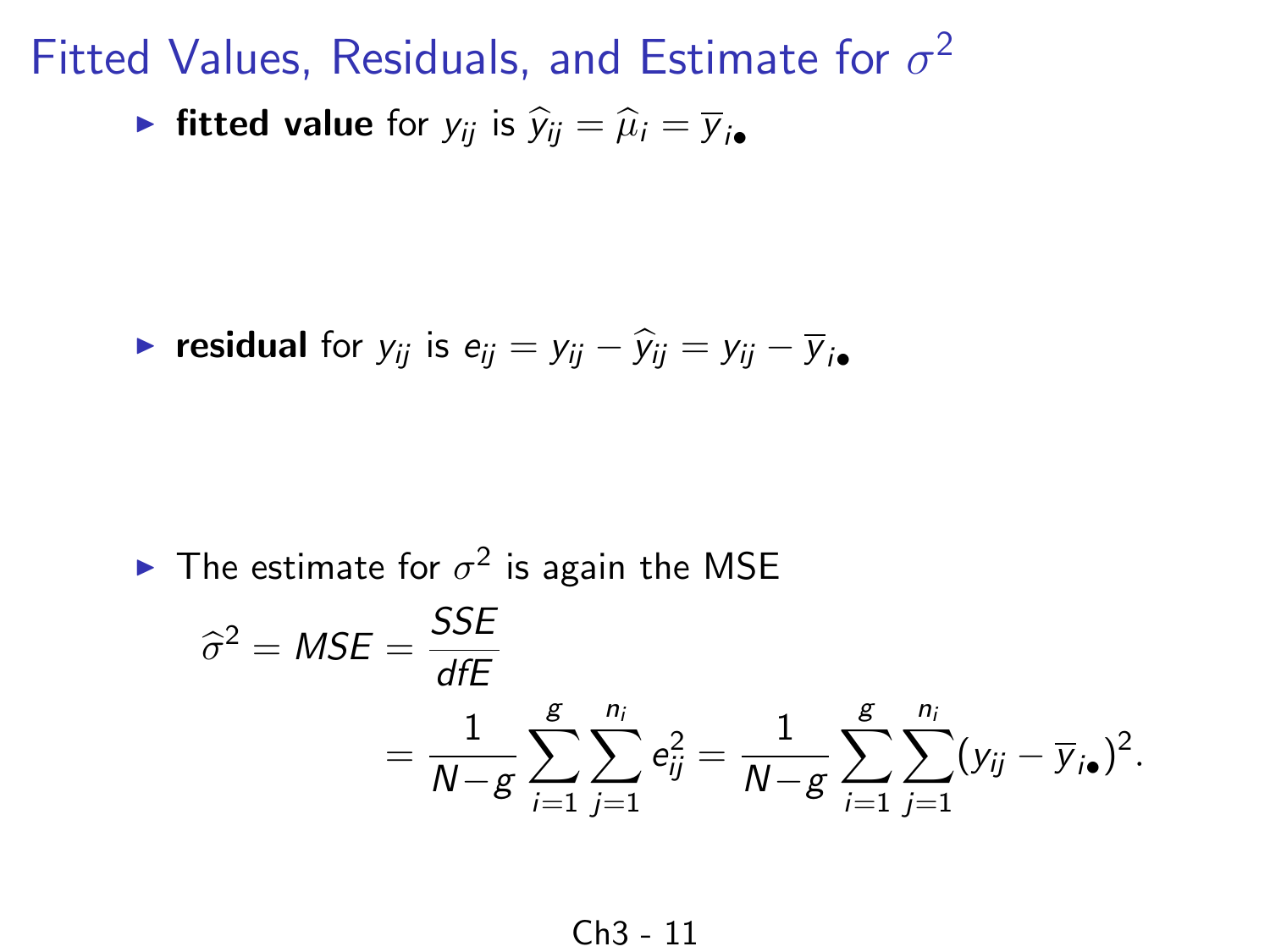# Fitted Values, Residuals, and Estimate for $\sigma^2$

- **fitted value** for $y_{ij}$ is $\widehat{y}_{ij} = \widehat{\mu}_i = \overline{y}_{i\bullet}$

- **residual** for $y_{ij}$ is $e_{ij} = y_{ij} - \widehat{y}_{ij} = y_{ij} - \overline{y}_{i\bullet}$

- The estimate for $\sigma^2$ is again the MSE

$$\widehat{\sigma}^2 = MSE = \frac{SSE}{dfE}$$

$$= \frac{1}{N-g} \sum_{i=1}^{g} \sum_{j=1}^{n_i} e_{ij}^2 = \frac{1}{N-g} \sum_{i=1}^{g} \sum_{j=1}^{n_i} (y_{ij} - \overline{y}_{i\bullet})^2.$$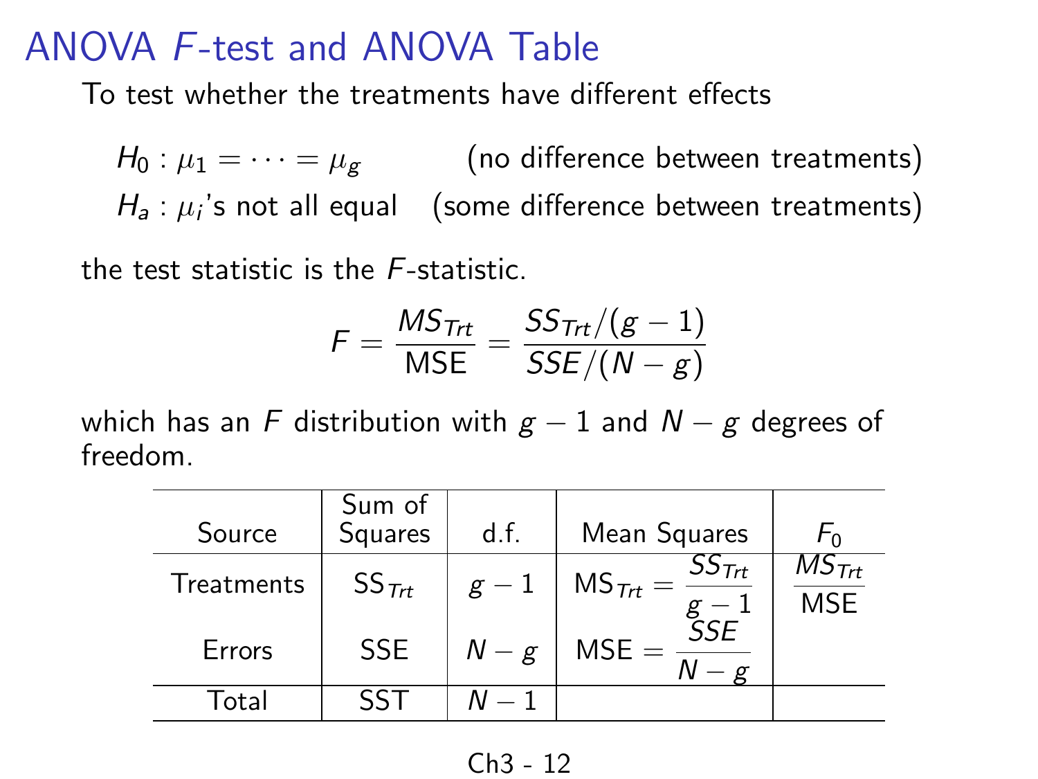# ANOVA $F$-test and ANOVA Table

To test whether the treatments have different effects

$H_0 : \mu_1 = \cdots = \mu_g$ (no difference between treatments)

$H_a : \mu_i$'s not all equal (some difference between treatments)

the test statistic is the $F$-statistic.

$$F = \frac{MS_{Trt}}{\text{MSE}} = \frac{SS_{Trt}/(g-1)}{SSE/(N-g)}$$

which has an $F$ distribution with $g-1$ and $N-g$ degrees of freedom.

| Source | Sum of Squares | d.f. | Mean Squares | $F_0$ |
|---|---|---|---|---|
| Treatments | $\text{SS}_{Trt}$ | $g-1$ | $\text{MS}_{Trt} = \dfrac{SS_{Trt}}{g-1}$ | $\dfrac{MS_{Trt}}{\text{MSE}}$ |
| Errors | SSE | $N-g$ | $\text{MSE} = \dfrac{SSE}{N-g}$ | |
| Total | SST | $N-1$ | | |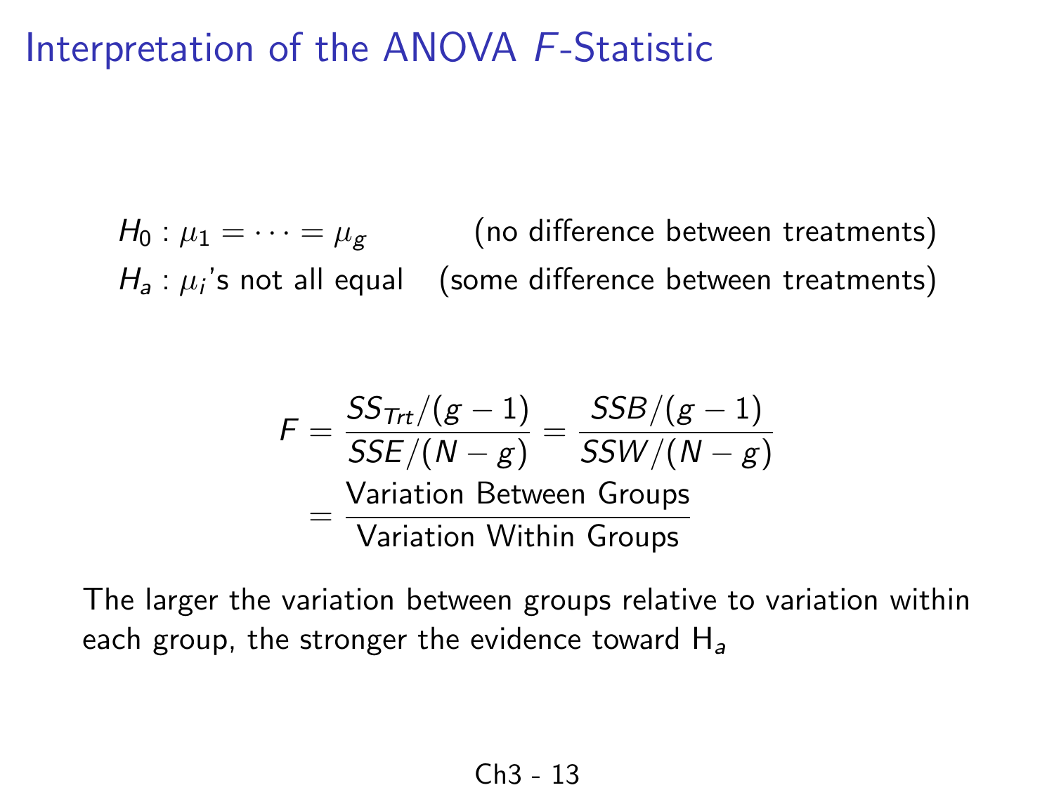# Interpretation of the ANOVA $F$-Statistic

$H_0 : \mu_1 = \cdots = \mu_g$ (no difference between treatments)

$H_a : \mu_i$'s not all equal (some difference between treatments)

$$F = \frac{SS_{Trt}/(g-1)}{SSE/(N-g)} = \frac{SSB/(g-1)}{SSW/(N-g)}$$

$$= \frac{\text{Variation Between Groups}}{\text{Variation Within Groups}}$$

The larger the variation between groups relative to variation within each group, the stronger the evidence toward $H_a$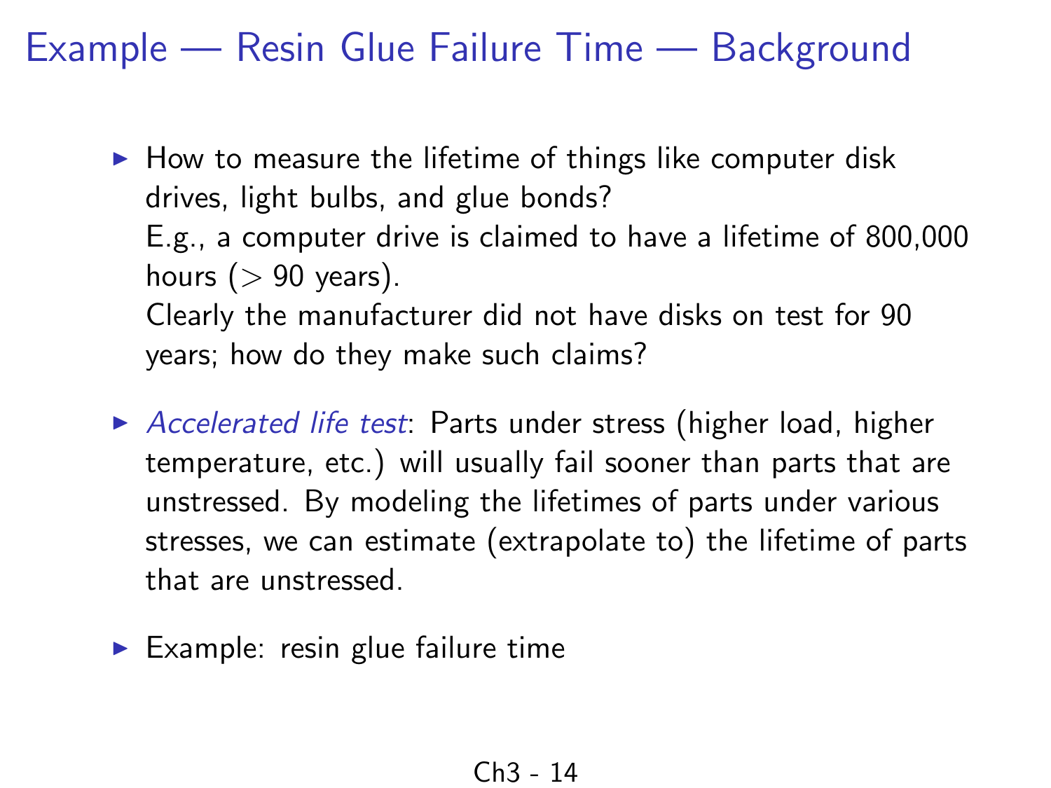# Example — Resin Glue Failure Time — Background

- How to measure the lifetime of things like computer disk drives, light bulbs, and glue bonds?
  E.g., a computer drive is claimed to have a lifetime of 800,000 hours ($>$ 90 years).
  Clearly the manufacturer did not have disks on test for 90 years; how do they make such claims?

- *Accelerated life test*: Parts under stress (higher load, higher temperature, etc.) will usually fail sooner than parts that are unstressed. By modeling the lifetimes of parts under various stresses, we can estimate (extrapolate to) the lifetime of parts that are unstressed.

- Example: resin glue failure time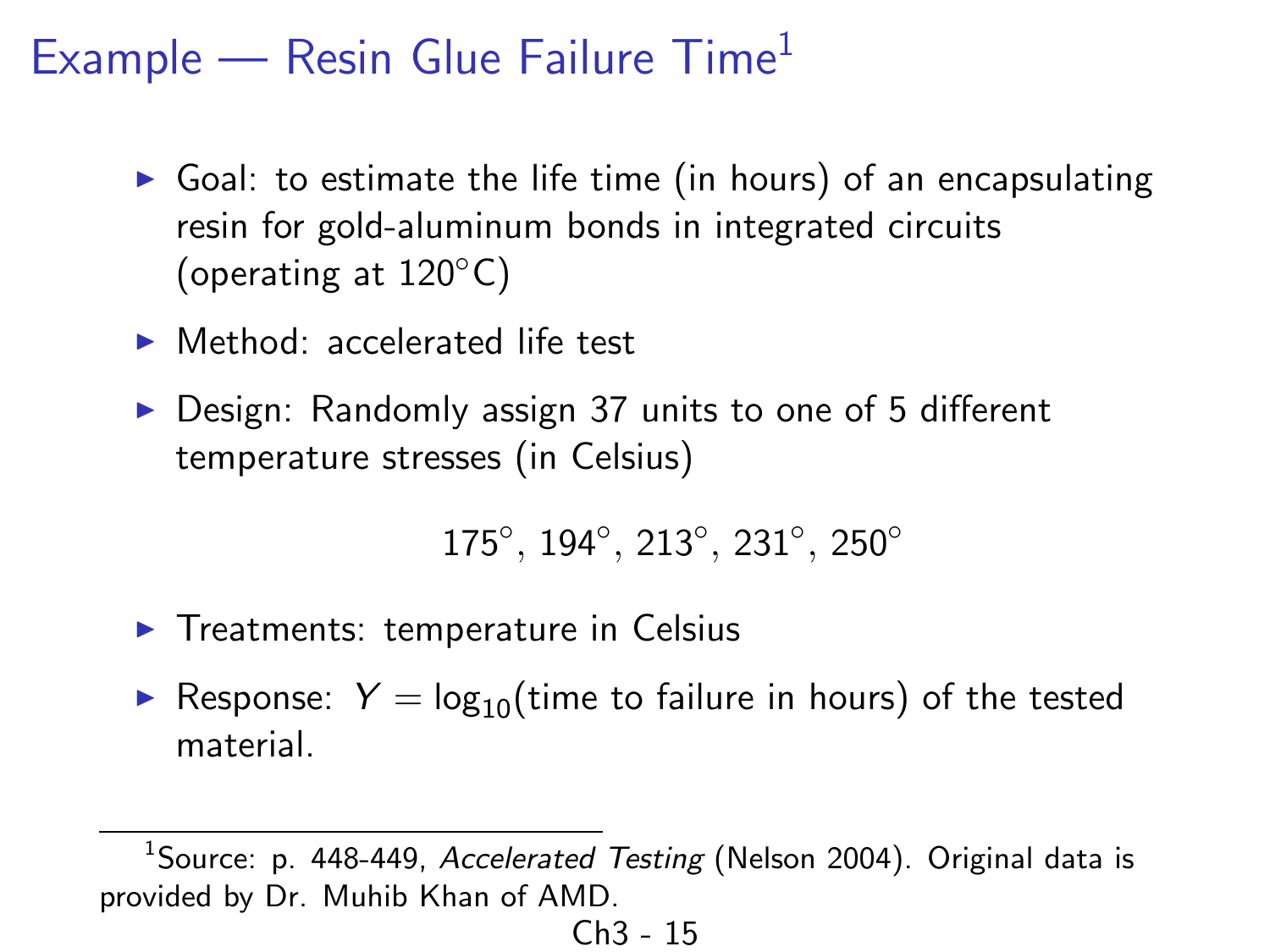# Example — Resin Glue Failure Time[1]

- Goal: to estimate the life time (in hours) of an encapsulating resin for gold-aluminum bonds in integrated circuits (operating at 120°C)
- Method: accelerated life test
- Design: Randomly assign 37 units to one of 5 different temperature stresses (in Celsius)

$$175^\circ, 194^\circ, 213^\circ, 231^\circ, 250^\circ$$

- Treatments: temperature in Celsius
- Response: $Y = \log_{10}$(time to failure in hours) of the tested material.

[1] Source: p. 448-449, *Accelerated Testing* (Nelson 2004). Original data is provided by Dr. Muhib Khan of AMD.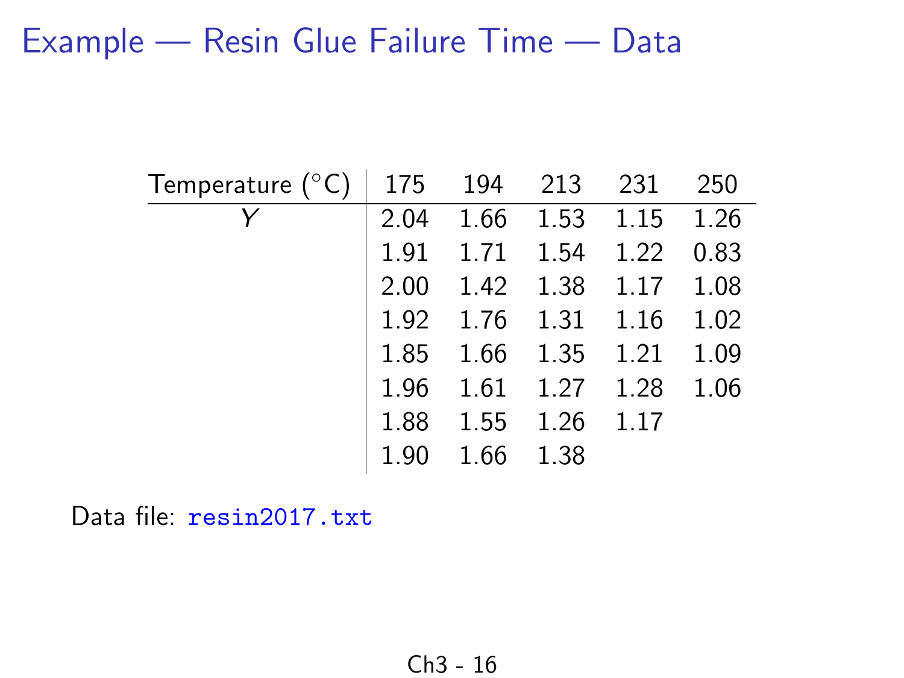# Example — Resin Glue Failure Time — Data

| Temperature ($^\circ$C) | 175 | 194 | 213 | 231 | 250 |
|---|---|---|---|---|---|
| $Y$ | 2.04 | 1.66 | 1.53 | 1.15 | 1.26 |
| | 1.91 | 1.71 | 1.54 | 1.22 | 0.83 |
| | 2.00 | 1.42 | 1.38 | 1.17 | 1.08 |
| | 1.92 | 1.76 | 1.31 | 1.16 | 1.02 |
| | 1.85 | 1.66 | 1.35 | 1.21 | 1.09 |
| | 1.96 | 1.61 | 1.27 | 1.28 | 1.06 |
| | 1.88 | 1.55 | 1.26 | 1.17 | |
| | 1.90 | 1.66 | 1.38 | | |

Data file: `resin2017.txt`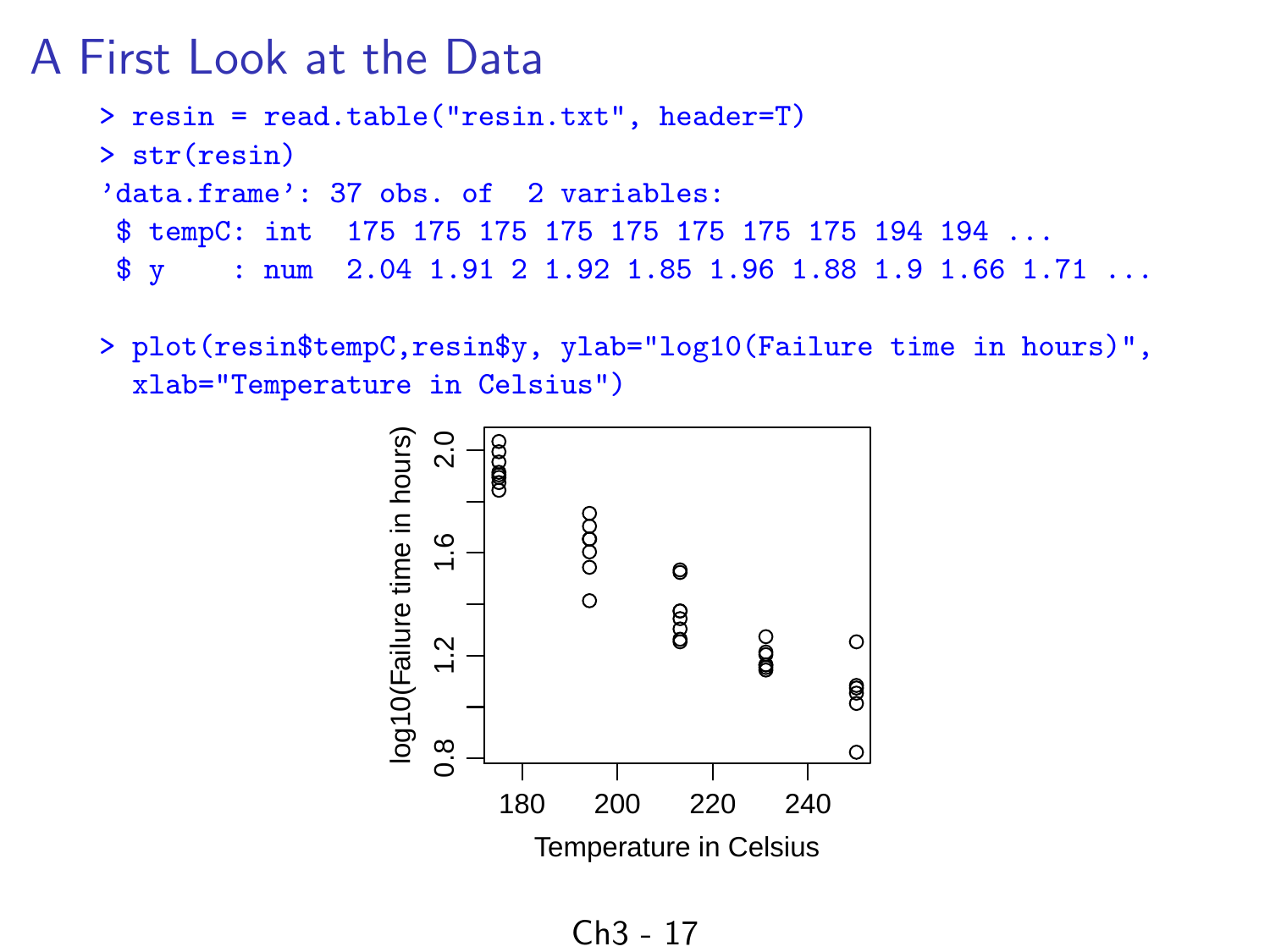# A First Look at the Data

```
> resin = read.table("resin.txt", header=T)
> str(resin)
'data.frame': 37 obs. of  2 variables:
 $ tempC: int  175 175 175 175 175 175 175 175 194 194 ...
 $ y    : num  2.04 1.91 2 1.92 1.85 1.96 1.88 1.9 1.66 1.71 ...

> plot(resin$tempC,resin$y, ylab="log10(Failure time in hours)",
  xlab="Temperature in Celsius")
```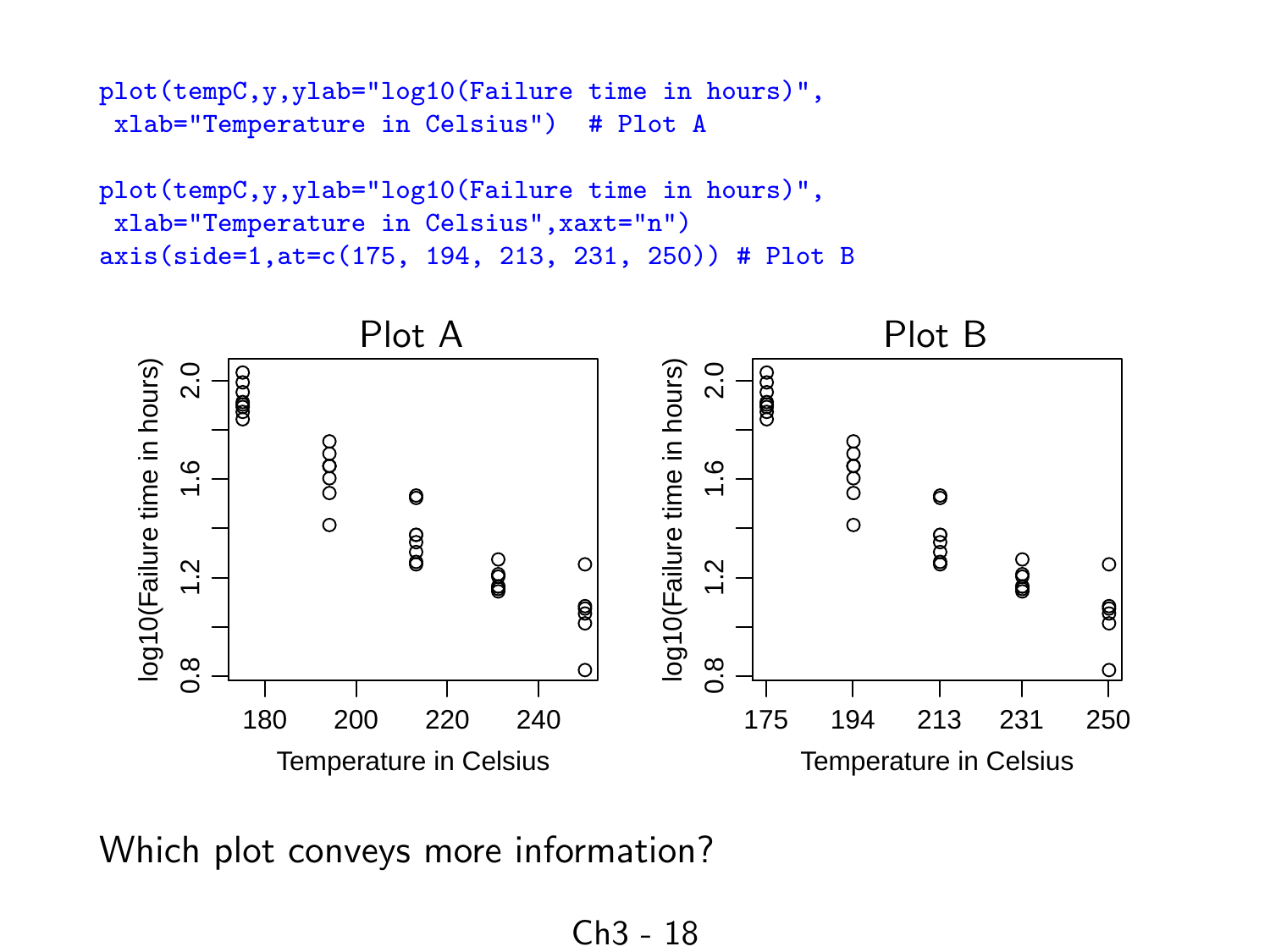```
plot(tempC,y,ylab="log10(Failure time in hours)",
 xlab="Temperature in Celsius")  # Plot A

plot(tempC,y,ylab="log10(Failure time in hours)",
 xlab="Temperature in Celsius",xaxt="n")
axis(side=1,at=c(175, 194, 213, 231, 250)) # Plot B
```

Which plot conveys more information?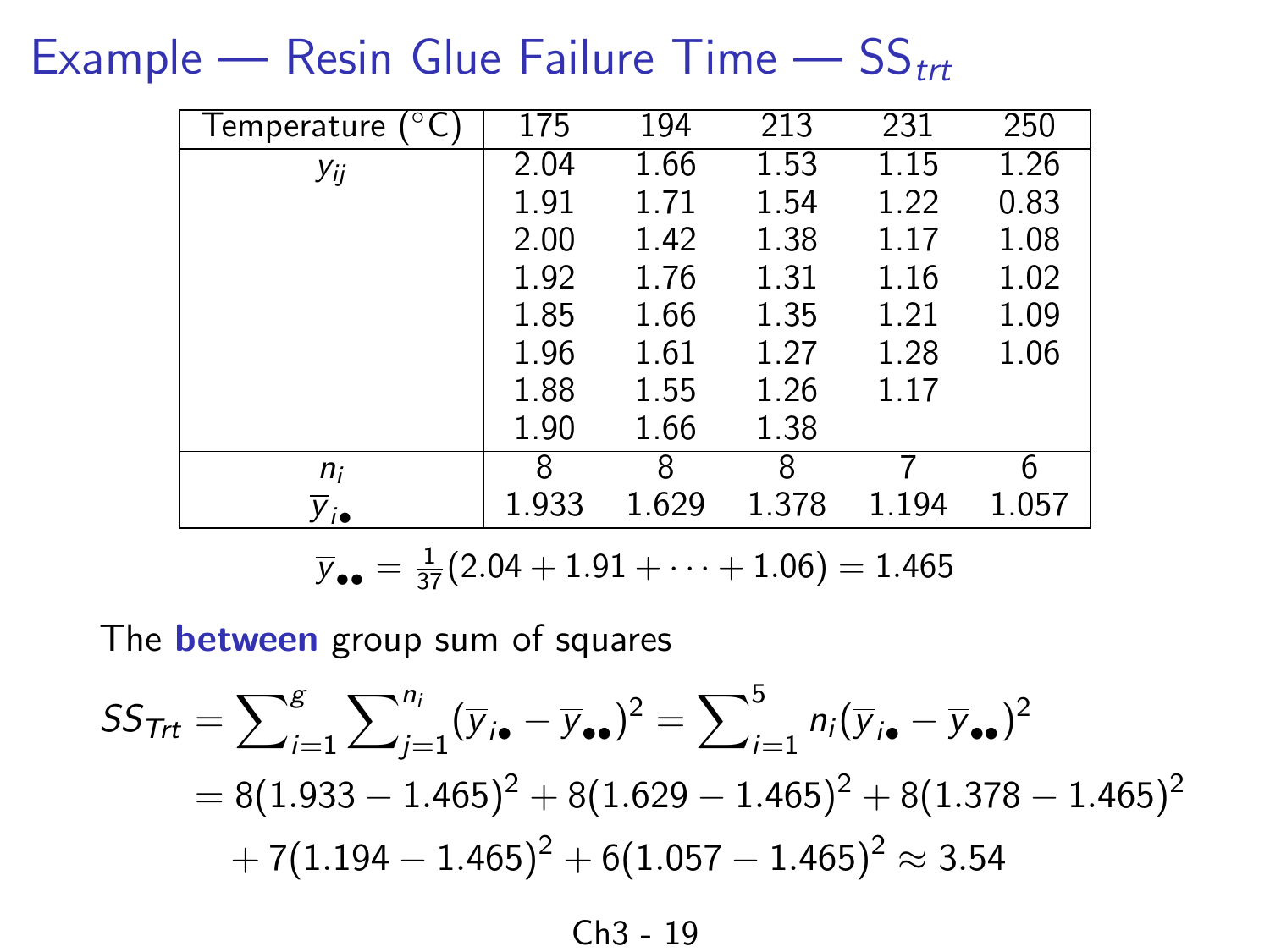# Example — Resin Glue Failure Time — $SS_{trt}$

| Temperature (°C) | 175 | 194 | 213 | 231 | 250 |
|---|---|---|---|---|---|
| $y_{ij}$ | 2.04 | 1.66 | 1.53 | 1.15 | 1.26 |
| | 1.91 | 1.71 | 1.54 | 1.22 | 0.83 |
| | 2.00 | 1.42 | 1.38 | 1.17 | 1.08 |
| | 1.92 | 1.76 | 1.31 | 1.16 | 1.02 |
| | 1.85 | 1.66 | 1.35 | 1.21 | 1.09 |
| | 1.96 | 1.61 | 1.27 | 1.28 | 1.06 |
| | 1.88 | 1.55 | 1.26 | 1.17 | |
| | 1.90 | 1.66 | 1.38 | | |
| $n_i$ | 8 | 8 | 8 | 7 | 6 |
| $\overline{y}_{i\bullet}$ | 1.933 | 1.629 | 1.378 | 1.194 | 1.057 |

$$\overline{y}_{\bullet\bullet} = \frac{1}{37}(2.04 + 1.91 + \cdots + 1.06) = 1.465$$

The **between** group sum of squares

$$SS_{Trt} = \sum_{i=1}^{g} \sum_{j=1}^{n_i} (\overline{y}_{i\bullet} - \overline{y}_{\bullet\bullet})^2 = \sum_{i=1}^{5} n_i (\overline{y}_{i\bullet} - \overline{y}_{\bullet\bullet})^2$$

$$= 8(1.933 - 1.465)^2 + 8(1.629 - 1.465)^2 + 8(1.378 - 1.465)^2$$

$$+ 7(1.194 - 1.465)^2 + 6(1.057 - 1.465)^2 \approx 3.54$$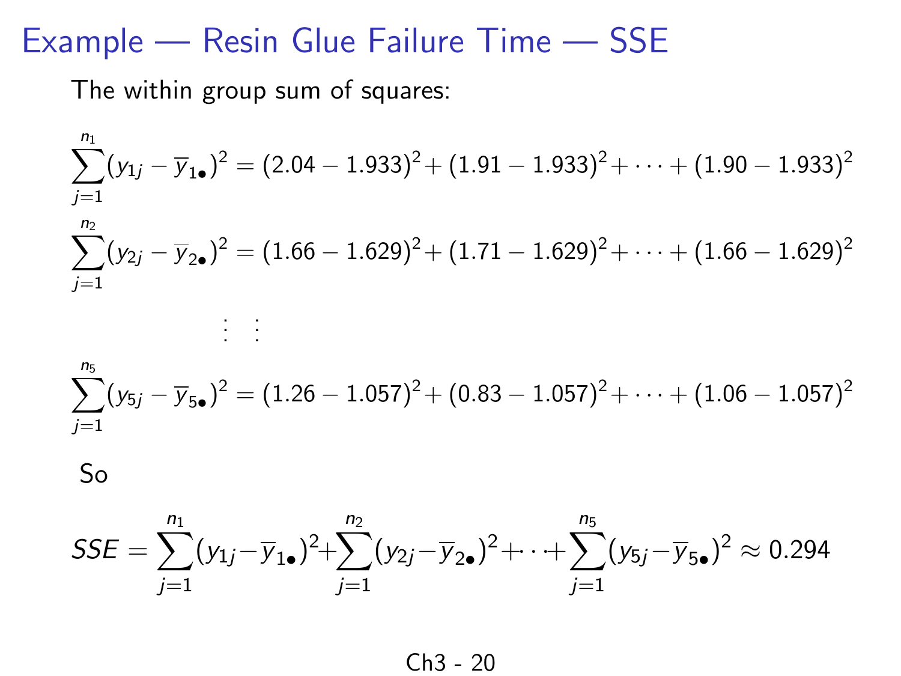# Example — Resin Glue Failure Time — SSE

The within group sum of squares:

$$\sum_{j=1}^{n_1}(y_{1j} - \overline{y}_{1\bullet})^2 = (2.04 - 1.933)^2 + (1.91 - 1.933)^2 + \cdots + (1.90 - 1.933)^2$$

$$\sum_{j=1}^{n_2}(y_{2j} - \overline{y}_{2\bullet})^2 = (1.66 - 1.629)^2 + (1.71 - 1.629)^2 + \cdots + (1.66 - 1.629)^2$$

$$\vdots \quad \vdots$$

$$\sum_{j=1}^{n_5}(y_{5j} - \overline{y}_{5\bullet})^2 = (1.26 - 1.057)^2 + (0.83 - 1.057)^2 + \cdots + (1.06 - 1.057)^2$$

So

$$SSE = \sum_{j=1}^{n_1}(y_{1j} - \overline{y}_{1\bullet})^2 + \sum_{j=1}^{n_2}(y_{2j} - \overline{y}_{2\bullet})^2 + \cdots + \sum_{j=1}^{n_5}(y_{5j} - \overline{y}_{5\bullet})^2 \approx 0.294$$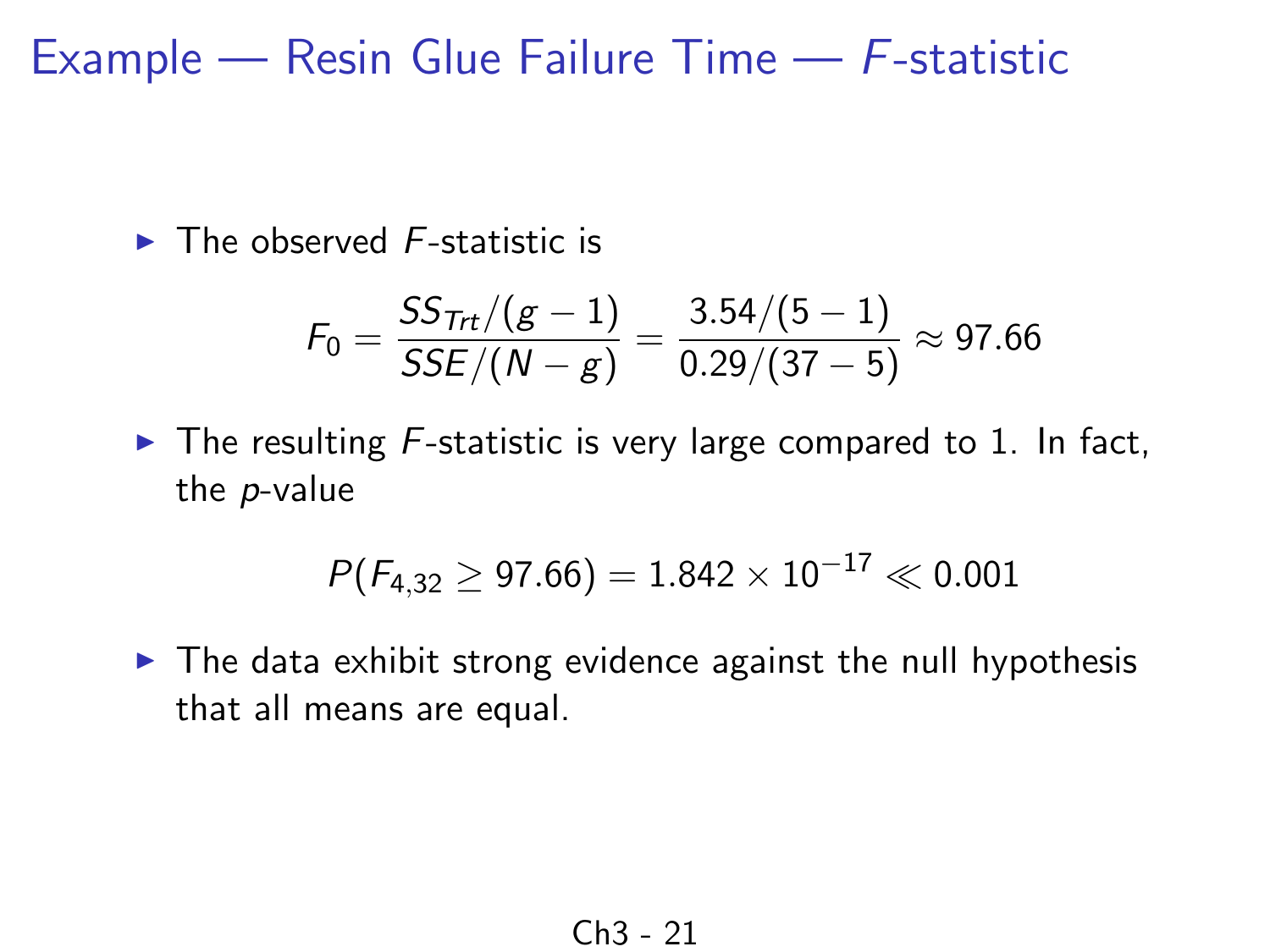# Example — Resin Glue Failure Time — $F$-statistic

- The observed $F$-statistic is

$$F_0 = \frac{SS_{Trt}/(g-1)}{SSE/(N-g)} = \frac{3.54/(5-1)}{0.29/(37-5)} \approx 97.66$$

- The resulting $F$-statistic is very large compared to 1. In fact, the $p$-value

$$P(F_{4,32} \geq 97.66) = 1.842 \times 10^{-17} \ll 0.001$$

- The data exhibit strong evidence against the null hypothesis that all means are equal.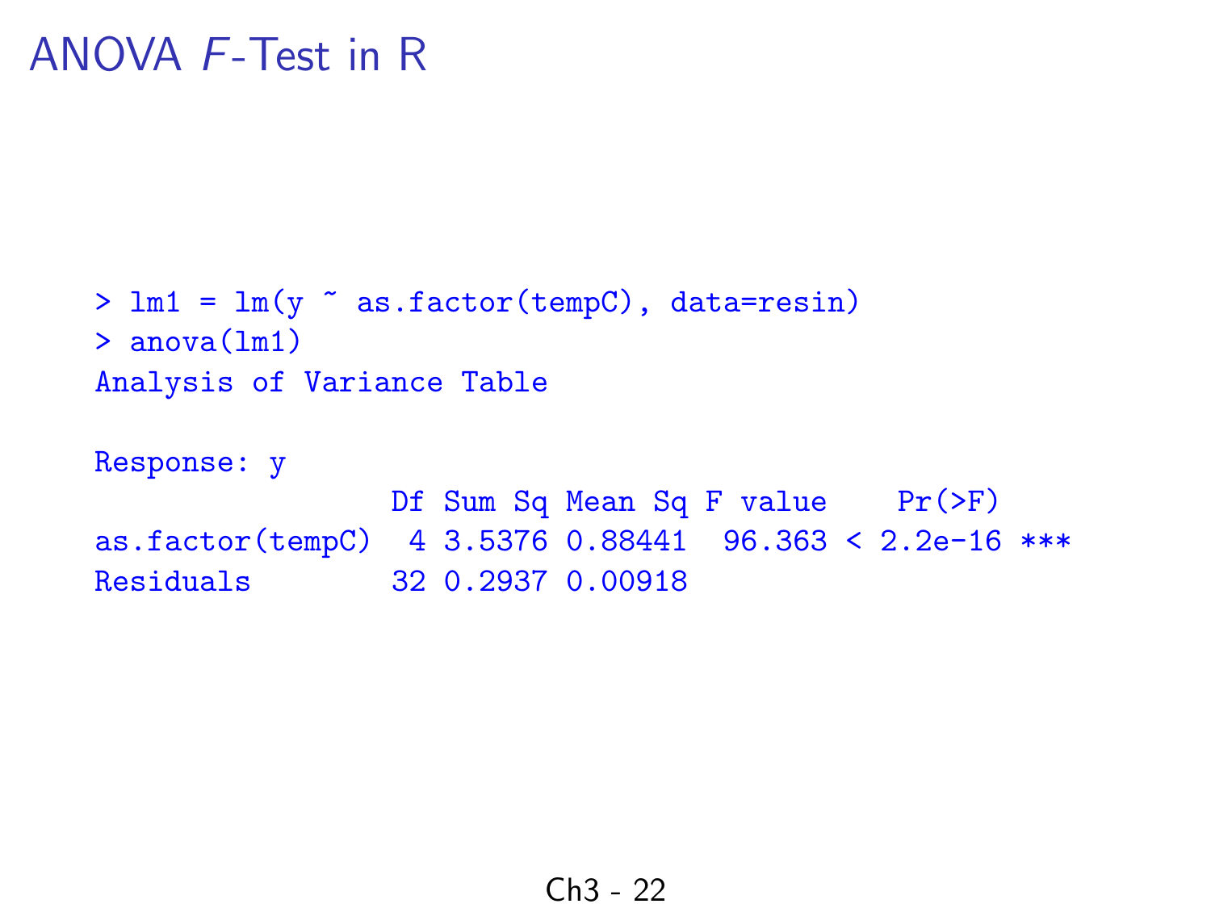# ANOVA $F$-Test in R

```
> lm1 = lm(y ~ as.factor(tempC), data=resin)
> anova(lm1)
Analysis of Variance Table

Response: y
                 Df Sum Sq Mean Sq F value    Pr(>F)
as.factor(tempC)  4 3.5376 0.88441  96.363 < 2.2e-16 ***
Residuals        32 0.2937 0.00918
```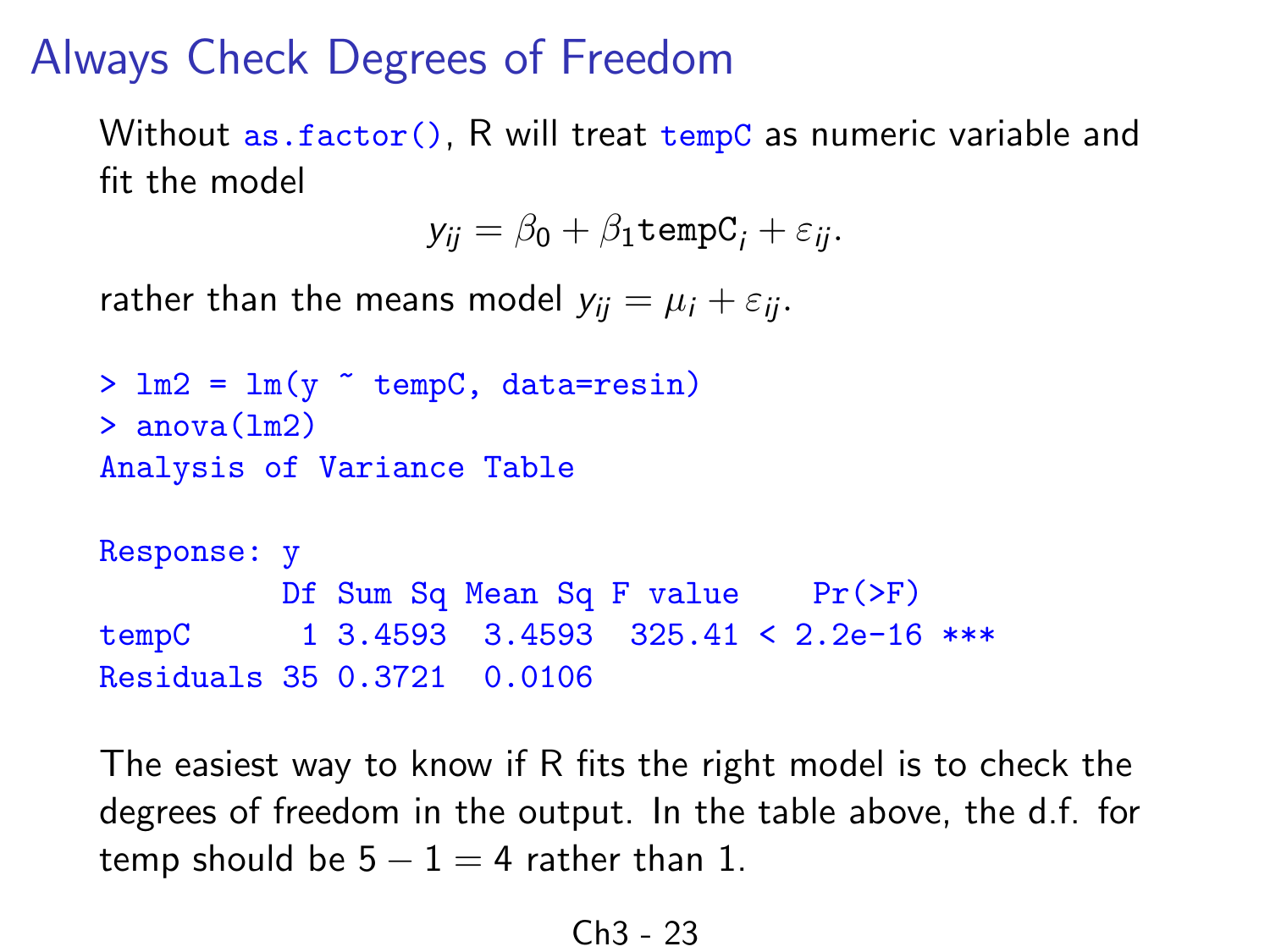# Always Check Degrees of Freedom

Without `as.factor()`, R will treat `tempC` as numeric variable and fit the model

$$y_{ij} = \beta_0 + \beta_1 \texttt{tempC}_i + \varepsilon_{ij}.$$

rather than the means model $y_{ij} = \mu_i + \varepsilon_{ij}$.

```
> lm2 = lm(y ~ tempC, data=resin)
> anova(lm2)
Analysis of Variance Table

Response: y
          Df Sum Sq Mean Sq F value    Pr(>F)
tempC      1 3.4593  3.4593  325.41 < 2.2e-16 ***
Residuals 35 0.3721  0.0106
```

The easiest way to know if R fits the right model is to check the degrees of freedom in the output. In the table above, the d.f. for temp should be $5 - 1 = 4$ rather than 1.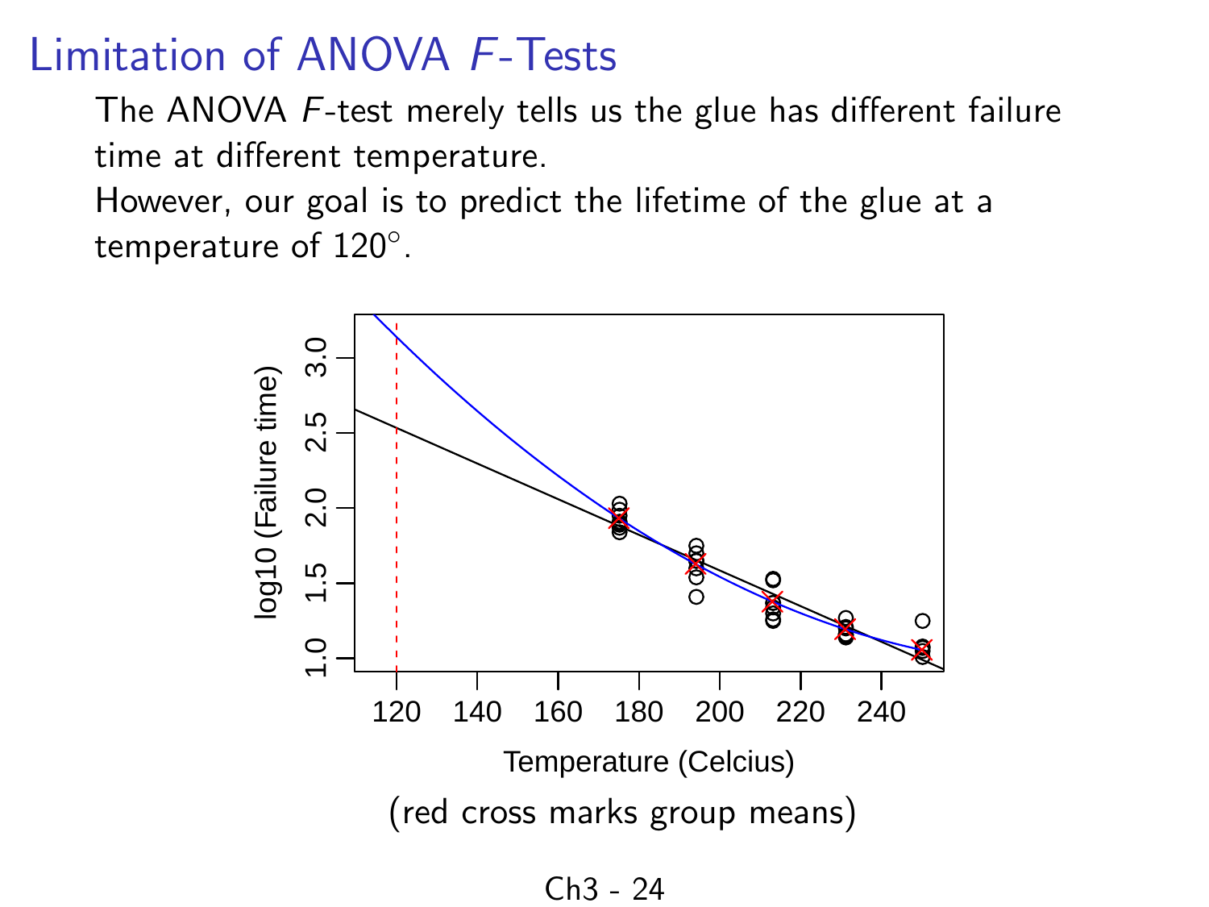# Limitation of ANOVA $F$-Tests

The ANOVA $F$-test merely tells us the glue has different failure time at different temperature.

However, our goal is to predict the lifetime of the glue at a temperature of $120^{\circ}$.

(red cross marks group means)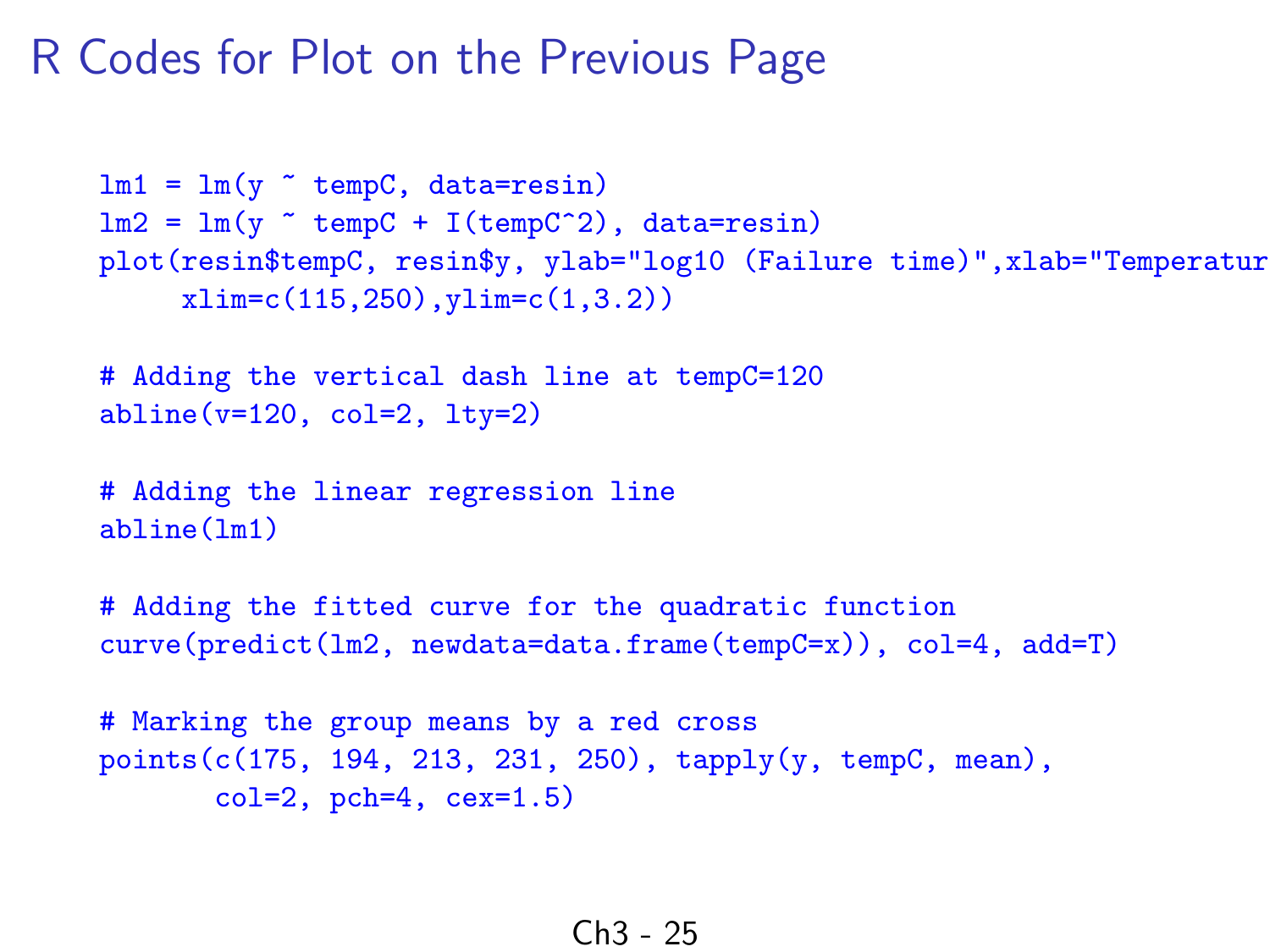# R Codes for Plot on the Previous Page

```
lm1 = lm(y ~ tempC, data=resin)
lm2 = lm(y ~ tempC + I(tempC^2), data=resin)
plot(resin$tempC, resin$y, ylab="log10 (Failure time)",xlab="Temperatur
     xlim=c(115,250),ylim=c(1,3.2))

# Adding the vertical dash line at tempC=120
abline(v=120, col=2, lty=2)

# Adding the linear regression line
abline(lm1)

# Adding the fitted curve for the quadratic function
curve(predict(lm2, newdata=data.frame(tempC=x)), col=4, add=T)

# Marking the group means by a red cross
points(c(175, 194, 213, 231, 250), tapply(y, tempC, mean),
       col=2, pch=4, cex=1.5)
```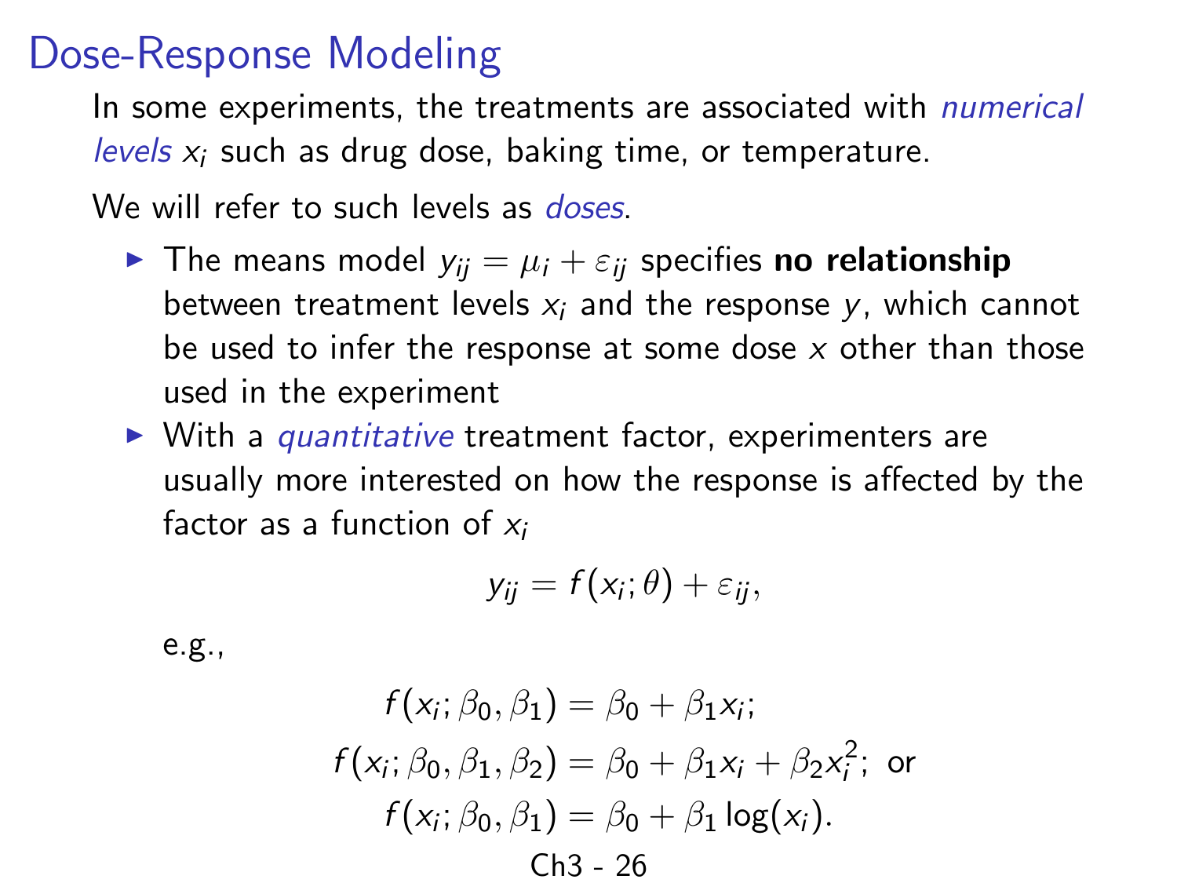# Dose-Response Modeling

In some experiments, the treatments are associated with *numerical levels* $x_i$ such as drug dose, baking time, or temperature.

We will refer to such levels as *doses*.

- The means model $y_{ij} = \mu_i + \varepsilon_{ij}$ specifies **no relationship** between treatment levels $x_i$ and the response $y$, which cannot be used to infer the response at some dose $x$ other than those used in the experiment
- With a *quantitative* treatment factor, experimenters are usually more interested on how the response is affected by the factor as a function of $x_i$

$$y_{ij} = f(x_i; \theta) + \varepsilon_{ij},$$

e.g.,

$$f(x_i; \beta_0, \beta_1) = \beta_0 + \beta_1 x_i;$$
$$f(x_i; \beta_0, \beta_1, \beta_2) = \beta_0 + \beta_1 x_i + \beta_2 x_i^2; \text{ or}$$
$$f(x_i; \beta_0, \beta_1) = \beta_0 + \beta_1 \log(x_i).$$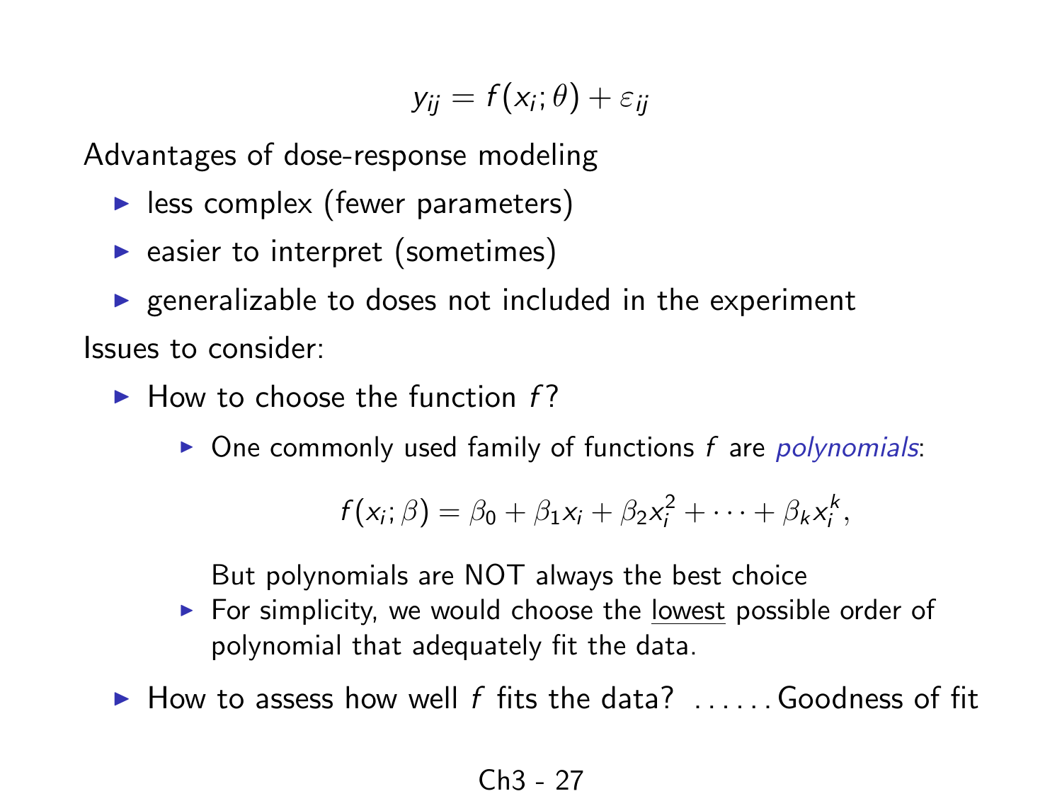$$y_{ij} = f(x_i; \theta) + \varepsilon_{ij}$$

Advantages of dose-response modeling

- less complex (fewer parameters)
- easier to interpret (sometimes)
- generalizable to doses not included in the experiment

Issues to consider:

- How to choose the function $f$?
  - One commonly used family of functions $f$ are *polynomials*:

    $$f(x_i; \beta) = \beta_0 + \beta_1 x_i + \beta_2 x_i^2 + \cdots + \beta_k x_i^k,$$

    But polynomials are NOT always the best choice
  - For simplicity, we would choose the <u>lowest</u> possible order of polynomial that adequately fit the data.
- How to assess how well $f$ fits the data? ...... Goodness of fit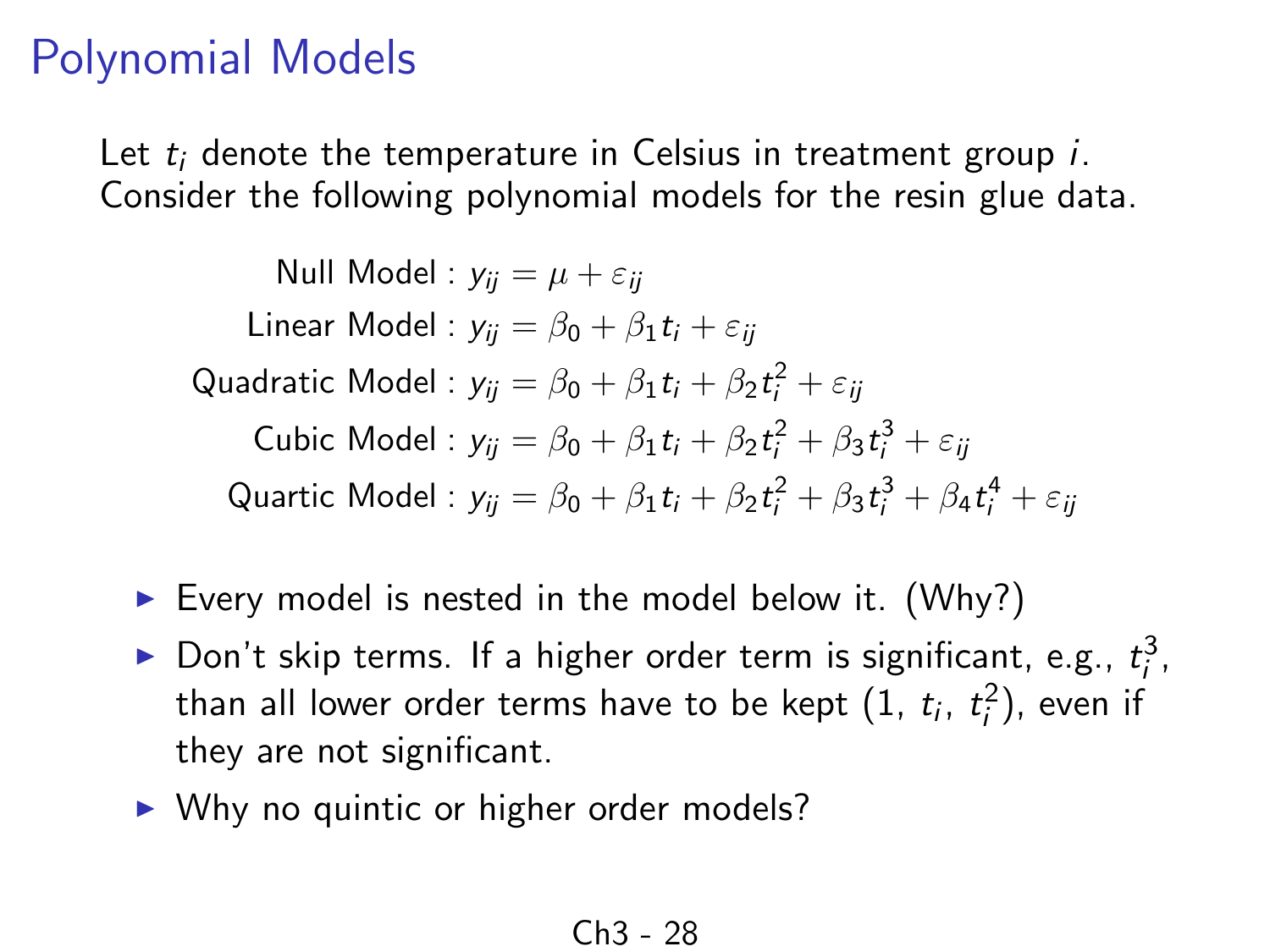# Polynomial Models

Let $t_i$ denote the temperature in Celsius in treatment group $i$. Consider the following polynomial models for the resin glue data.

$$
\begin{aligned}
\text{Null Model : } & y_{ij} = \mu + \varepsilon_{ij} \\
\text{Linear Model : } & y_{ij} = \beta_0 + \beta_1 t_i + \varepsilon_{ij} \\
\text{Quadratic Model : } & y_{ij} = \beta_0 + \beta_1 t_i + \beta_2 t_i^2 + \varepsilon_{ij} \\
\text{Cubic Model : } & y_{ij} = \beta_0 + \beta_1 t_i + \beta_2 t_i^2 + \beta_3 t_i^3 + \varepsilon_{ij} \\
\text{Quartic Model : } & y_{ij} = \beta_0 + \beta_1 t_i + \beta_2 t_i^2 + \beta_3 t_i^3 + \beta_4 t_i^4 + \varepsilon_{ij}
\end{aligned}
$$

- Every model is nested in the model below it. (Why?)
- Don't skip terms. If a higher order term is significant, e.g., $t_i^3$, than all lower order terms have to be kept ($1$, $t_i$, $t_i^2$), even if they are not significant.
- Why no quintic or higher order models?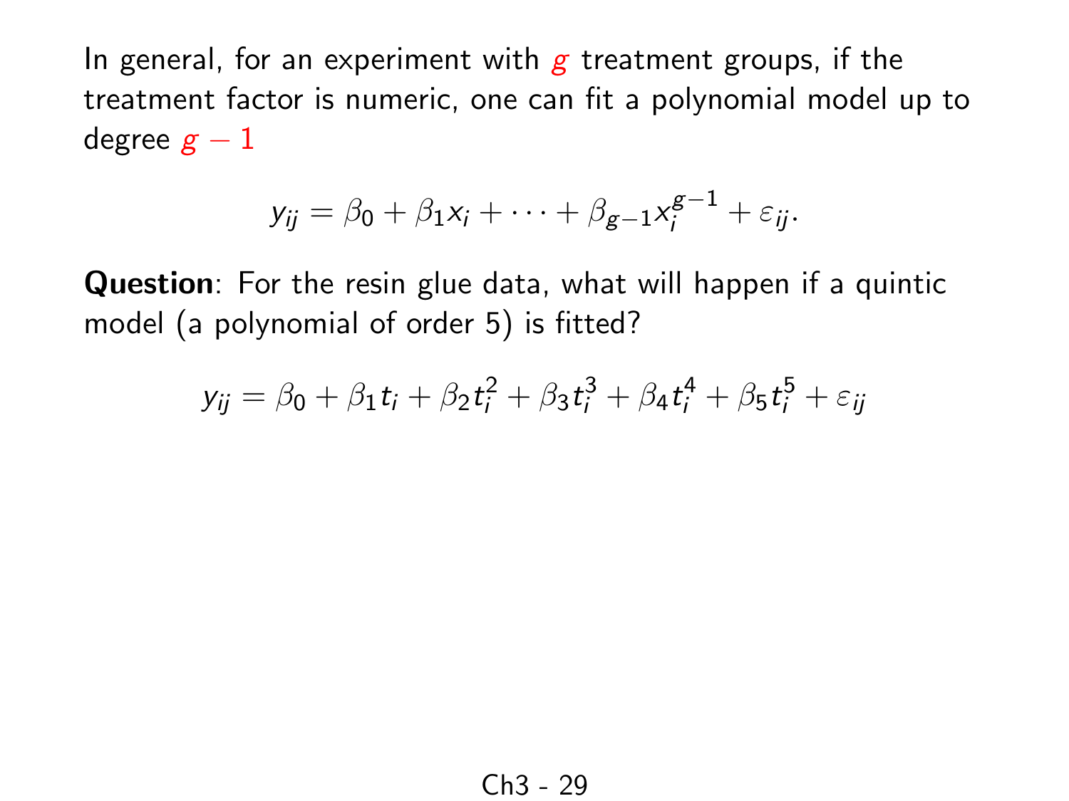In general, for an experiment with $g$ treatment groups, if the treatment factor is numeric, one can fit a polynomial model up to degree $g-1$

$$y_{ij} = \beta_0 + \beta_1 x_i + \cdots + \beta_{g-1} x_i^{g-1} + \varepsilon_{ij}.$$

**Question**: For the resin glue data, what will happen if a quintic model (a polynomial of order 5) is fitted?

$$y_{ij} = \beta_0 + \beta_1 t_i + \beta_2 t_i^2 + \beta_3 t_i^3 + \beta_4 t_i^4 + \beta_5 t_i^5 + \varepsilon_{ij}$$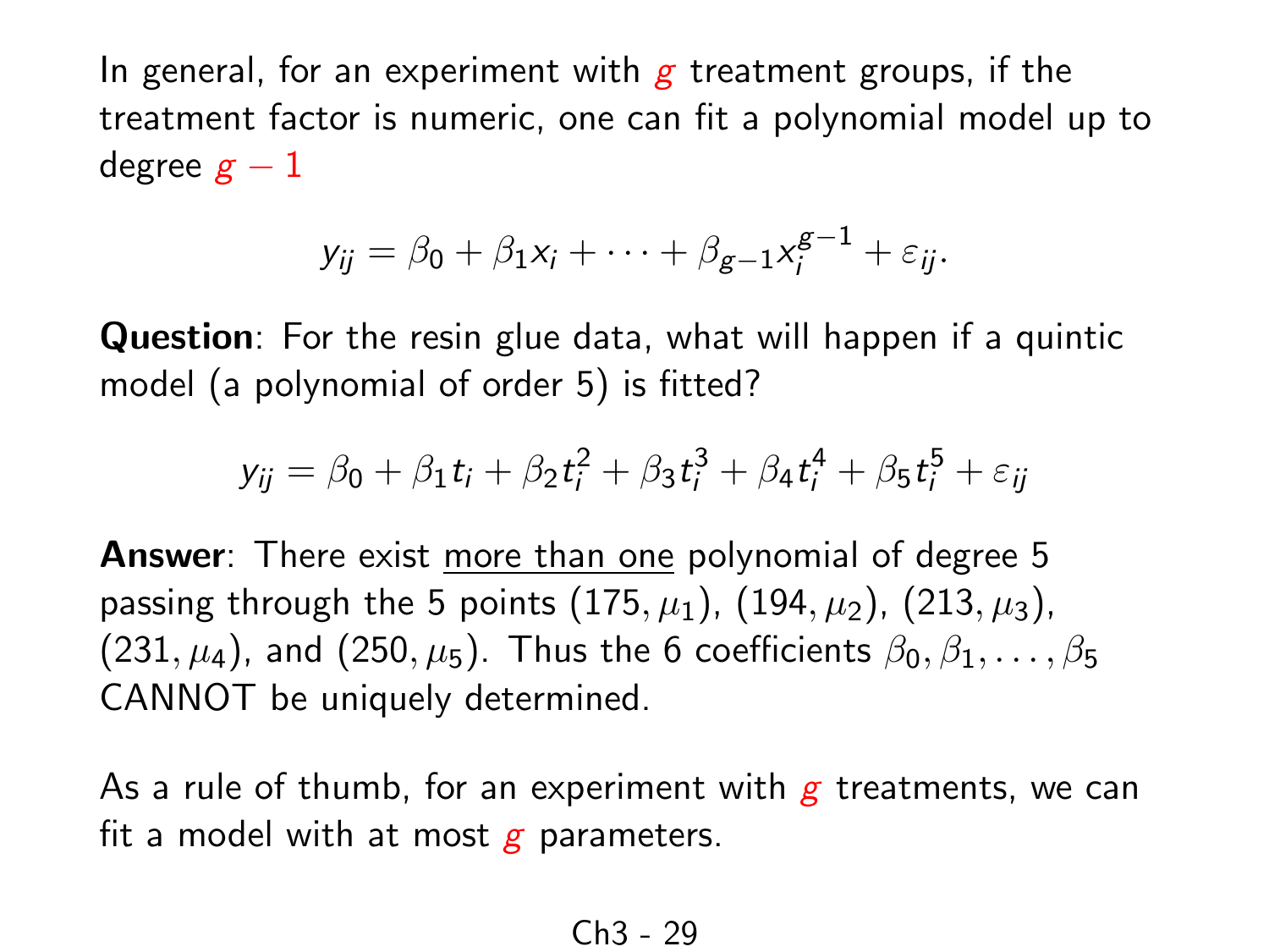In general, for an experiment with $g$ treatment groups, if the treatment factor is numeric, one can fit a polynomial model up to degree $g - 1$

$$y_{ij} = \beta_0 + \beta_1 x_i + \cdots + \beta_{g-1} x_i^{g-1} + \varepsilon_{ij}.$$

**Question**: For the resin glue data, what will happen if a quintic model (a polynomial of order 5) is fitted?

$$y_{ij} = \beta_0 + \beta_1 t_i + \beta_2 t_i^2 + \beta_3 t_i^3 + \beta_4 t_i^4 + \beta_5 t_i^5 + \varepsilon_{ij}$$

**Answer**: There exist <u>more than one</u> polynomial of degree 5 passing through the 5 points $(175, \mu_1)$, $(194, \mu_2)$, $(213, \mu_3)$, $(231, \mu_4)$, and $(250, \mu_5)$. Thus the 6 coefficients $\beta_0, \beta_1, \ldots, \beta_5$ CANNOT be uniquely determined.

As a rule of thumb, for an experiment with $g$ treatments, we can fit a model with at most $g$ parameters.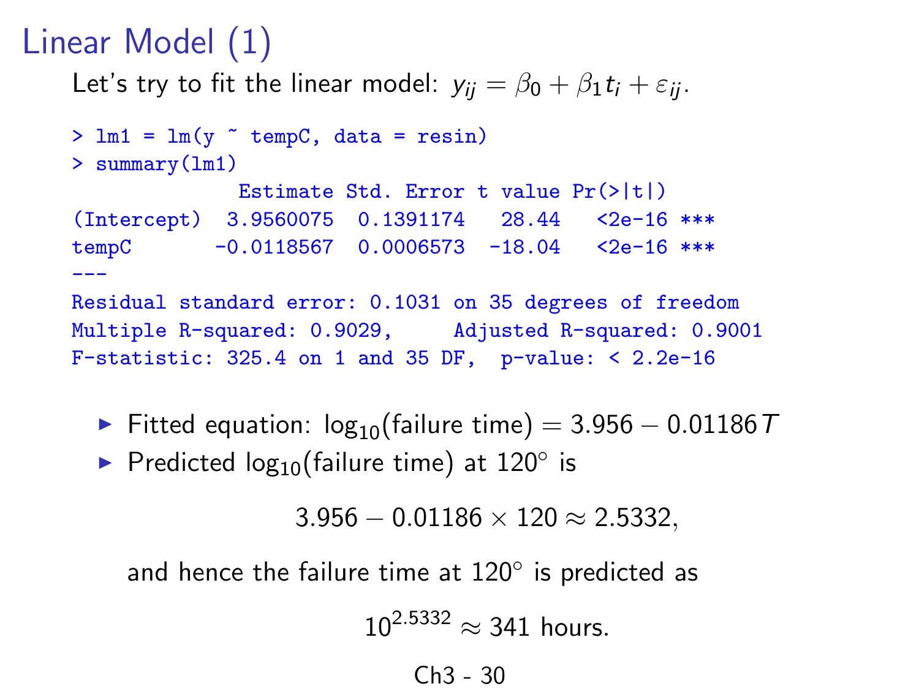# Linear Model (1)

Let's try to fit the linear model: $y_{ij} = \beta_0 + \beta_1 t_i + \varepsilon_{ij}$.

```
> lm1 = lm(y ~ tempC, data = resin)
> summary(lm1)
              Estimate Std. Error t value Pr(>|t|)    
(Intercept)  3.9560075  0.1391174   28.44   <2e-16 ***
tempC       -0.0118567  0.0006573  -18.04   <2e-16 ***
---
Residual standard error: 0.1031 on 35 degrees of freedom
Multiple R-squared: 0.9029,     Adjusted R-squared: 0.9001
F-statistic: 325.4 on 1 and 35 DF,  p-value: < 2.2e-16
```

- Fitted equation: $\log_{10}(\text{failure time}) = 3.956 - 0.01186\,T$
- Predicted $\log_{10}(\text{failure time})$ at $120^\circ$ is

$$3.956 - 0.01186 \times 120 \approx 2.5332,$$

  and hence the failure time at $120^\circ$ is predicted as

$$10^{2.5332} \approx 341 \text{ hours.}$$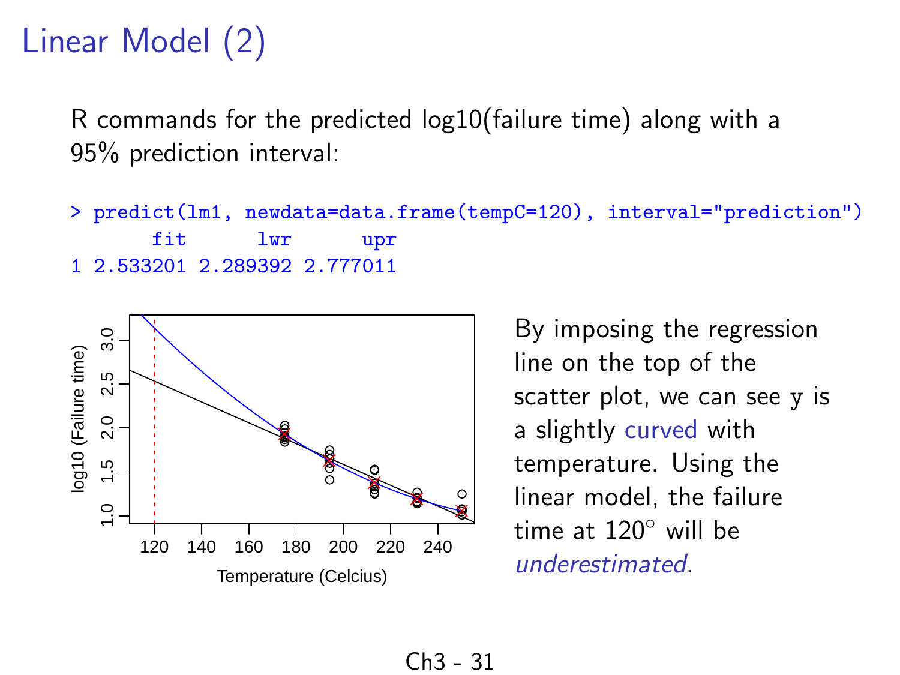# Linear Model (2)

R commands for the predicted log10(failure time) along with a 95% prediction interval:

```
> predict(lm1, newdata=data.frame(tempC=120), interval="prediction")
       fit      lwr      upr
1 2.533201 2.289392 2.777011
```

By imposing the regression line on the top of the scatter plot, we can see y is a slightly curved with temperature. Using the linear model, the failure time at 120° will be *underestimated*.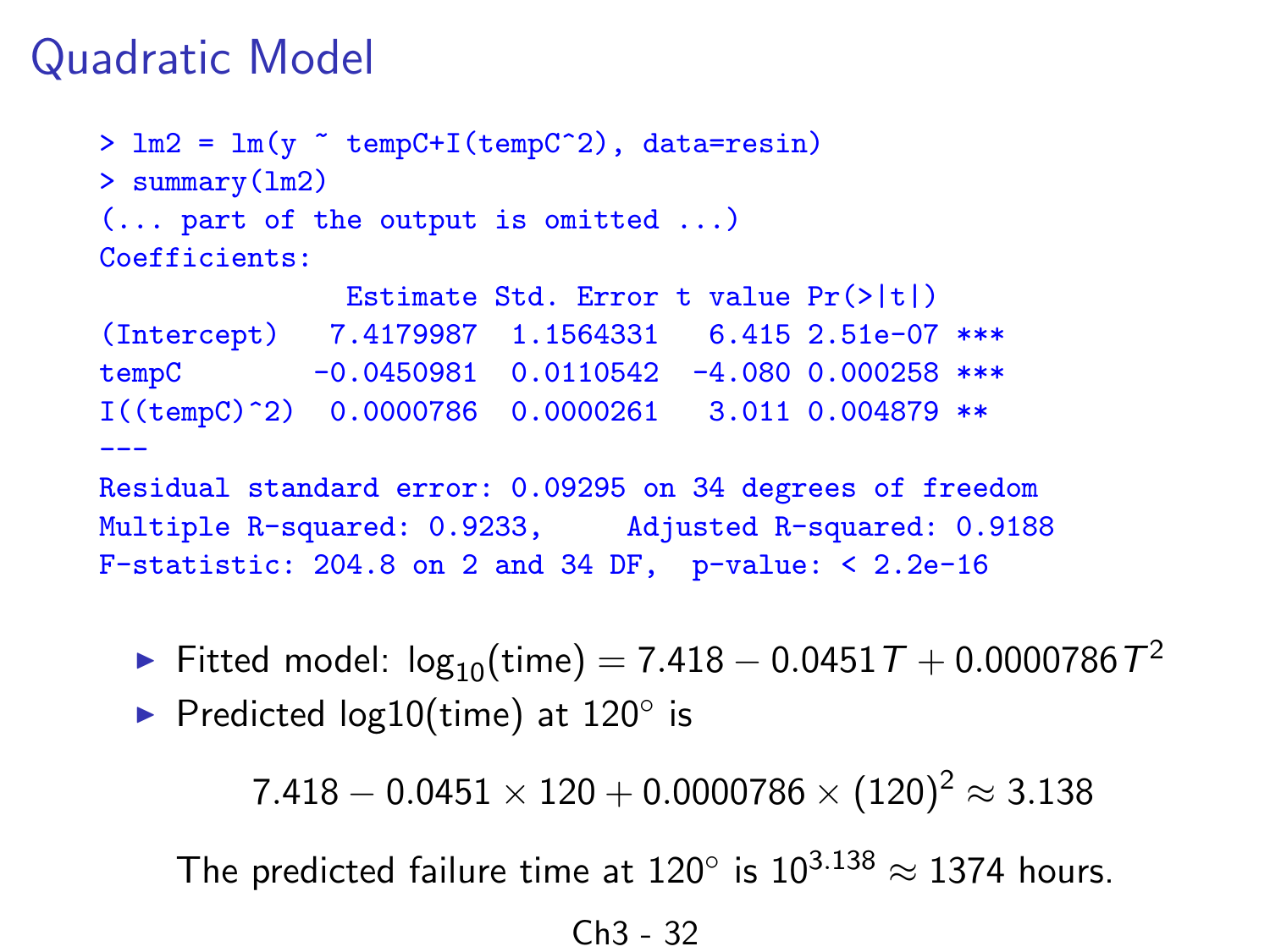# Quadratic Model

```
> lm2 = lm(y ~ tempC+I(tempC^2), data=resin)
> summary(lm2)
(... part of the output is omitted ...)
Coefficients:
               Estimate Std. Error t value Pr(>|t|)
(Intercept)   7.4179987  1.1564331   6.415 2.51e-07 ***
tempC        -0.0450981  0.0110542  -4.080 0.000258 ***
I((tempC)^2)  0.0000786  0.0000261   3.011 0.004879 **
---
Residual standard error: 0.09295 on 34 degrees of freedom
Multiple R-squared: 0.9233,     Adjusted R-squared: 0.9188
F-statistic: 204.8 on 2 and 34 DF,  p-value: < 2.2e-16
```

- Fitted model: $\log_{10}(\text{time}) = 7.418 - 0.0451\,T + 0.0000786\,T^2$
- Predicted log10(time) at 120° is

$$7.418 - 0.0451 \times 120 + 0.0000786 \times (120)^2 \approx 3.138$$

The predicted failure time at 120° is $10^{3.138} \approx 1374$ hours.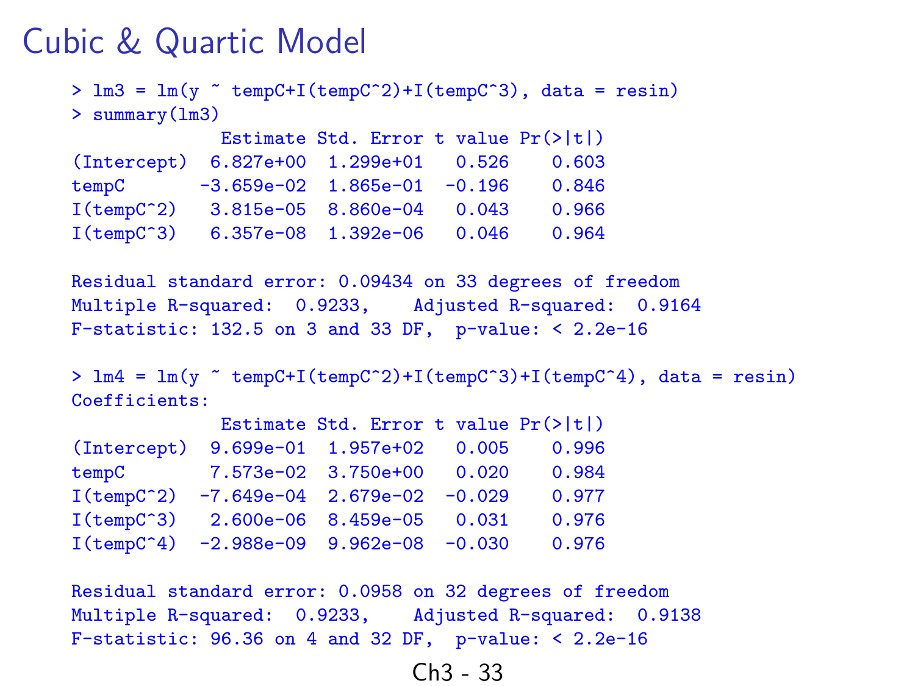# Cubic & Quartic Model

```
> lm3 = lm(y ~ tempC+I(tempC^2)+I(tempC^3), data = resin)
> summary(lm3)
              Estimate Std. Error t value Pr(>|t|)
(Intercept)  6.827e+00  1.299e+01   0.526    0.603
tempC       -3.659e-02  1.865e-01  -0.196    0.846
I(tempC^2)   3.815e-05  8.860e-04   0.043    0.966
I(tempC^3)   6.357e-08  1.392e-06   0.046    0.964

Residual standard error: 0.09434 on 33 degrees of freedom
Multiple R-squared:  0.9233,    Adjusted R-squared:  0.9164
F-statistic: 132.5 on 3 and 33 DF,  p-value: < 2.2e-16

> lm4 = lm(y ~ tempC+I(tempC^2)+I(tempC^3)+I(tempC^4), data = resin)
Coefficients:
              Estimate Std. Error t value Pr(>|t|)
(Intercept)  9.699e-01  1.957e+02   0.005    0.996
tempC        7.573e-02  3.750e+00   0.020    0.984
I(tempC^2)  -7.649e-04  2.679e-02  -0.029    0.977
I(tempC^3)   2.600e-06  8.459e-05   0.031    0.976
I(tempC^4)  -2.988e-09  9.962e-08  -0.030    0.976

Residual standard error: 0.0958 on 32 degrees of freedom
Multiple R-squared:  0.9233,    Adjusted R-squared:  0.9138
F-statistic: 96.36 on 4 and 32 DF,  p-value: < 2.2e-16
```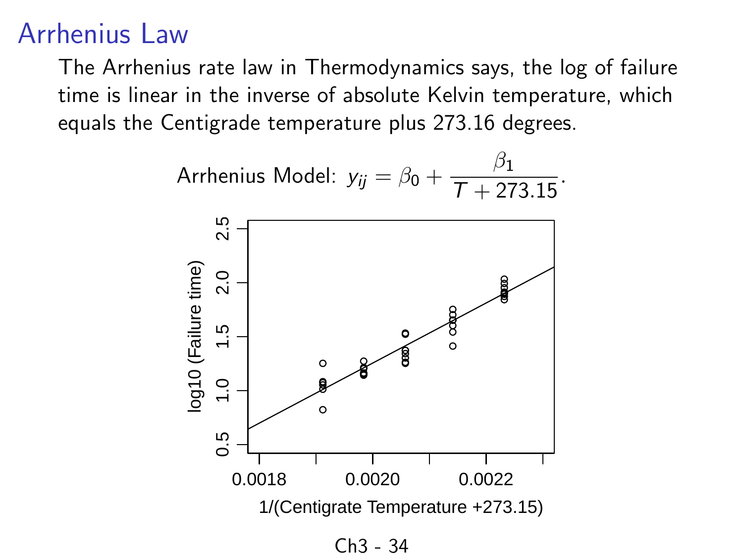# Arrhenius Law

The Arrhenius rate law in Thermodynamics says, the log of failure time is linear in the inverse of absolute Kelvin temperature, which equals the Centigrade temperature plus 273.16 degrees.

$$\text{Arrhenius Model: } y_{ij} = \beta_0 + \frac{\beta_1}{T + 273.15}.$$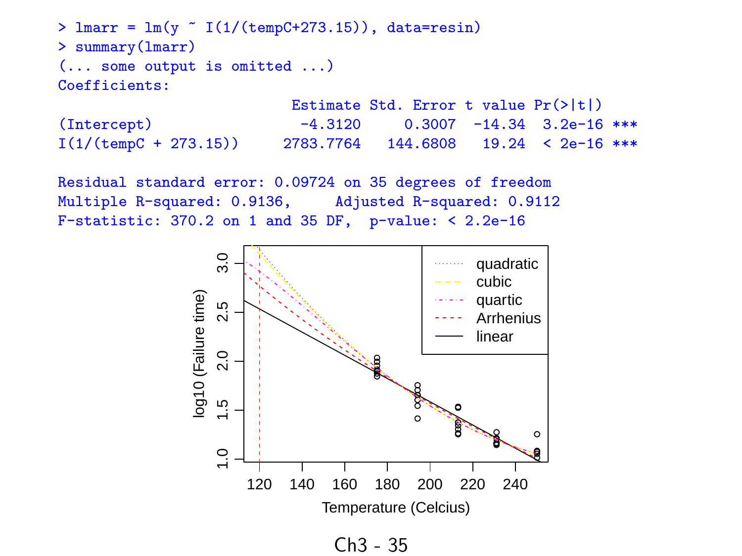```
> lmarr = lm(y ~ I(1/(tempC+273.15)), data=resin)
> summary(lmarr)
(... some output is omitted ...)
Coefficients:
                          Estimate Std. Error t value Pr(>|t|)
(Intercept)                -4.3120     0.3007  -14.34  3.2e-16 ***
I(1/(tempC + 273.15))    2783.7764   144.6808   19.24  < 2e-16 ***

Residual standard error: 0.09724 on 35 degrees of freedom
Multiple R-squared: 0.9136,     Adjusted R-squared: 0.9112
F-statistic: 370.2 on 1 and 35 DF,  p-value: < 2.2e-16
```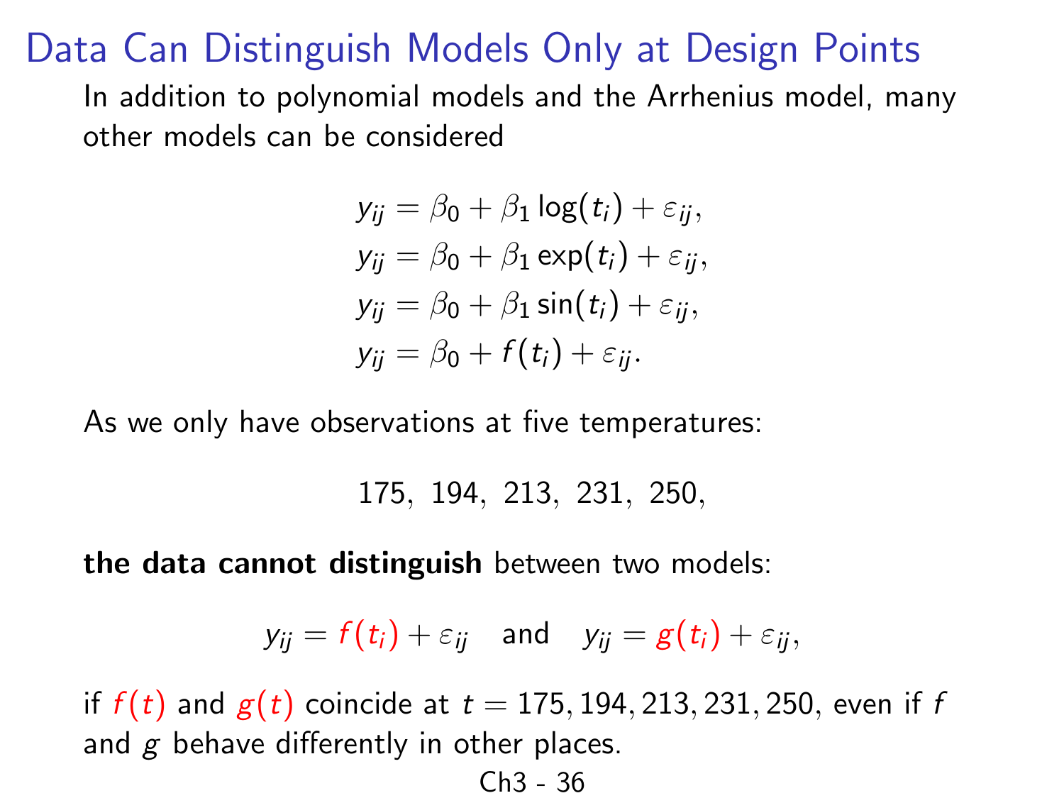# Data Can Distinguish Models Only at Design Points

In addition to polynomial models and the Arrhenius model, many other models can be considered

$$
\begin{aligned}
y_{ij} &= \beta_0 + \beta_1 \log(t_i) + \varepsilon_{ij}, \\
y_{ij} &= \beta_0 + \beta_1 \exp(t_i) + \varepsilon_{ij}, \\
y_{ij} &= \beta_0 + \beta_1 \sin(t_i) + \varepsilon_{ij}, \\
y_{ij} &= \beta_0 + f(t_i) + \varepsilon_{ij}.
\end{aligned}
$$

As we only have observations at five temperatures:

$$175, \; 194, \; 213, \; 231, \; 250,$$

**the data cannot distinguish** between two models:

$$y_{ij} = f(t_i) + \varepsilon_{ij} \quad \text{and} \quad y_{ij} = g(t_i) + \varepsilon_{ij},$$

if $f(t)$ and $g(t)$ coincide at $t = 175, 194, 213, 231, 250$, even if $f$ and $g$ behave differently in other places.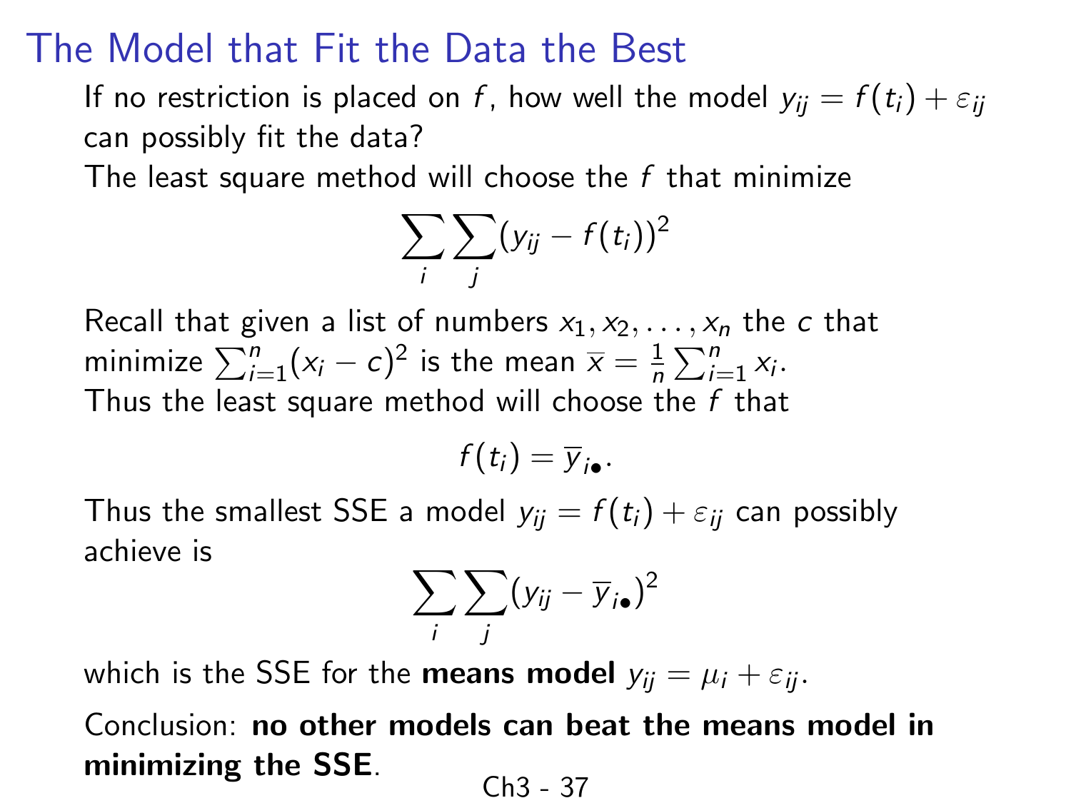# The Model that Fit the Data the Best

If no restriction is placed on $f$, how well the model $y_{ij} = f(t_i) + \varepsilon_{ij}$ can possibly fit the data?

The least square method will choose the $f$ that minimize

$$\sum_i \sum_j (y_{ij} - f(t_i))^2$$

Recall that given a list of numbers $x_1, x_2, \ldots, x_n$ the $c$ that minimize $\sum_{i=1}^{n}(x_i - c)^2$ is the mean $\overline{x} = \frac{1}{n}\sum_{i=1}^{n} x_i$.

Thus the least square method will choose the $f$ that

$$f(t_i) = \overline{y}_{i\bullet}.$$

Thus the smallest SSE a model $y_{ij} = f(t_i) + \varepsilon_{ij}$ can possibly achieve is

$$\sum_i \sum_j (y_{ij} - \overline{y}_{i\bullet})^2$$

which is the SSE for the **means model** $y_{ij} = \mu_i + \varepsilon_{ij}$.

Conclusion: **no other models can beat the means model in minimizing the SSE**.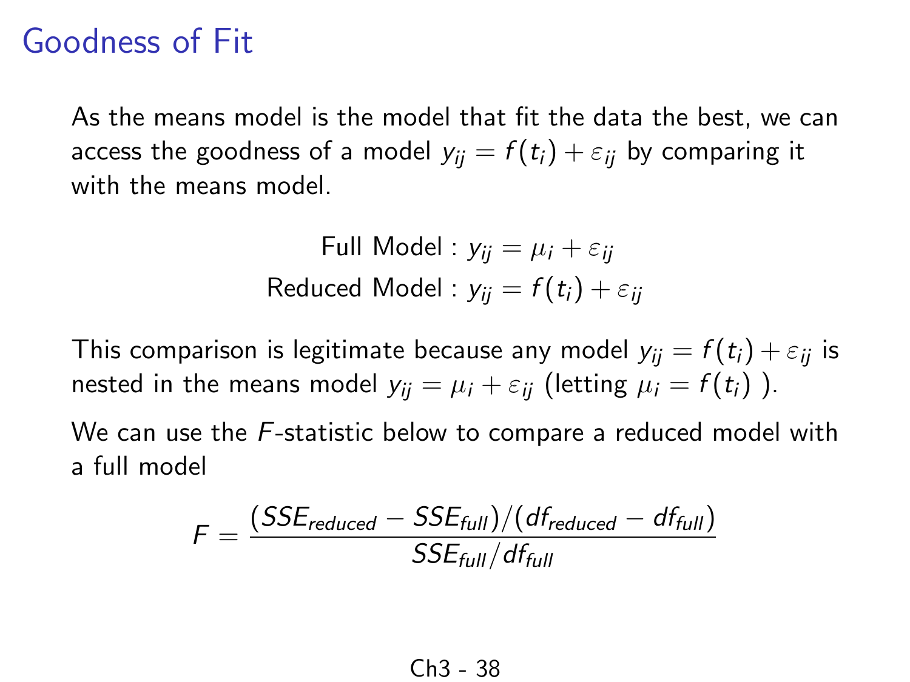# Goodness of Fit

As the means model is the model that fit the data the best, we can access the goodness of a model $y_{ij} = f(t_i) + \varepsilon_{ij}$ by comparing it with the means model.

$$\text{Full Model} : y_{ij} = \mu_i + \varepsilon_{ij}$$

$$\text{Reduced Model} : y_{ij} = f(t_i) + \varepsilon_{ij}$$

This comparison is legitimate because any model $y_{ij} = f(t_i) + \varepsilon_{ij}$ is nested in the means model $y_{ij} = \mu_i + \varepsilon_{ij}$ (letting $\mu_i = f(t_i)$ ).

We can use the $F$-statistic below to compare a reduced model with a full model

$$F = \frac{(SSE_{reduced} - SSE_{full})/(df_{reduced} - df_{full})}{SSE_{full}/df_{full}}$$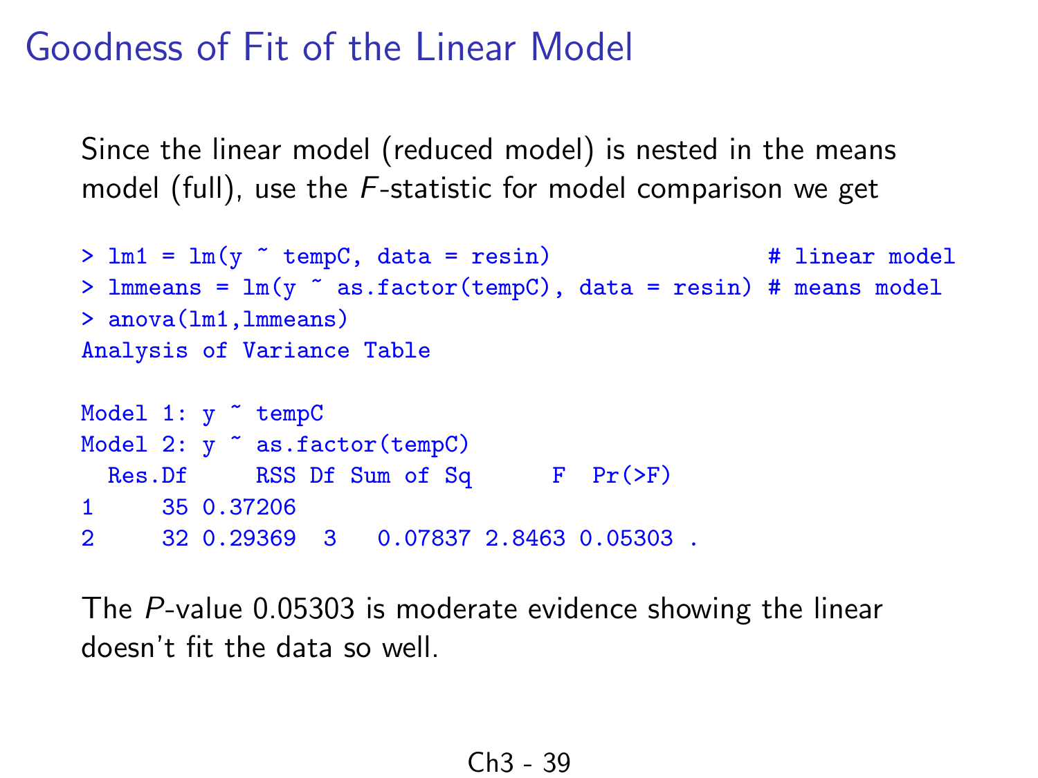# Goodness of Fit of the Linear Model

Since the linear model (reduced model) is nested in the means model (full), use the $F$-statistic for model comparison we get

```
> lm1 = lm(y ~ tempC, data = resin)                  # linear model
> lmmeans = lm(y ~ as.factor(tempC), data = resin) # means model
> anova(lm1,lmmeans)
Analysis of Variance Table

Model 1: y ~ tempC
Model 2: y ~ as.factor(tempC)
  Res.Df     RSS Df Sum of Sq      F  Pr(>F)
1     35 0.37206
2     32 0.29369  3   0.07837 2.8463 0.05303 .
```

The $P$-value 0.05303 is moderate evidence showing the linear doesn't fit the data so well.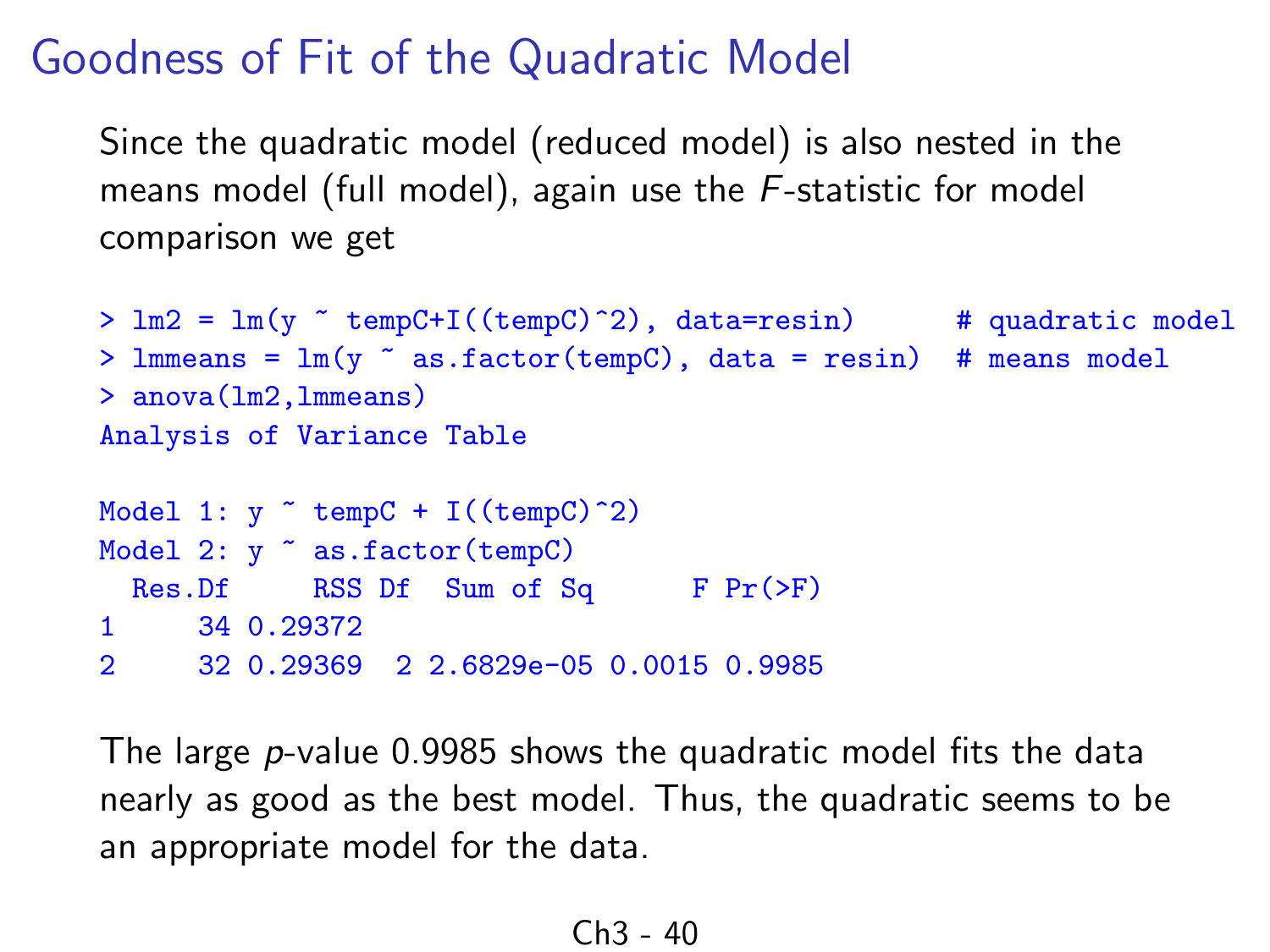# Goodness of Fit of the Quadratic Model

Since the quadratic model (reduced model) is also nested in the means model (full model), again use the $F$-statistic for model comparison we get

```
> lm2 = lm(y ~ tempC+I((tempC)^2), data=resin)      # quadratic model
> lmmeans = lm(y ~ as.factor(tempC), data = resin)  # means model
> anova(lm2,lmmeans)
Analysis of Variance Table

Model 1: y ~ tempC + I((tempC)^2)
Model 2: y ~ as.factor(tempC)
  Res.Df     RSS Df  Sum of Sq      F Pr(>F)
1     34 0.29372
2     32 0.29369  2 2.6829e-05 0.0015 0.9985
```

The large $p$-value 0.9985 shows the quadratic model fits the data nearly as good as the best model. Thus, the quadratic seems to be an appropriate model for the data.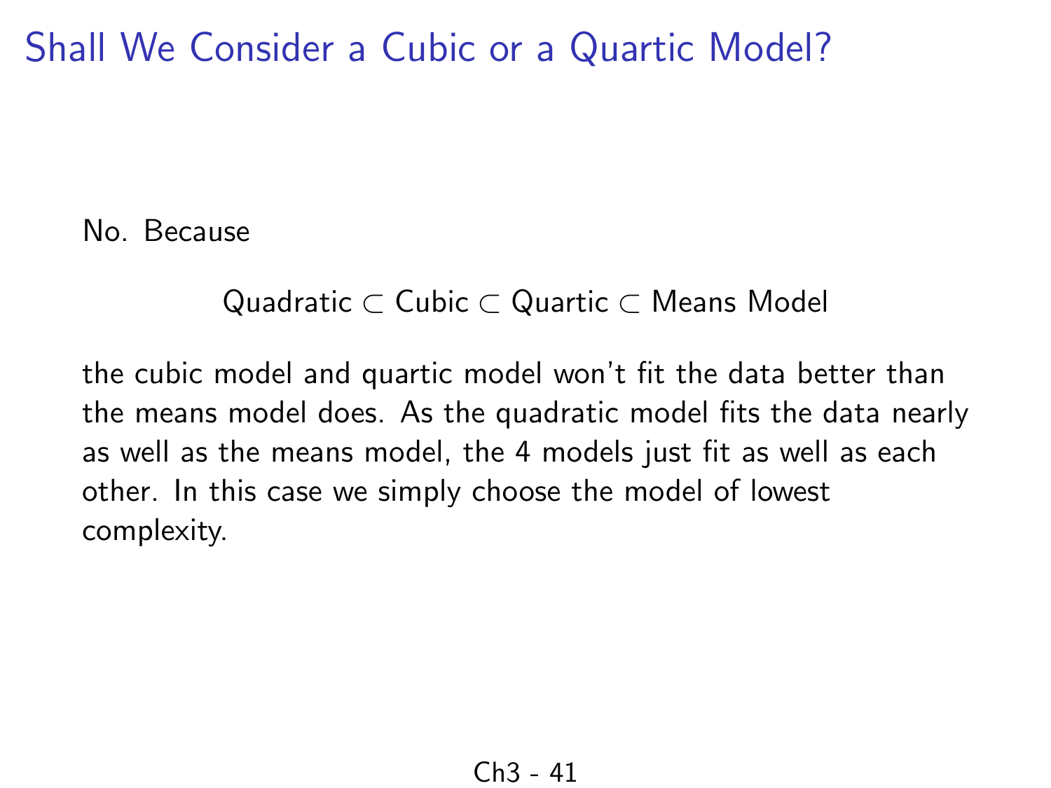# Shall We Consider a Cubic or a Quartic Model?

No. Because

$$\text{Quadratic} \subset \text{Cubic} \subset \text{Quartic} \subset \text{Means Model}$$

the cubic model and quartic model won't fit the data better than the means model does. As the quadratic model fits the data nearly as well as the means model, the 4 models just fit as well as each other. In this case we simply choose the model of lowest complexity.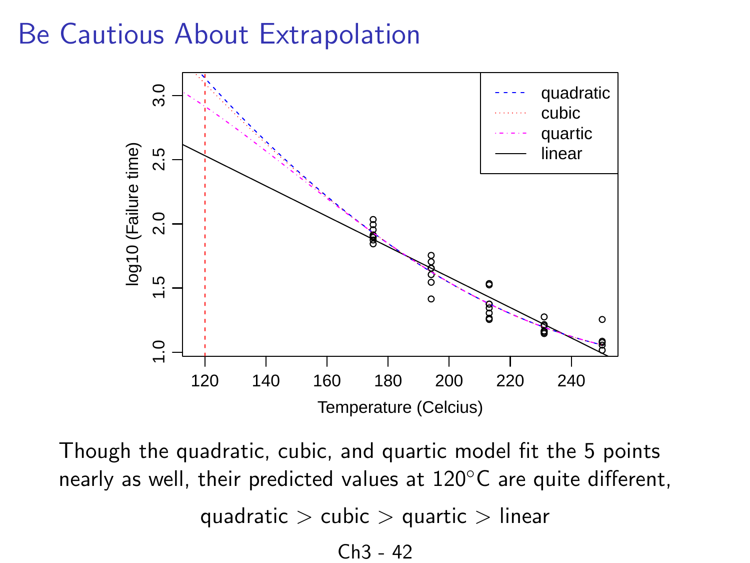# Be Cautious About Extrapolation

Though the quadratic, cubic, and quartic model fit the 5 points nearly as well, their predicted values at 120°C are quite different,

$$\text{quadratic} > \text{cubic} > \text{quartic} > \text{linear}$$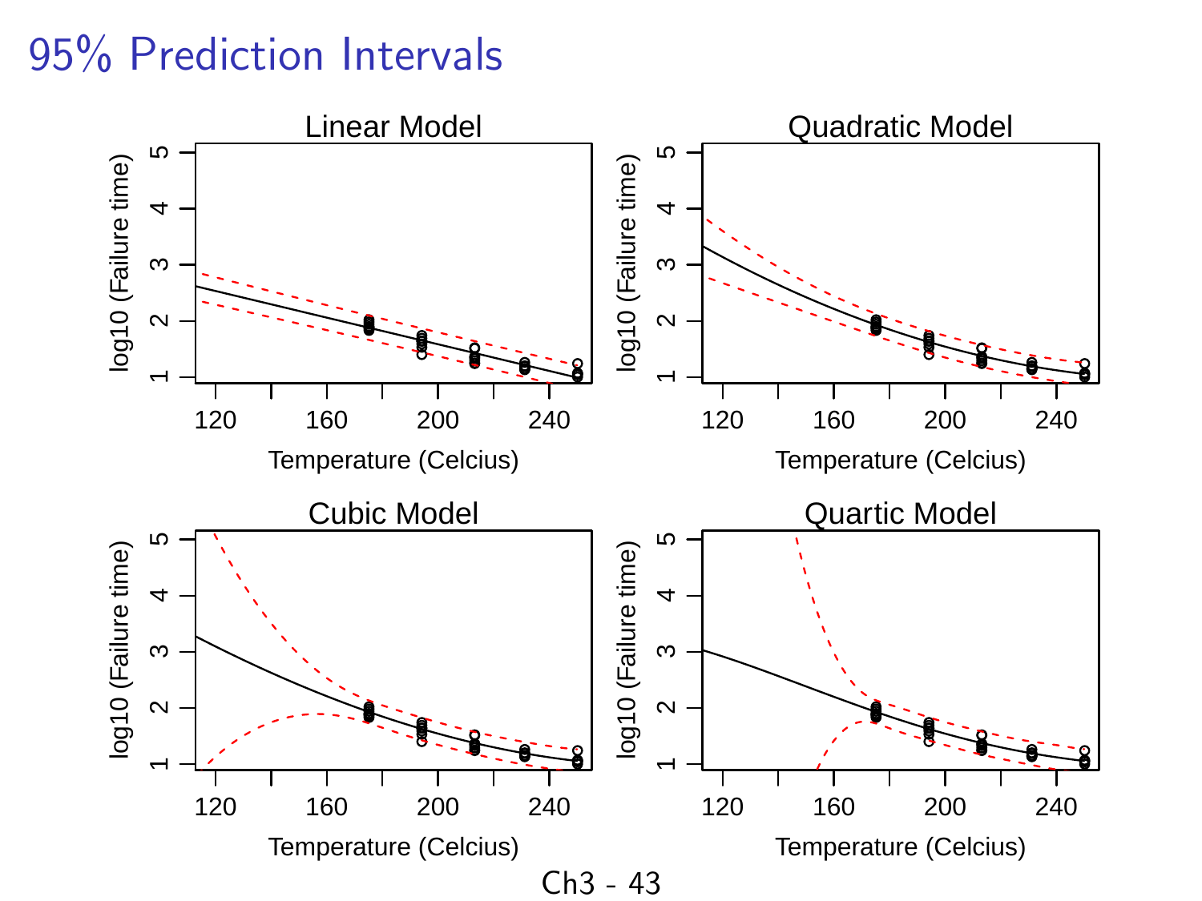# 95% Prediction Intervals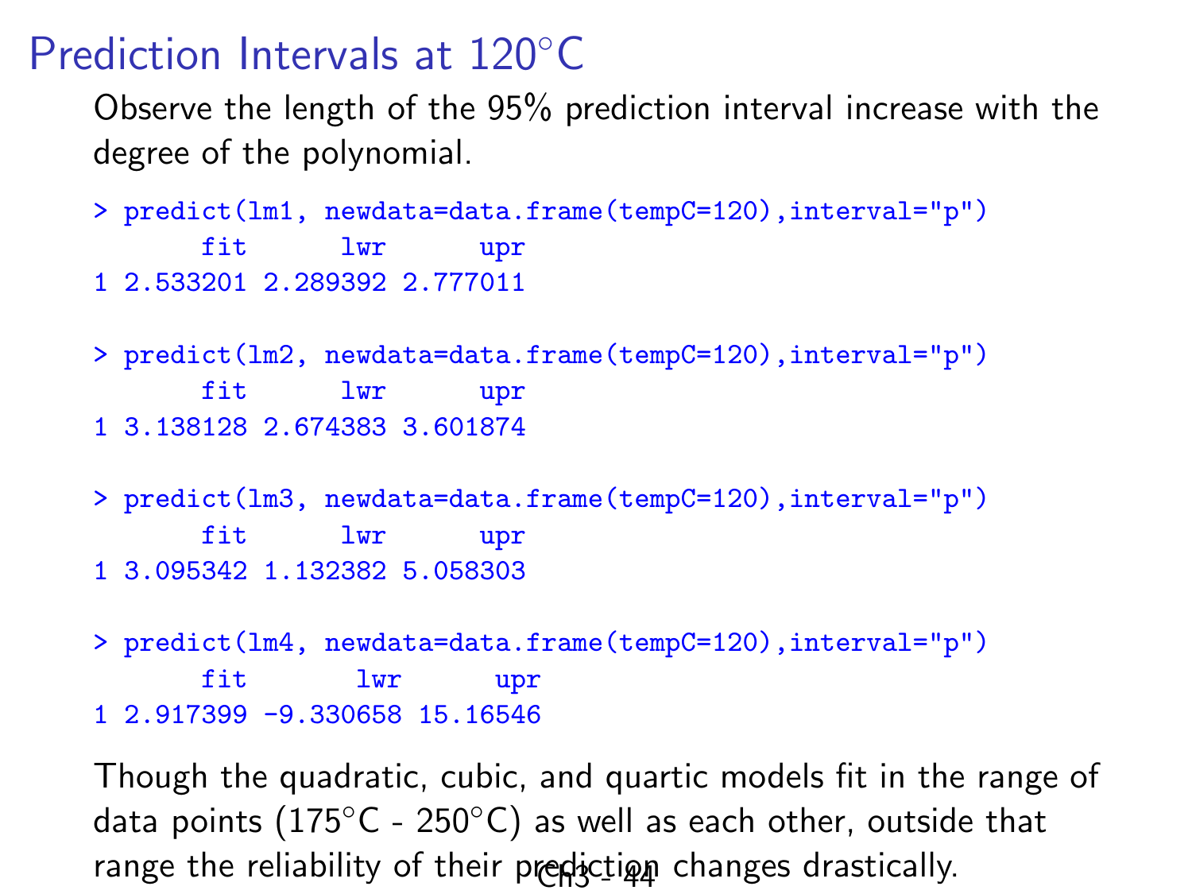# Prediction Intervals at 120°C

Observe the length of the 95% prediction interval increase with the degree of the polynomial.

```
> predict(lm1, newdata=data.frame(tempC=120),interval="p")
       fit      lwr      upr
1 2.533201 2.289392 2.777011

> predict(lm2, newdata=data.frame(tempC=120),interval="p")
       fit      lwr      upr
1 3.138128 2.674383 3.601874

> predict(lm3, newdata=data.frame(tempC=120),interval="p")
       fit      lwr      upr
1 3.095342 1.132382 5.058303

> predict(lm4, newdata=data.frame(tempC=120),interval="p")
       fit       lwr      upr
1 2.917399 -9.330658 15.16546
```

Though the quadratic, cubic, and quartic models fit in the range of data points (175°C - 250°C) as well as each other, outside that range the reliability of their prediction changes drastically.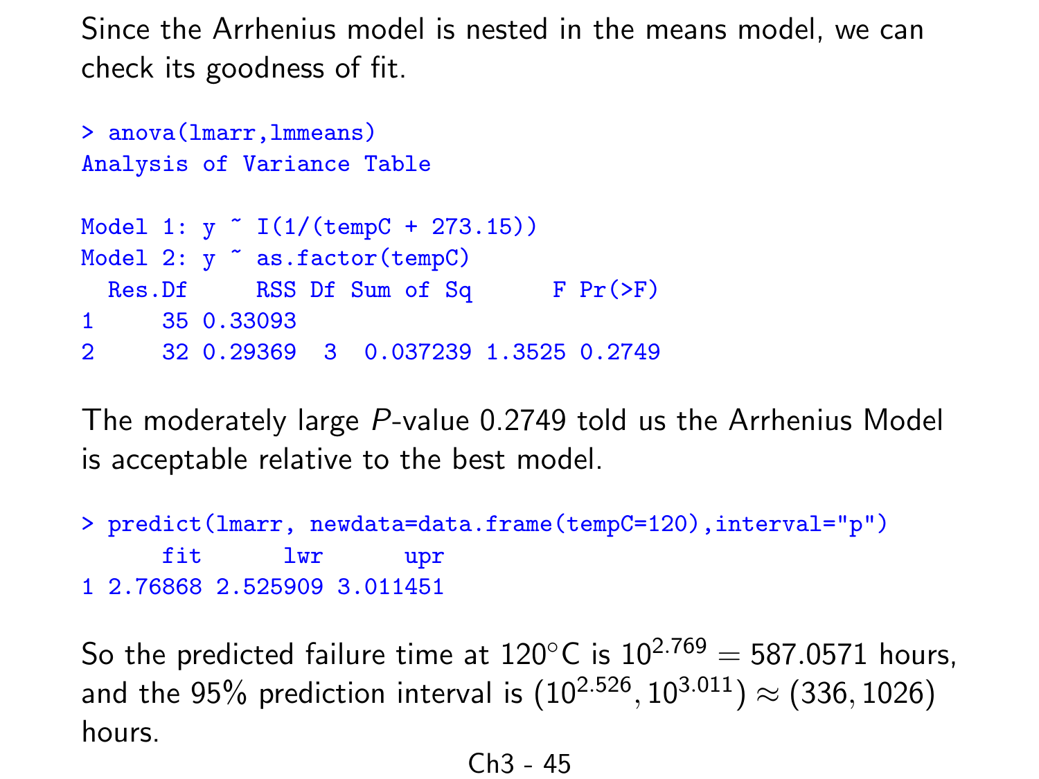Since the Arrhenius model is nested in the means model, we can check its goodness of fit.

```
> anova(lmarr,lmmeans)
Analysis of Variance Table

Model 1: y ~ I(1/(tempC + 273.15))
Model 2: y ~ as.factor(tempC)
  Res.Df     RSS Df Sum of Sq      F Pr(>F)
1     35 0.33093
2     32 0.29369  3  0.037239 1.3525 0.2749
```

The moderately large $P$-value 0.2749 told us the Arrhenius Model is acceptable relative to the best model.

```
> predict(lmarr, newdata=data.frame(tempC=120),interval="p")
      fit      lwr      upr
1 2.76868 2.525909 3.011451
```

So the predicted failure time at 120°C is $10^{2.769} = 587.0571$ hours, and the 95% prediction interval is $(10^{2.526}, 10^{3.011}) \approx (336, 1026)$ hours.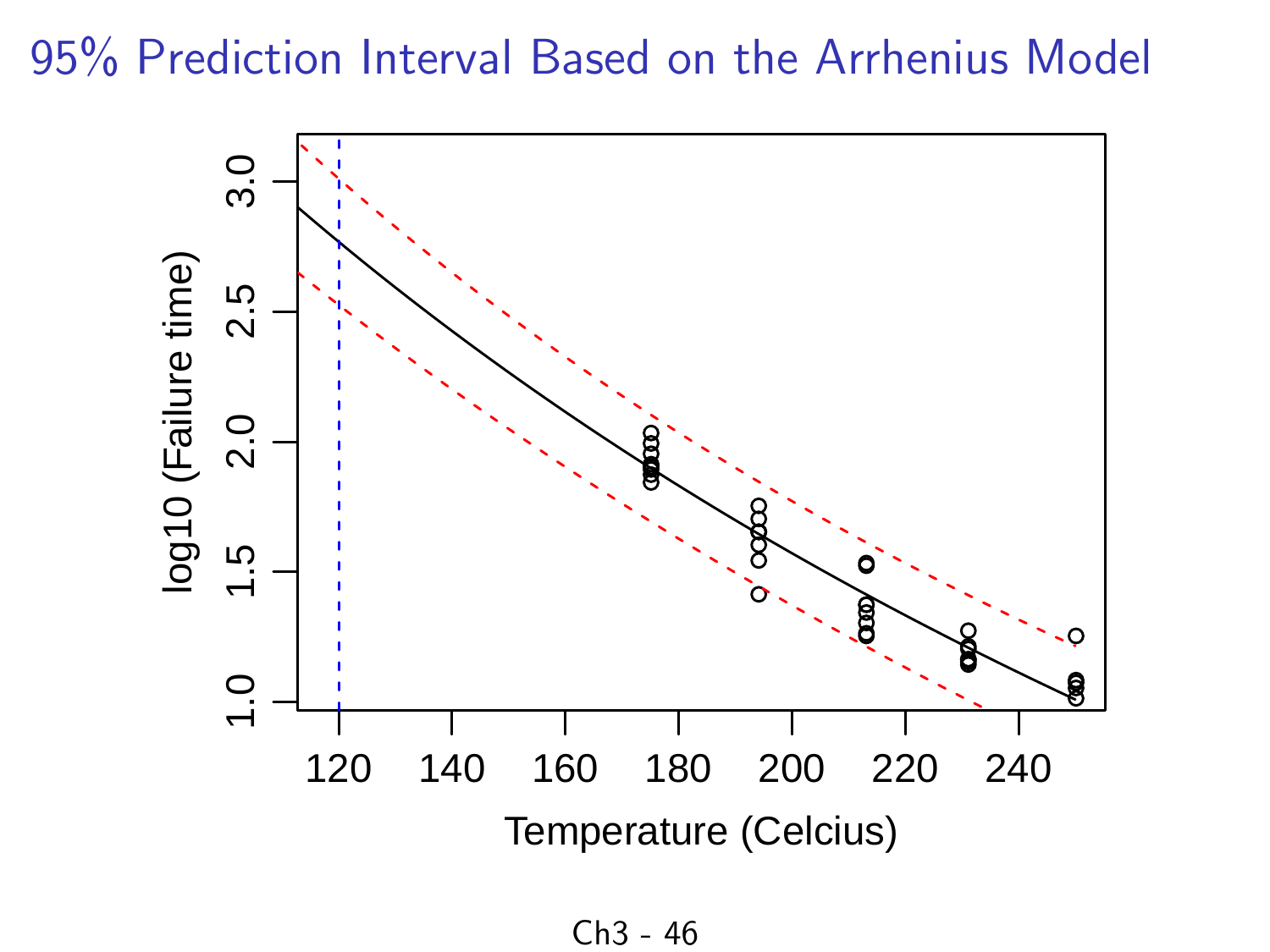# 95% Prediction Interval Based on the Arrhenius Model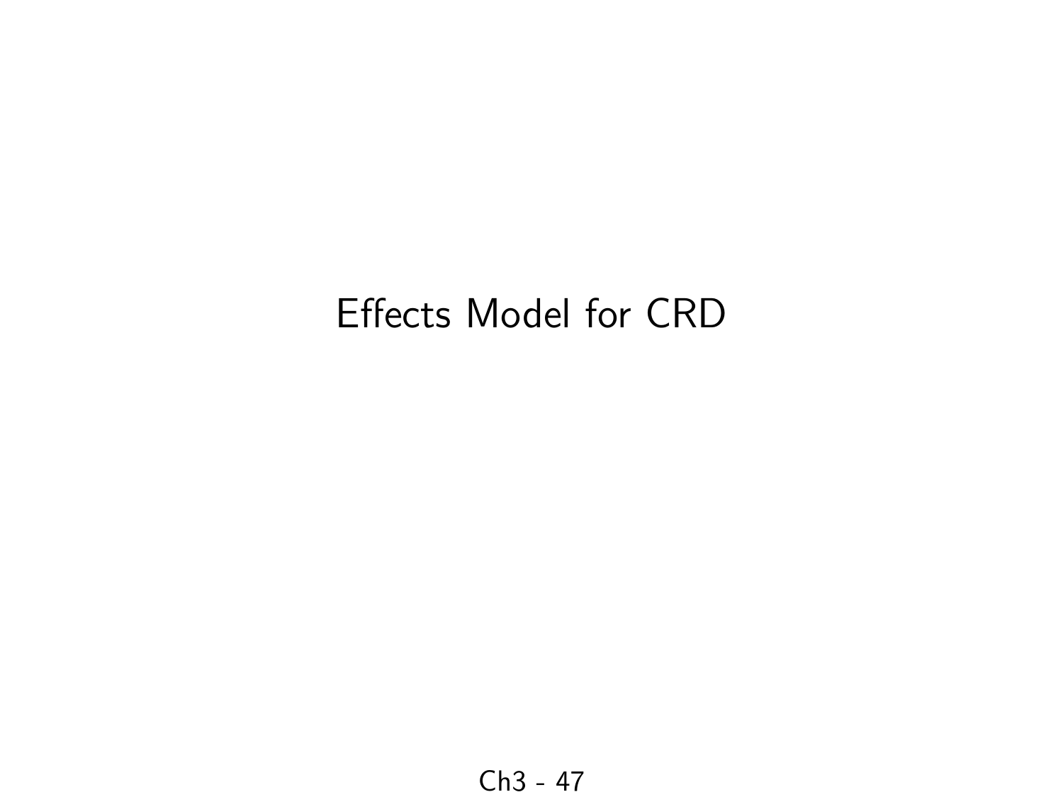# Effects Model for CRD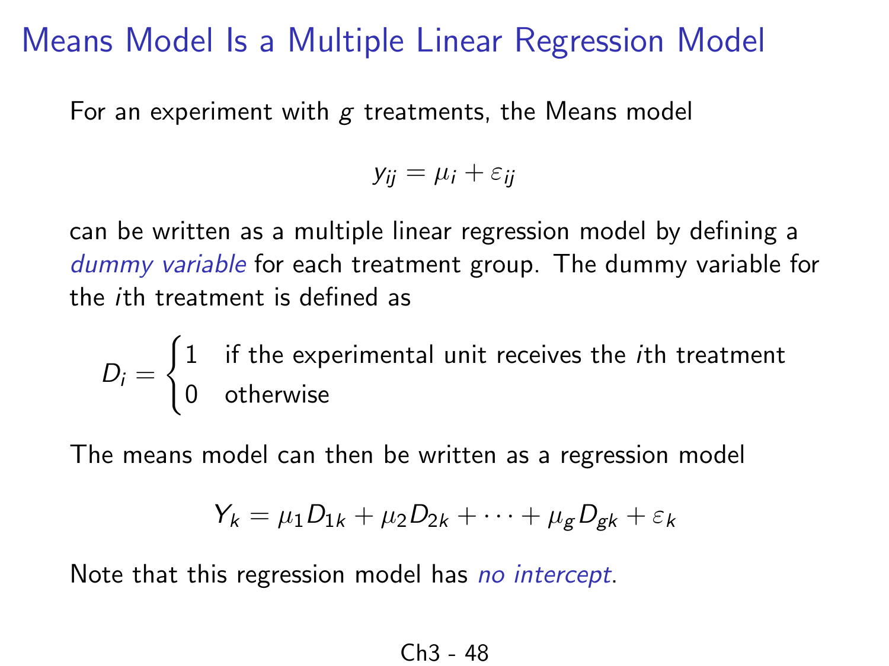# Means Model Is a Multiple Linear Regression Model

For an experiment with $g$ treatments, the Means model

$$y_{ij} = \mu_i + \varepsilon_{ij}$$

can be written as a multiple linear regression model by defining a *dummy variable* for each treatment group. The dummy variable for the $i$th treatment is defined as

$$D_i = \begin{cases} 1 & \text{if the experimental unit receives the } i\text{th treatment} \\ 0 & \text{otherwise} \end{cases}$$

The means model can then be written as a regression model

$$Y_k = \mu_1 D_{1k} + \mu_2 D_{2k} + \cdots + \mu_g D_{gk} + \varepsilon_k$$

Note that this regression model has *no intercept*.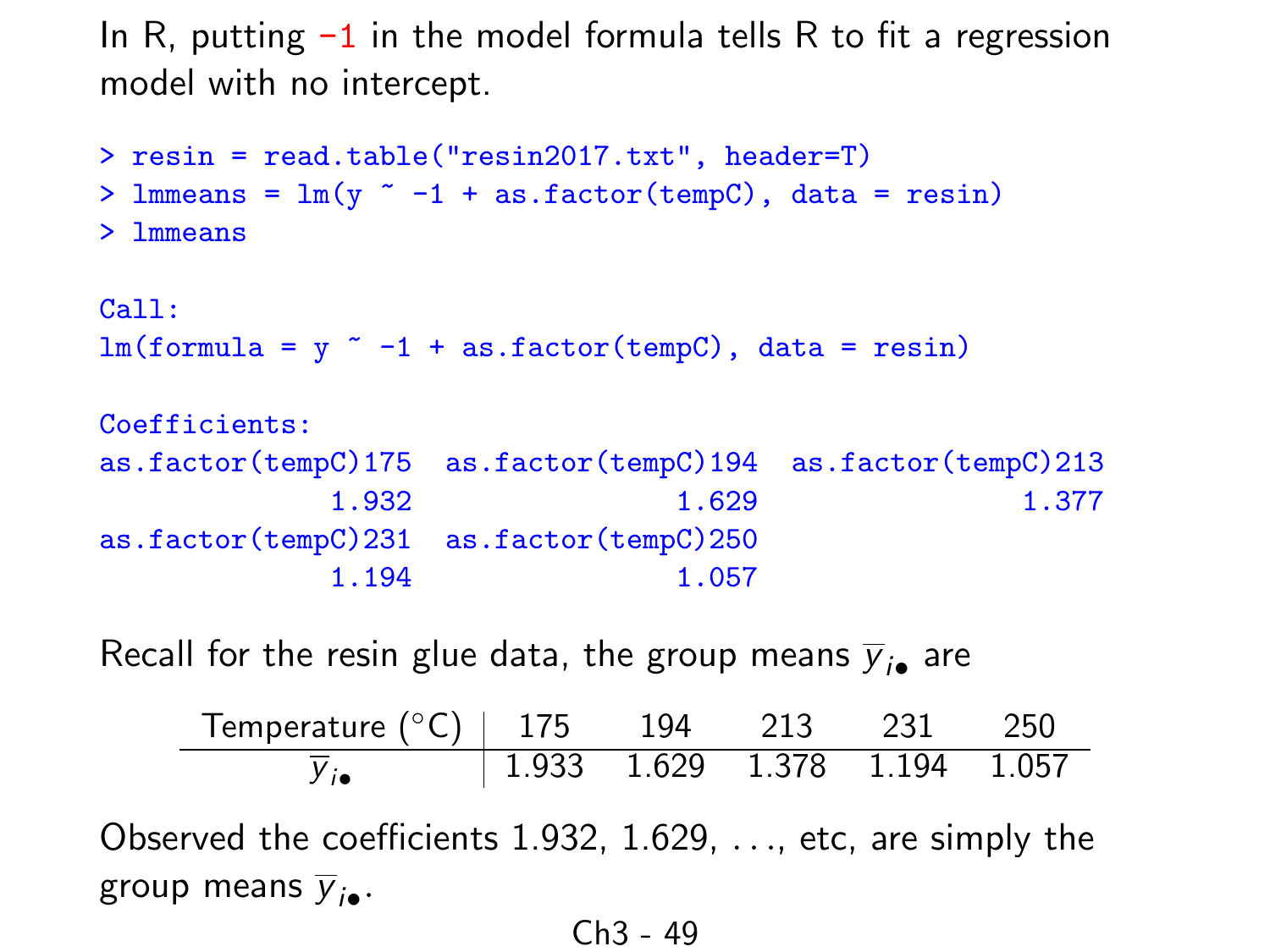In R, putting -1 in the model formula tells R to fit a regression model with no intercept.

```
> resin = read.table("resin2017.txt", header=T)
> lmmeans = lm(y ~ -1 + as.factor(tempC), data = resin)
> lmmeans

Call:
lm(formula = y ~ -1 + as.factor(tempC), data = resin)

Coefficients:
as.factor(tempC)175  as.factor(tempC)194  as.factor(tempC)213
              1.932                1.629                1.377
as.factor(tempC)231  as.factor(tempC)250
              1.194                1.057
```

Recall for the resin glue data, the group means $\overline{y}_{i\bullet}$ are

| Temperature (°C) | 175 | 194 | 213 | 231 | 250 |
|---|---|---|---|---|---|
| $\overline{y}_{i\bullet}$ | 1.933 | 1.629 | 1.378 | 1.194 | 1.057 |

Observed the coefficients 1.932, 1.629, ..., etc, are simply the group means $\overline{y}_{i\bullet}$.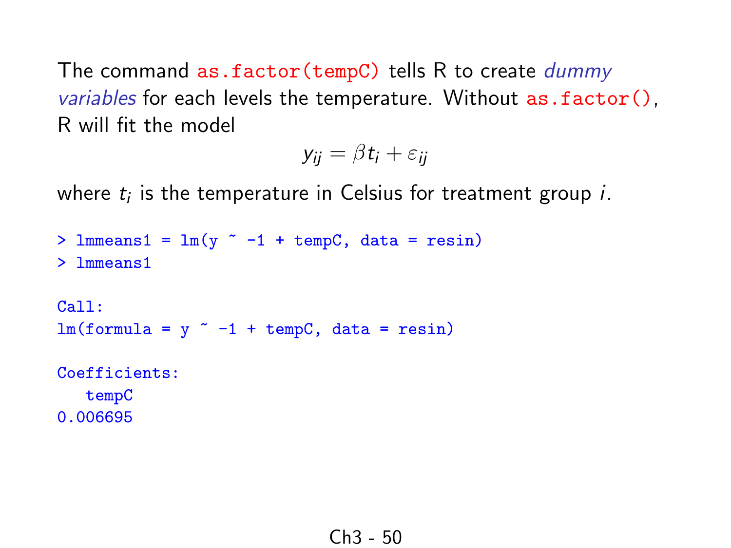The command `as.factor(tempC)` tells R to create *dummy variables* for each levels the temperature. Without `as.factor()`, R will fit the model

$$y_{ij} = \beta t_i + \varepsilon_{ij}$$

where $t_i$ is the temperature in Celsius for treatment group $i$.

```
> lmmeans1 = lm(y ~ -1 + tempC, data = resin)
> lmmeans1

Call:
lm(formula = y ~ -1 + tempC, data = resin)

Coefficients:
   tempC
0.006695
```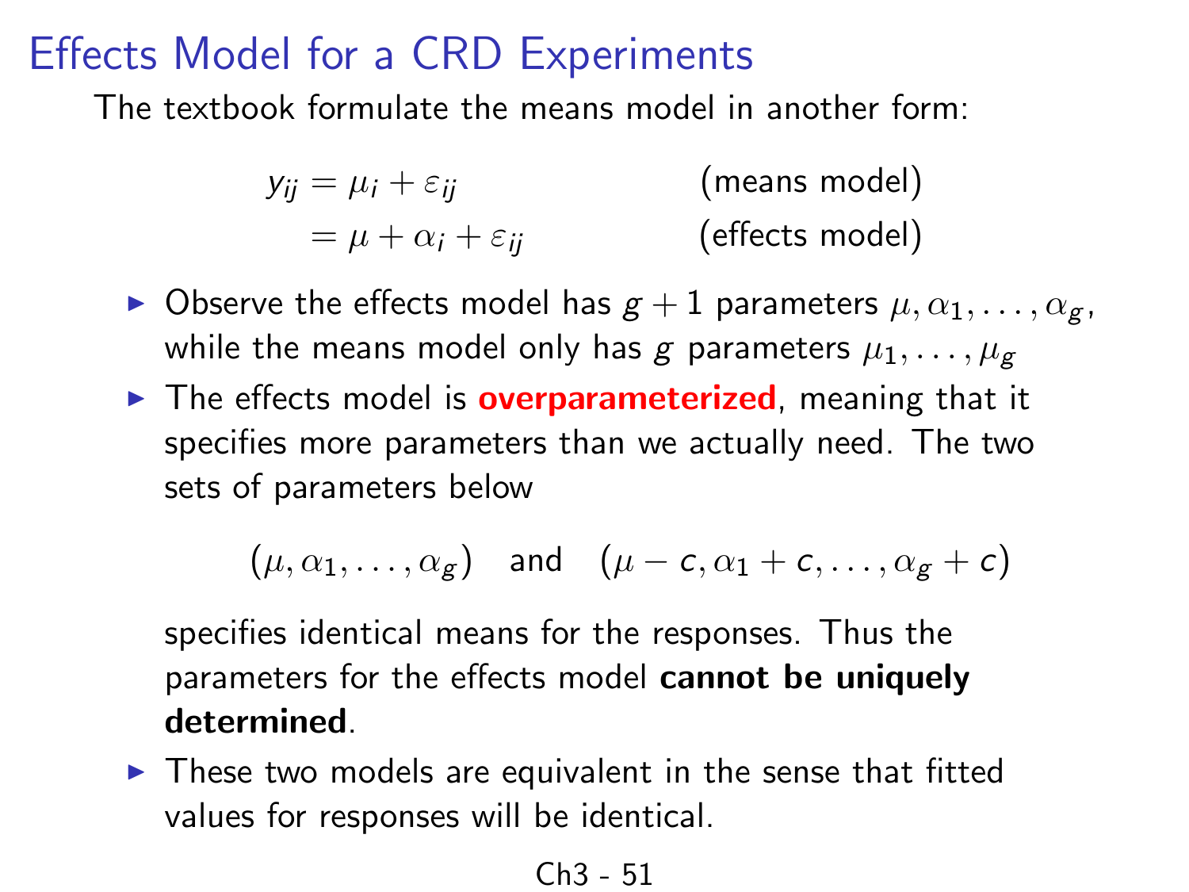# Effects Model for a CRD Experiments

The textbook formulate the means model in another form:

$$
\begin{aligned}
y_{ij} &= \mu_i + \varepsilon_{ij} && \text{(means model)} \\
&= \mu + \alpha_i + \varepsilon_{ij} && \text{(effects model)}
\end{aligned}
$$

- Observe the effects model has $g+1$ parameters $\mu, \alpha_1, \ldots, \alpha_g$, while the means model only has $g$ parameters $\mu_1, \ldots, \mu_g$
- The effects model is **overparameterized**, meaning that it specifies more parameters than we actually need. The two sets of parameters below

  $$(\mu, \alpha_1, \ldots, \alpha_g) \quad \text{and} \quad (\mu - c, \alpha_1 + c, \ldots, \alpha_g + c)$$

  specifies identical means for the responses. Thus the parameters for the effects model **cannot be uniquely determined**.
- These two models are equivalent in the sense that fitted values for responses will be identical.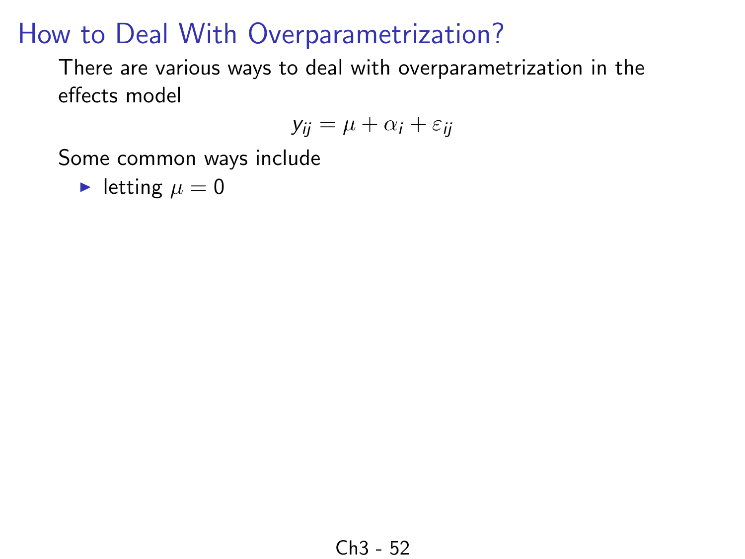# How to Deal With Overparametrization?

There are various ways to deal with overparametrization in the effects model

$$y_{ij} = \mu + \alpha_i + \varepsilon_{ij}$$

Some common ways include

- letting $\mu = 0$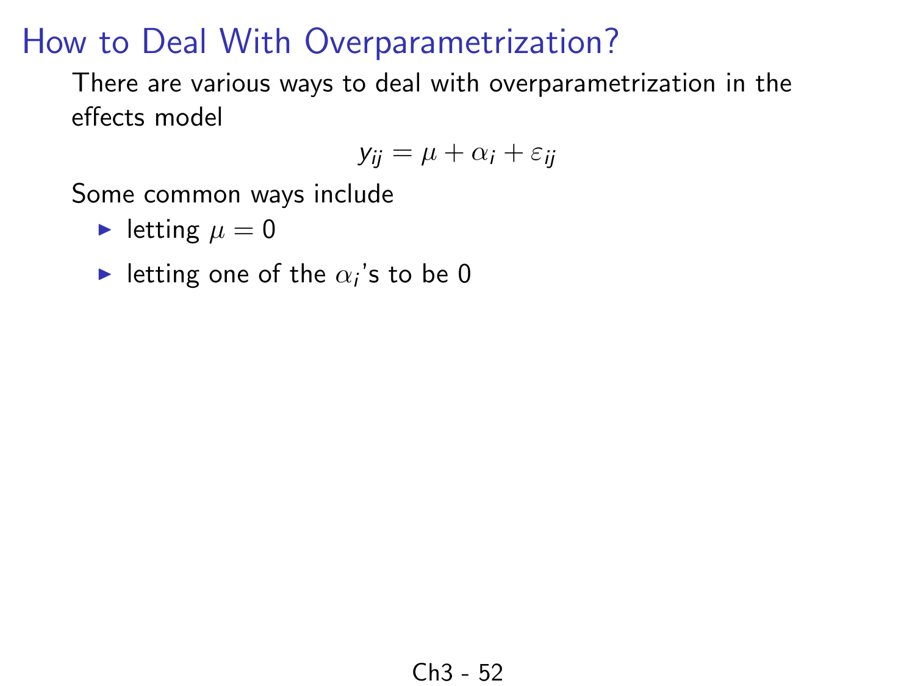# How to Deal With Overparametrization?

There are various ways to deal with overparametrization in the effects model

$$y_{ij} = \mu + \alpha_i + \varepsilon_{ij}$$

Some common ways include

- letting $\mu = 0$
- letting one of the $\alpha_i$'s to be 0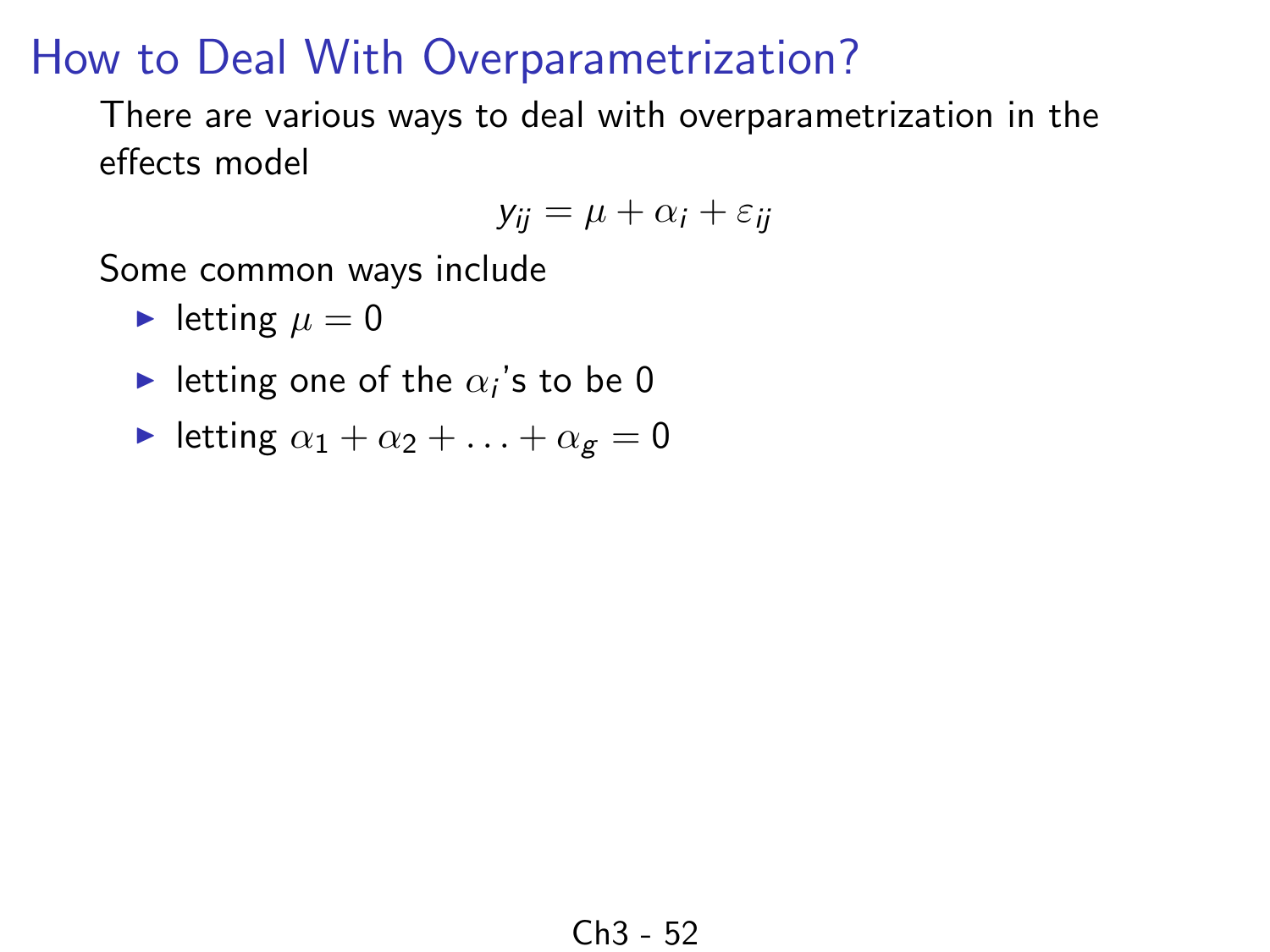# How to Deal With Overparametrization?

There are various ways to deal with overparametrization in the effects model

$$y_{ij} = \mu + \alpha_i + \varepsilon_{ij}$$

Some common ways include

- letting $\mu = 0$
- letting one of the $\alpha_i$'s to be 0
- letting $\alpha_1 + \alpha_2 + \ldots + \alpha_g = 0$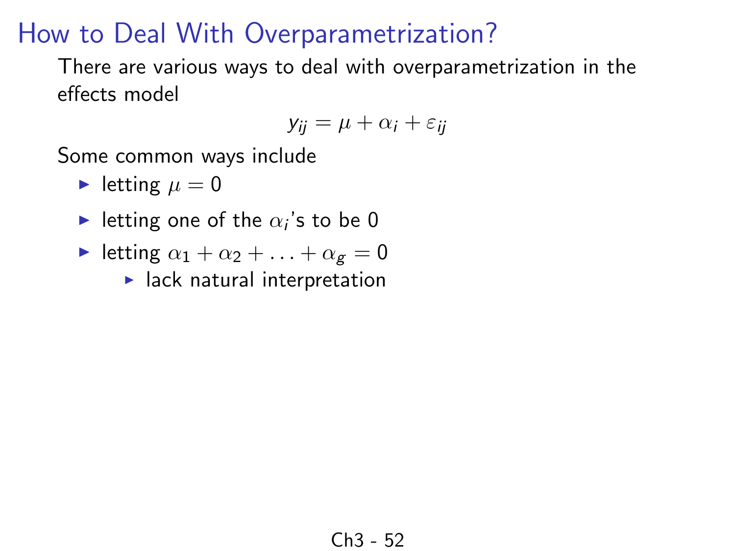# How to Deal With Overparametrization?

There are various ways to deal with overparametrization in the effects model

$$y_{ij} = \mu + \alpha_i + \varepsilon_{ij}$$

Some common ways include

- letting $\mu = 0$
- letting one of the $\alpha_i$'s to be 0
- letting $\alpha_1 + \alpha_2 + \ldots + \alpha_g = 0$
  - lack natural interpretation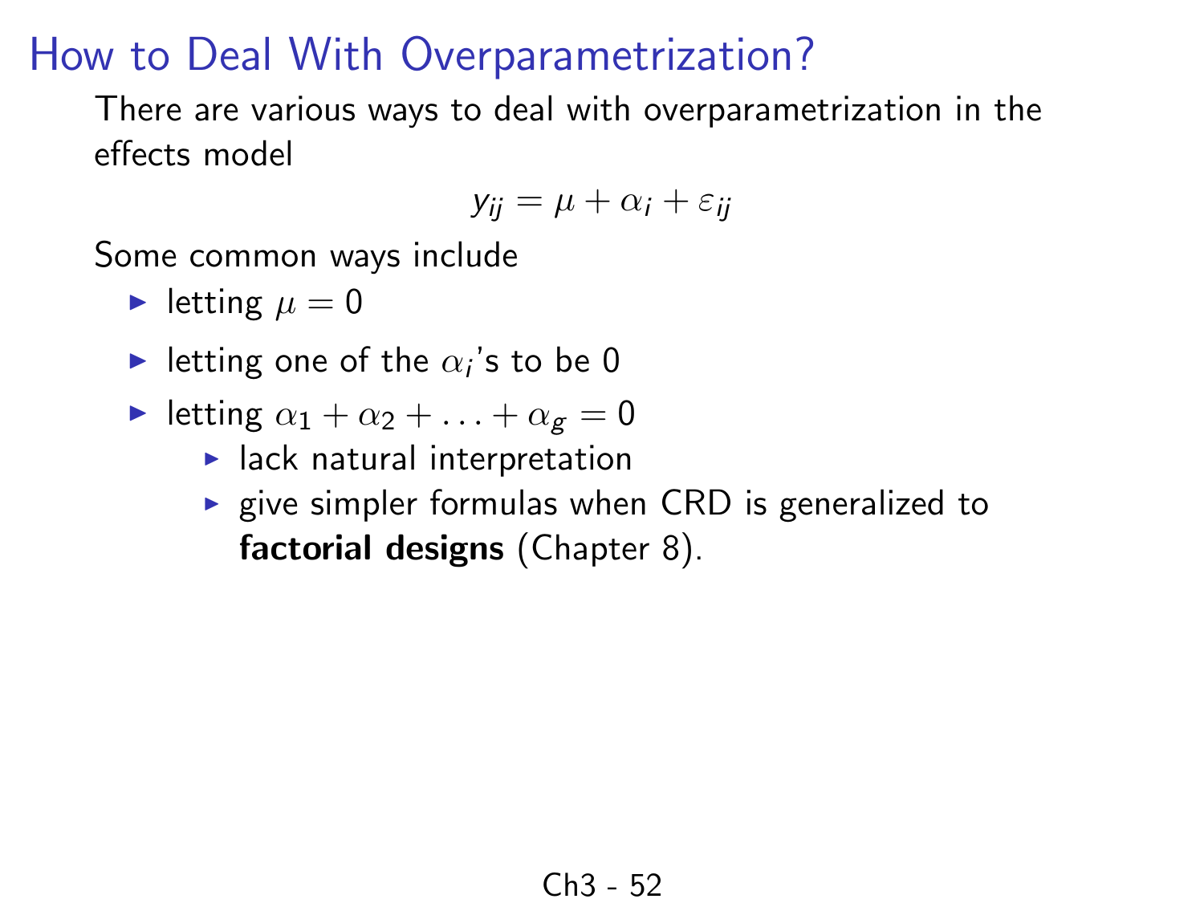# How to Deal With Overparametrization?

There are various ways to deal with overparametrization in the effects model

$$y_{ij} = \mu + \alpha_i + \varepsilon_{ij}$$

Some common ways include

- letting $\mu = 0$
- letting one of the $\alpha_i$'s to be 0
- letting $\alpha_1 + \alpha_2 + \ldots + \alpha_g = 0$
  - lack natural interpretation
  - give simpler formulas when CRD is generalized to **factorial designs** (Chapter 8).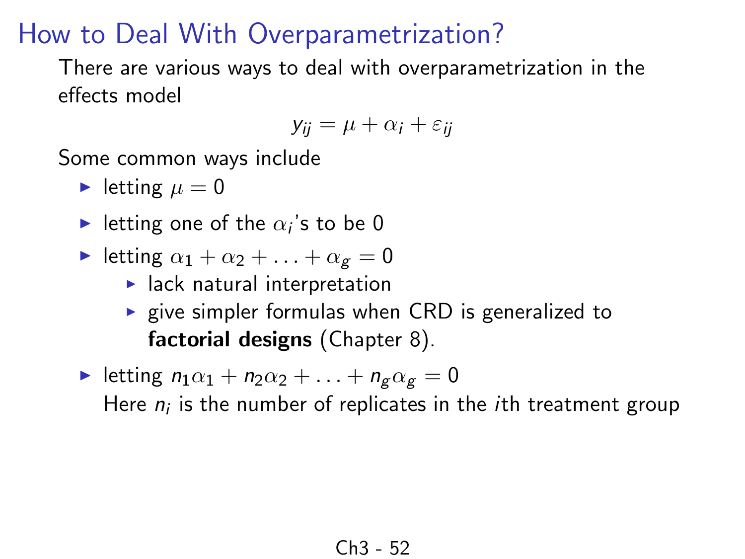# How to Deal With Overparametrization?

There are various ways to deal with overparametrization in the effects model

$$y_{ij} = \mu + \alpha_i + \varepsilon_{ij}$$

Some common ways include

- letting $\mu = 0$
- letting one of the $\alpha_i$'s to be 0
- letting $\alpha_1 + \alpha_2 + \ldots + \alpha_g = 0$
  - lack natural interpretation
  - give simpler formulas when CRD is generalized to **factorial designs** (Chapter 8).
- letting $n_1\alpha_1 + n_2\alpha_2 + \ldots + n_g\alpha_g = 0$
  Here $n_i$ is the number of replicates in the $i$th treatment group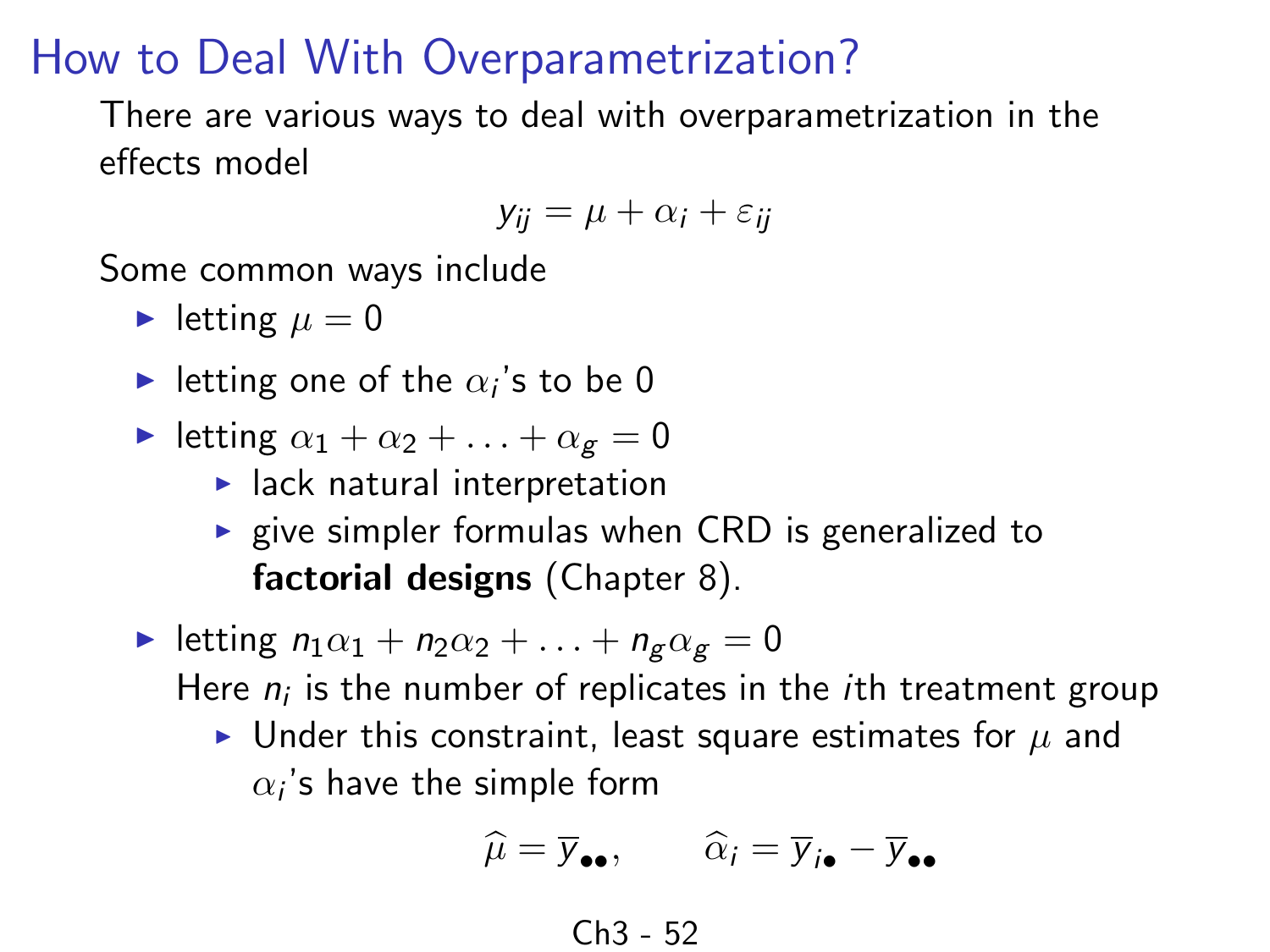# How to Deal With Overparametrization?

There are various ways to deal with overparametrization in the effects model

$$y_{ij} = \mu + \alpha_i + \varepsilon_{ij}$$

Some common ways include

- letting $\mu = 0$
- letting one of the $\alpha_i$'s to be 0
- letting $\alpha_1 + \alpha_2 + \ldots + \alpha_g = 0$
  - lack natural interpretation
  - give simpler formulas when CRD is generalized to **factorial designs** (Chapter 8).
- letting $n_1\alpha_1 + n_2\alpha_2 + \ldots + n_g\alpha_g = 0$
  Here $n_i$ is the number of replicates in the $i$th treatment group
  - Under this constraint, least square estimates for $\mu$ and $\alpha_i$'s have the simple form

$$\widehat{\mu} = \overline{y}_{\bullet\bullet}, \qquad \widehat{\alpha}_i = \overline{y}_{i\bullet} - \overline{y}_{\bullet\bullet}$$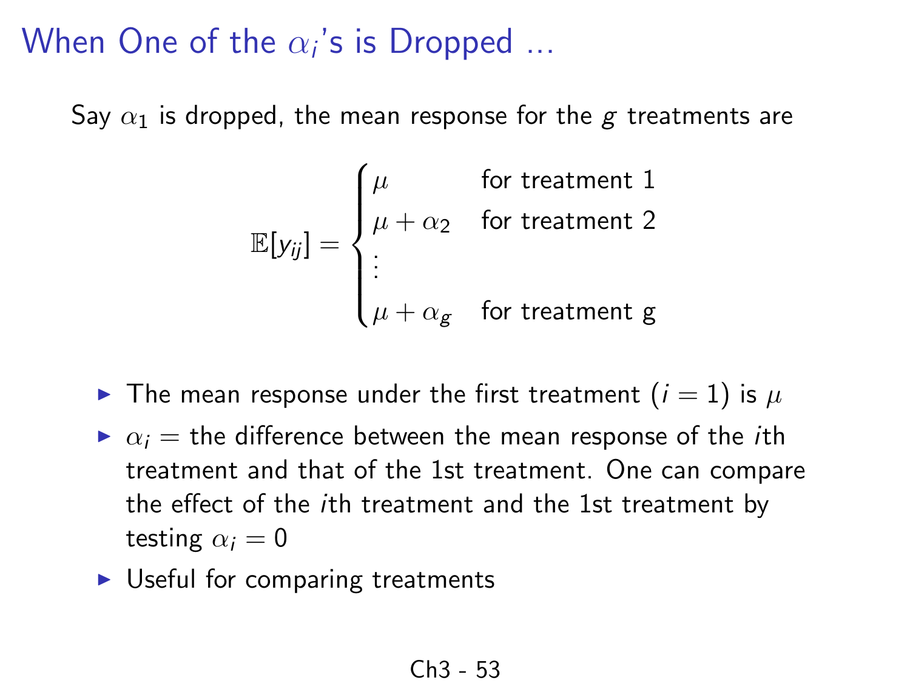# When One of the $\alpha_i$'s is Dropped ...

Say $\alpha_1$ is dropped, the mean response for the $g$ treatments are

$$
\mathbb{E}[y_{ij}] = \begin{cases} \mu & \text{for treatment 1} \\ \mu + \alpha_2 & \text{for treatment 2} \\ \vdots & \\ \mu + \alpha_g & \text{for treatment g} \end{cases}
$$

- The mean response under the first treatment ($i = 1$) is $\mu$
- $\alpha_i$ = the difference between the mean response of the $i$th treatment and that of the 1st treatment. One can compare the effect of the $i$th treatment and the 1st treatment by testing $\alpha_i = 0$
- Useful for comparing treatments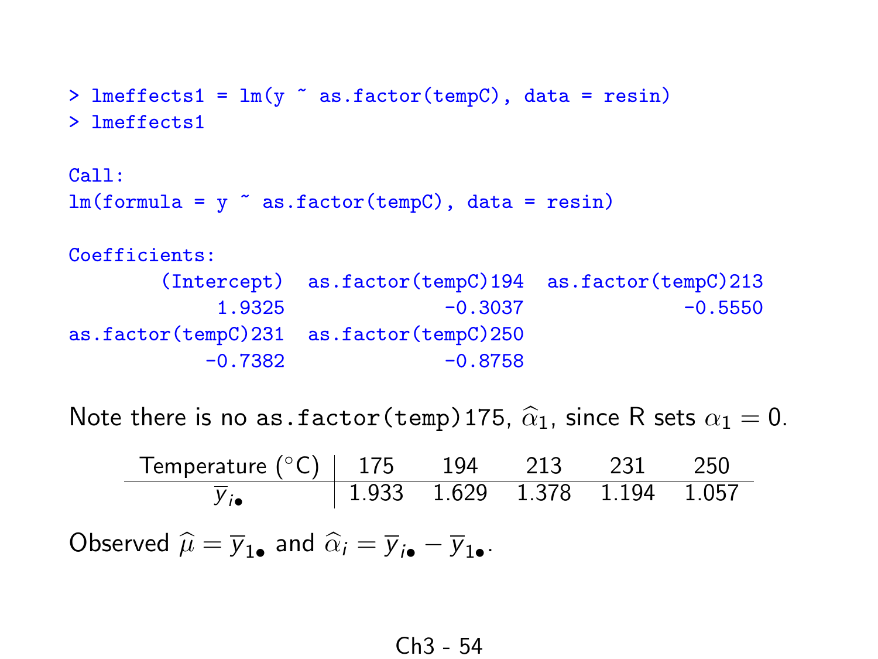```
> lmeffects1 = lm(y ~ as.factor(tempC), data = resin)
> lmeffects1

Call:
lm(formula = y ~ as.factor(tempC), data = resin)

Coefficients:
       (Intercept)  as.factor(tempC)194  as.factor(tempC)213
            1.9325              -0.3037              -0.5550
as.factor(tempC)231  as.factor(tempC)250
           -0.7382              -0.8758
```

Note there is no `as.factor(temp)175`, $\widehat{\alpha}_1$, since R sets $\alpha_1 = 0$.

| Temperature (°C) | 175 | 194 | 213 | 231 | 250 |
|---|---|---|---|---|---|
| $\overline{y}_{i\bullet}$ | 1.933 | 1.629 | 1.378 | 1.194 | 1.057 |

Observed $\widehat{\mu} = \overline{y}_{1\bullet}$ and $\widehat{\alpha}_i = \overline{y}_{i\bullet} - \overline{y}_{1\bullet}$.